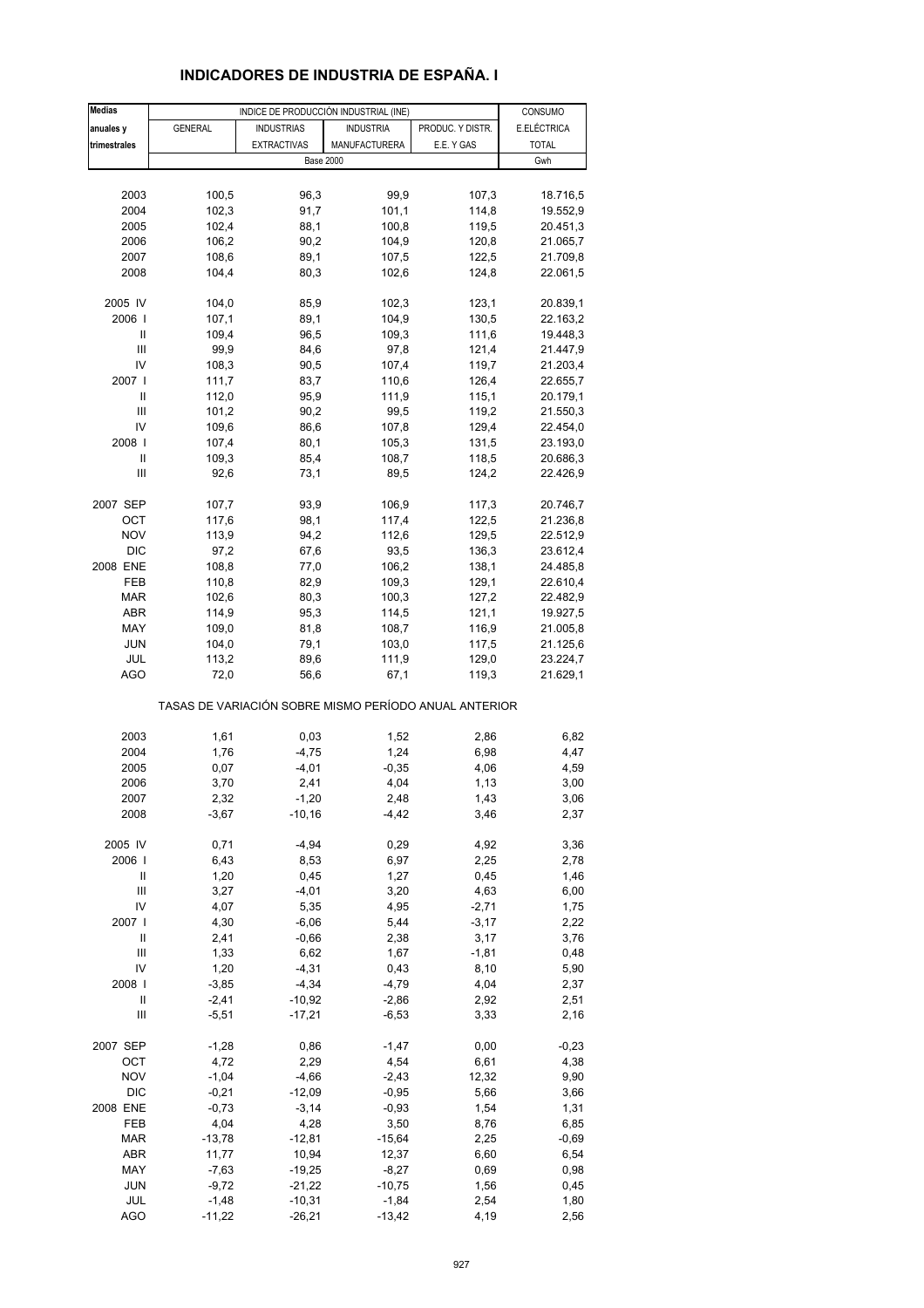# INDICADORES DE INDUSTRIA DE ESPAÑA. I

| Medias anuales y trimestrales | INDICE DE PRODUCCIÓN INDUSTRIAL (INE) | | | | CONSUMO |
|---|---|---|---|---|---|
| | GENERAL | INDUSTRIAS EXTRACTIVAS | INDUSTRIA MANUFACTURERA | PRODUC. Y DISTR. E.E. Y GAS | E.ELÉCTRICA TOTAL |
| | Base 2000 | | | | Gwh |
| 2003 | 100,5 | 96,3 | 99,9 | 107,3 | 18.716,5 |
| 2004 | 102,3 | 91,7 | 101,1 | 114,8 | 19.552,9 |
| 2005 | 102,4 | 88,1 | 100,8 | 119,5 | 20.451,3 |
| 2006 | 106,2 | 90,2 | 104,9 | 120,8 | 21.065,7 |
| 2007 | 108,6 | 89,1 | 107,5 | 122,5 | 21.709,8 |
| 2008 | 104,4 | 80,3 | 102,6 | 124,8 | 22.061,5 |
| 2005 IV | 104,0 | 85,9 | 102,3 | 123,1 | 20.839,1 |
| 2006 I | 107,1 | 89,1 | 104,9 | 130,5 | 22.163,2 |
| II | 109,4 | 96,5 | 109,3 | 111,6 | 19.448,3 |
| III | 99,9 | 84,6 | 97,8 | 121,4 | 21.447,9 |
| IV | 108,3 | 90,5 | 107,4 | 119,7 | 21.203,4 |
| 2007 I | 111,7 | 83,7 | 110,6 | 126,4 | 22.655,7 |
| II | 112,0 | 95,9 | 111,9 | 115,1 | 20.179,1 |
| III | 101,2 | 90,2 | 99,5 | 119,2 | 21.550,3 |
| IV | 109,6 | 86,6 | 107,8 | 129,4 | 22.454,0 |
| 2008 I | 107,4 | 80,1 | 105,3 | 131,5 | 23.193,0 |
| II | 109,3 | 85,4 | 108,7 | 118,5 | 20.686,3 |
| III | 92,6 | 73,1 | 89,5 | 124,2 | 22.426,9 |
| 2007 SEP | 107,7 | 93,9 | 106,9 | 117,3 | 20.746,7 |
| OCT | 117,6 | 98,1 | 117,4 | 122,5 | 21.236,8 |
| NOV | 113,9 | 94,2 | 112,6 | 129,5 | 22.512,9 |
| DIC | 97,2 | 67,6 | 93,5 | 136,3 | 23.612,4 |
| 2008 ENE | 108,8 | 77,0 | 106,2 | 138,1 | 24.485,8 |
| FEB | 110,8 | 82,9 | 109,3 | 129,1 | 22.610,4 |
| MAR | 102,6 | 80,3 | 100,3 | 127,2 | 22.482,9 |
| ABR | 114,9 | 95,3 | 114,5 | 121,1 | 19.927,5 |
| MAY | 109,0 | 81,8 | 108,7 | 116,9 | 21.005,8 |
| JUN | 104,0 | 79,1 | 103,0 | 117,5 | 21.125,6 |
| JUL | 113,2 | 89,6 | 111,9 | 129,0 | 23.224,7 |
| AGO | 72,0 | 56,6 | 67,1 | 119,3 | 21.629,1 |
| | TASAS DE VARIACIÓN SOBRE MISMO PERÍODO ANUAL ANTERIOR | | | | |
| 2003 | 1,61 | 0,03 | 1,52 | 2,86 | 6,82 |
| 2004 | 1,76 | -4,75 | 1,24 | 6,98 | 4,47 |
| 2005 | 0,07 | -4,01 | -0,35 | 4,06 | 4,59 |
| 2006 | 3,70 | 2,41 | 4,04 | 1,13 | 3,00 |
| 2007 | 2,32 | -1,20 | 2,48 | 1,43 | 3,06 |
| 2008 | -3,67 | -10,16 | -4,42 | 3,46 | 2,37 |
| 2005 IV | 0,71 | -4,94 | 0,29 | 4,92 | 3,36 |
| 2006 I | 6,43 | 8,53 | 6,97 | 2,25 | 2,78 |
| II | 1,20 | 0,45 | 1,27 | 0,45 | 1,46 |
| III | 3,27 | -4,01 | 3,20 | 4,63 | 6,00 |
| IV | 4,07 | 5,35 | 4,95 | -2,71 | 1,75 |
| 2007 I | 4,30 | -6,06 | 5,44 | -3,17 | 2,22 |
| II | 2,41 | -0,66 | 2,38 | 3,17 | 3,76 |
| III | 1,33 | 6,62 | 1,67 | -1,81 | 0,48 |
| IV | 1,20 | -4,31 | 0,43 | 8,10 | 5,90 |
| 2008 I | -3,85 | -4,34 | -4,79 | 4,04 | 2,37 |
| II | -2,41 | -10,92 | -2,86 | 2,92 | 2,51 |
| III | -5,51 | -17,21 | -6,53 | 3,33 | 2,16 |
| 2007 SEP | -1,28 | 0,86 | -1,47 | 0,00 | -0,23 |
| OCT | 4,72 | 2,29 | 4,54 | 6,61 | 4,38 |
| NOV | -1,04 | -4,66 | -2,43 | 12,32 | 9,90 |
| DIC | -0,21 | -12,09 | -0,95 | 5,66 | 3,66 |
| 2008 ENE | -0,73 | -3,14 | -0,93 | 1,54 | 1,31 |
| FEB | 4,04 | 4,28 | 3,50 | 8,76 | 6,85 |
| MAR | -13,78 | -12,81 | -15,64 | 2,25 | -0,69 |
| ABR | 11,77 | 10,94 | 12,37 | 6,60 | 6,54 |
| MAY | -7,63 | -19,25 | -8,27 | 0,69 | 0,98 |
| JUN | -9,72 | -21,22 | -10,75 | 1,56 | 0,45 |
| JUL | -1,48 | -10,31 | -1,84 | 2,54 | 1,80 |
| AGO | -11,22 | -26,21 | -13,42 | 4,19 | 2,56 |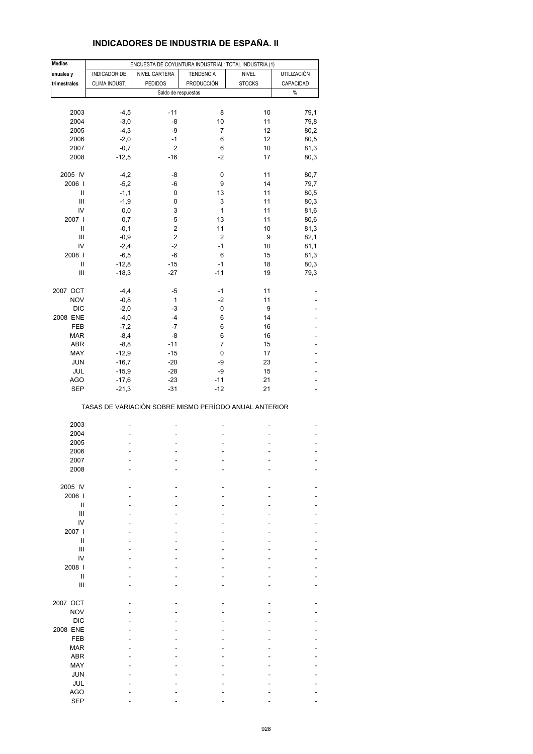# INDICADORES DE INDUSTRIA DE ESPAÑA. II

| Medias anuales y trimestrales | ENCUESTA DE COYUNTURA INDUSTRIAL: TOTAL INDUSTRIA (1) | | | | |
|---|---|---|---|---|---|
| | INDICADOR DE CLIMA INDUST. | NIVEL CARTERA PEDIDOS | TENDENCIA PRODUCCIÓN | NIVEL STOCKS | UTILIZACIÓN CAPACIDAD |
| | Saldo de respuestas | | | | % |
| 2003 | -4,5 | -11 | 8 | 10 | 79,1 |
| 2004 | -3,0 | -8 | 10 | 11 | 79,8 |
| 2005 | -4,3 | -9 | 7 | 12 | 80,2 |
| 2006 | -2,0 | -1 | 6 | 12 | 80,5 |
| 2007 | -0,7 | 2 | 6 | 10 | 81,3 |
| 2008 | -12,5 | -16 | -2 | 17 | 80,3 |
| 2005 IV | -4,2 | -8 | 0 | 11 | 80,7 |
| 2006 I | -5,2 | -6 | 9 | 14 | 79,7 |
| II | -1,1 | 0 | 13 | 11 | 80,5 |
| III | -1,9 | 0 | 3 | 11 | 80,3 |
| IV | 0,0 | 3 | 1 | 11 | 81,6 |
| 2007 I | 0,7 | 5 | 13 | 11 | 80,6 |
| II | -0,1 | 2 | 11 | 10 | 81,3 |
| III | -0,9 | 2 | 2 | 9 | 82,1 |
| IV | -2,4 | -2 | -1 | 10 | 81,1 |
| 2008 I | -6,5 | -6 | 6 | 15 | 81,3 |
| II | -12,8 | -15 | -1 | 18 | 80,3 |
| III | -18,3 | -27 | -11 | 19 | 79,3 |
| 2007 OCT | -4,4 | -5 | -1 | 11 | - |
| NOV | -0,8 | 1 | -2 | 11 | - |
| DIC | -2,0 | -3 | 0 | 9 | - |
| 2008 ENE | -4,0 | -4 | 6 | 14 | - |
| FEB | -7,2 | -7 | 6 | 16 | - |
| MAR | -8,4 | -8 | 6 | 16 | - |
| ABR | -8,8 | -11 | 7 | 15 | - |
| MAY | -12,9 | -15 | 0 | 17 | - |
| JUN | -16,7 | -20 | -9 | 23 | - |
| JUL | -15,9 | -28 | -9 | 15 | - |
| AGO | -17,6 | -23 | -11 | 21 | - |
| SEP | -21,3 | -31 | -12 | 21 | - |

TASAS DE VARIACIÓN SOBRE MISMO PERÍODO ANUAL ANTERIOR

| | | | | | |
|---|---|---|---|---|---|
| 2003 | - | - | - | - | - |
| 2004 | - | - | - | - | - |
| 2005 | - | - | - | - | - |
| 2006 | - | - | - | - | - |
| 2007 | - | - | - | - | - |
| 2008 | - | - | - | - | - |
| 2005 IV | - | - | - | - | - |
| 2006 I | - | - | - | - | - |
| II | - | - | - | - | - |
| III | - | - | - | - | - |
| IV | - | - | - | - | - |
| 2007 I | - | - | - | - | - |
| II | - | - | - | - | - |
| III | - | - | - | - | - |
| IV | - | - | - | - | - |
| 2008 I | - | - | - | - | - |
| II | - | - | - | - | - |
| III | - | - | - | - | - |
| 2007 OCT | - | - | - | - | - |
| NOV | - | - | - | - | - |
| DIC | - | - | - | - | - |
| 2008 ENE | - | - | - | - | - |
| FEB | - | - | - | - | - |
| MAR | - | - | - | - | - |
| ABR | - | - | - | - | - |
| MAY | - | - | - | - | - |
| JUN | - | - | - | - | - |
| JUL | - | - | - | - | - |
| AGO | - | - | - | - | - |
| SEP | - | - | - | - | - |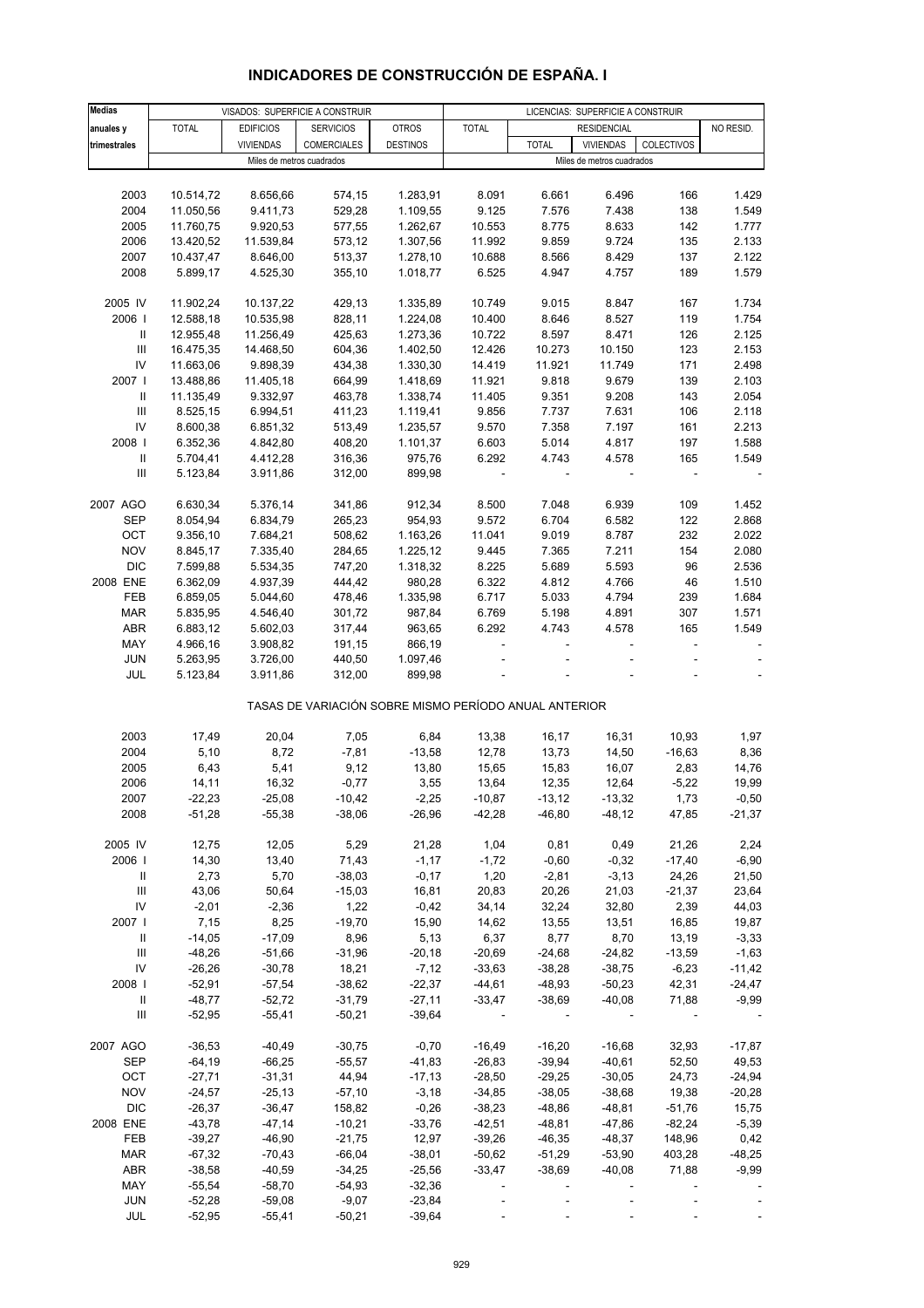# INDICADORES DE CONSTRUCCIÓN DE ESPAÑA. I

| Medias anuales y trimestrales | VISADOS: SUPERFICIE A CONSTRUIR | | | | LICENCIAS: SUPERFICIE A CONSTRUIR | | | | |
|---|---|---|---|---|---|---|---|---|---|
| | TOTAL | EDIFICIOS VIVIENDAS | SERVICIOS COMERCIALES | OTROS DESTINOS | TOTAL | RESIDENCIAL | | | NO RESID. |
| | | | | | | TOTAL | VIVIENDAS | COLECTIVOS | |
| | Miles de metros cuadrados | | | | Miles de metros cuadrados | | | | |
| 2003 | 10.514,72 | 8.656,66 | 574,15 | 1.283,91 | 8.091 | 6.661 | 6.496 | 166 | 1.429 |
| 2004 | 11.050,56 | 9.411,73 | 529,28 | 1.109,55 | 9.125 | 7.576 | 7.438 | 138 | 1.549 |
| 2005 | 11.760,75 | 9.920,53 | 577,55 | 1.262,67 | 10.553 | 8.775 | 8.633 | 142 | 1.777 |
| 2006 | 13.420,52 | 11.539,84 | 573,12 | 1.307,56 | 11.992 | 9.859 | 9.724 | 135 | 2.133 |
| 2007 | 10.437,47 | 8.646,00 | 513,37 | 1.278,10 | 10.688 | 8.566 | 8.429 | 137 | 2.122 |
| 2008 | 5.899,17 | 4.525,30 | 355,10 | 1.018,77 | 6.525 | 4.947 | 4.757 | 189 | 1.579 |
| 2005 IV | 11.902,24 | 10.137,22 | 429,13 | 1.335,89 | 10.749 | 9.015 | 8.847 | 167 | 1.734 |
| 2006 I | 12.588,18 | 10.535,98 | 828,11 | 1.224,08 | 10.400 | 8.646 | 8.527 | 119 | 1.754 |
| II | 12.955,48 | 11.256,49 | 425,63 | 1.273,36 | 10.722 | 8.597 | 8.471 | 126 | 2.125 |
| III | 16.475,35 | 14.468,50 | 604,36 | 1.402,50 | 12.426 | 10.273 | 10.150 | 123 | 2.153 |
| IV | 11.663,06 | 9.898,39 | 434,38 | 1.330,30 | 14.419 | 11.921 | 11.749 | 171 | 2.498 |
| 2007 I | 13.488,86 | 11.405,18 | 664,99 | 1.418,69 | 11.921 | 9.818 | 9.679 | 139 | 2.103 |
| II | 11.135,49 | 9.332,97 | 463,78 | 1.338,74 | 11.405 | 9.351 | 9.208 | 143 | 2.054 |
| III | 8.525,15 | 6.994,51 | 411,23 | 1.119,41 | 9.856 | 7.737 | 7.631 | 106 | 2.118 |
| IV | 8.600,38 | 6.851,32 | 513,49 | 1.235,57 | 9.570 | 7.358 | 7.197 | 161 | 2.213 |
| 2008 I | 6.352,36 | 4.842,80 | 408,20 | 1.101,37 | 6.603 | 5.014 | 4.817 | 197 | 1.588 |
| II | 5.704,41 | 4.412,28 | 316,36 | 975,76 | 6.292 | 4.743 | 4.578 | 165 | 1.549 |
| III | 5.123,84 | 3.911,86 | 312,00 | 899,98 | - | - | - | - | - |
| 2007 AGO | 6.630,34 | 5.376,14 | 341,86 | 912,34 | 8.500 | 7.048 | 6.939 | 109 | 1.452 |
| SEP | 8.054,94 | 6.834,79 | 265,23 | 954,93 | 9.572 | 6.704 | 6.582 | 122 | 2.868 |
| OCT | 9.356,10 | 7.684,21 | 508,62 | 1.163,26 | 11.041 | 9.019 | 8.787 | 232 | 2.022 |
| NOV | 8.845,17 | 7.335,40 | 284,65 | 1.225,12 | 9.445 | 7.365 | 7.211 | 154 | 2.080 |
| DIC | 7.599,88 | 5.534,35 | 747,20 | 1.318,32 | 8.225 | 5.689 | 5.593 | 96 | 2.536 |
| 2008 ENE | 6.362,09 | 4.937,39 | 444,42 | 980,28 | 6.322 | 4.812 | 4.766 | 46 | 1.510 |
| FEB | 6.859,05 | 5.044,60 | 478,46 | 1.335,98 | 6.717 | 5.033 | 4.794 | 239 | 1.684 |
| MAR | 5.835,95 | 4.546,40 | 301,72 | 987,84 | 6.769 | 5.198 | 4.891 | 307 | 1.571 |
| ABR | 6.883,12 | 5.602,03 | 317,44 | 963,65 | 6.292 | 4.743 | 4.578 | 165 | 1.549 |
| MAY | 4.966,16 | 3.908,82 | 191,15 | 866,19 | - | - | - | - | - |
| JUN | 5.263,95 | 3.726,00 | 440,50 | 1.097,46 | - | - | - | - | - |
| JUL | 5.123,84 | 3.911,86 | 312,00 | 899,98 | - | - | - | - | - |
| | TASAS DE VARIACIÓN SOBRE MISMO PERÍODO ANUAL ANTERIOR | | | | | | | | |
| 2003 | 17,49 | 20,04 | 7,05 | 6,84 | 13,38 | 16,17 | 16,31 | 10,93 | 1,97 |
| 2004 | 5,10 | 8,72 | -7,81 | -13,58 | 12,78 | 13,73 | 14,50 | -16,63 | 8,36 |
| 2005 | 6,43 | 5,41 | 9,12 | 13,80 | 15,65 | 15,83 | 16,07 | 2,83 | 14,76 |
| 2006 | 14,11 | 16,32 | -0,77 | 3,55 | 13,64 | 12,35 | 12,64 | -5,22 | 19,99 |
| 2007 | -22,23 | -25,08 | -10,42 | -2,25 | -10,87 | -13,12 | -13,32 | 1,73 | -0,50 |
| 2008 | -51,28 | -55,38 | -38,06 | -26,96 | -42,28 | -46,80 | -48,12 | 47,85 | -21,37 |
| 2005 IV | 12,75 | 12,05 | 5,29 | 21,28 | 1,04 | 0,81 | 0,49 | 21,26 | 2,24 |
| 2006 I | 14,30 | 13,40 | 71,43 | -1,17 | -1,72 | -0,60 | -0,32 | -17,40 | -6,90 |
| II | 2,73 | 5,70 | -38,03 | -0,17 | 1,20 | -2,81 | -3,13 | 24,26 | 21,50 |
| III | 43,06 | 50,64 | -15,03 | 16,81 | 20,83 | 20,26 | 21,03 | -21,37 | 23,64 |
| IV | -2,01 | -2,36 | 1,22 | -0,42 | 34,14 | 32,24 | 32,80 | 2,39 | 44,03 |
| 2007 I | 7,15 | 8,25 | -19,70 | 15,90 | 14,62 | 13,55 | 13,51 | 16,85 | 19,87 |
| II | -14,05 | -17,09 | 8,96 | 5,13 | 6,37 | 8,77 | 8,70 | 13,19 | -3,33 |
| III | -48,26 | -51,66 | -31,96 | -20,18 | -20,69 | -24,68 | -24,82 | -13,59 | -1,63 |
| IV | -26,26 | -30,78 | 18,21 | -7,12 | -33,63 | -38,28 | -38,75 | -6,23 | -11,42 |
| 2008 I | -52,91 | -57,54 | -38,62 | -22,37 | -44,61 | -48,93 | -50,23 | 42,31 | -24,47 |
| II | -48,77 | -52,72 | -31,79 | -27,11 | -33,47 | -38,69 | -40,08 | 71,88 | -9,99 |
| III | -52,95 | -55,41 | -50,21 | -39,64 | - | - | - | - | - |
| 2007 AGO | -36,53 | -40,49 | -30,75 | -0,70 | -16,49 | -16,20 | -16,68 | 32,93 | -17,87 |
| SEP | -64,19 | -66,25 | -55,57 | -41,83 | -26,83 | -39,94 | -40,61 | 52,50 | 49,53 |
| OCT | -27,71 | -31,31 | 44,94 | -17,13 | -28,50 | -29,25 | -30,05 | 24,73 | -24,94 |
| NOV | -24,57 | -25,13 | -57,10 | -3,18 | -34,85 | -38,05 | -38,68 | 19,38 | -20,28 |
| DIC | -26,37 | -36,47 | 158,82 | -0,26 | -38,23 | -48,86 | -48,81 | -51,76 | 15,75 |
| 2008 ENE | -43,78 | -47,14 | -10,21 | -33,76 | -42,51 | -48,81 | -47,86 | -82,24 | -5,39 |
| FEB | -39,27 | -46,90 | -21,75 | 12,97 | -39,26 | -46,35 | -48,37 | 148,96 | 0,42 |
| MAR | -67,32 | -70,43 | -66,04 | -38,01 | -50,62 | -51,29 | -53,90 | 403,28 | -48,25 |
| ABR | -38,58 | -40,59 | -34,25 | -25,56 | -33,47 | -38,69 | -40,08 | 71,88 | -9,99 |
| MAY | -55,54 | -58,70 | -54,93 | -32,36 | - | - | - | - | - |
| JUN | -52,28 | -59,08 | -9,07 | -23,84 | - | - | - | - | - |
| JUL | -52,95 | -55,41 | -50,21 | -39,64 | - | - | - | - | - |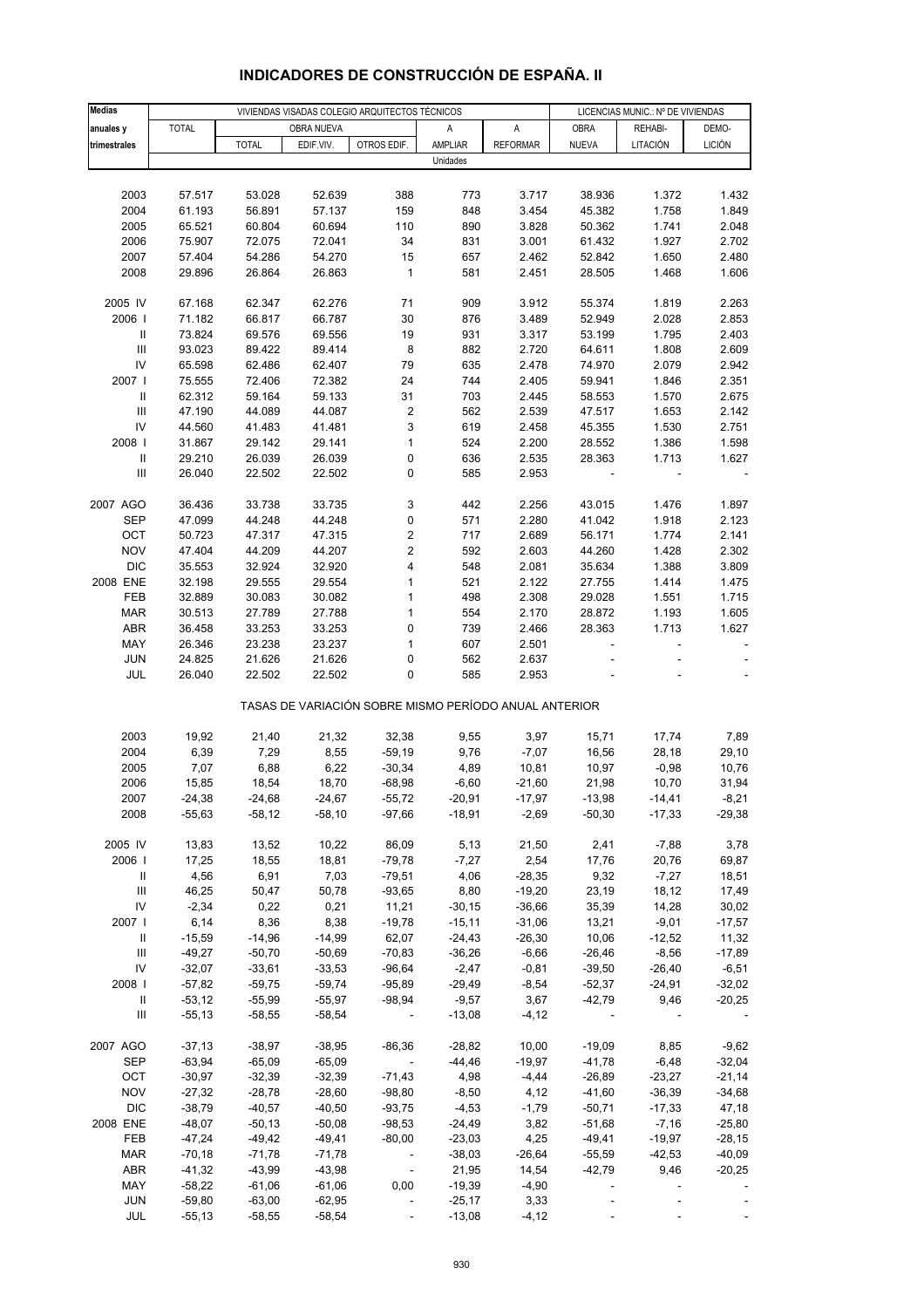# INDICADORES DE CONSTRUCCIÓN DE ESPAÑA. II

| Medias anuales y trimestrales | VIVIENDAS VISADAS COLEGIO ARQUITECTOS TÉCNICOS | | | | | | LICENCIAS MUNIC.: Nº DE VIVIENDAS | | |
|---|---|---|---|---|---|---|---|---|---|
| | TOTAL | OBRA NUEVA | | | A AMPLIAR | A REFORMAR | OBRA NUEVA | REHABI-LITACIÓN | DEMO-LICIÓN |
| | | TOTAL | EDIF.VIV. | OTROS EDIF. | | | | | |
| | Unidades | | | | | | | | |
| 2003 | 57.517 | 53.028 | 52.639 | 388 | 773 | 3.717 | 38.936 | 1.372 | 1.432 |
| 2004 | 61.193 | 56.891 | 57.137 | 159 | 848 | 3.454 | 45.382 | 1.758 | 1.849 |
| 2005 | 65.521 | 60.804 | 60.694 | 110 | 890 | 3.828 | 50.362 | 1.741 | 2.048 |
| 2006 | 75.907 | 72.075 | 72.041 | 34 | 831 | 3.001 | 61.432 | 1.927 | 2.702 |
| 2007 | 57.404 | 54.286 | 54.270 | 15 | 657 | 2.462 | 52.842 | 1.650 | 2.480 |
| 2008 | 29.896 | 26.864 | 26.863 | 1 | 581 | 2.451 | 28.505 | 1.468 | 1.606 |
| 2005 IV | 67.168 | 62.347 | 62.276 | 71 | 909 | 3.912 | 55.374 | 1.819 | 2.263 |
| 2006 I | 71.182 | 66.817 | 66.787 | 30 | 876 | 3.489 | 52.949 | 2.028 | 2.853 |
| II | 73.824 | 69.576 | 69.556 | 19 | 931 | 3.317 | 53.199 | 1.795 | 2.403 |
| III | 93.023 | 89.422 | 89.414 | 8 | 882 | 2.720 | 64.611 | 1.808 | 2.609 |
| IV | 65.598 | 62.486 | 62.407 | 79 | 635 | 2.478 | 74.970 | 2.079 | 2.942 |
| 2007 I | 75.555 | 72.406 | 72.382 | 24 | 744 | 2.405 | 59.941 | 1.846 | 2.351 |
| II | 62.312 | 59.164 | 59.133 | 31 | 703 | 2.445 | 58.553 | 1.570 | 2.675 |
| III | 47.190 | 44.089 | 44.087 | 2 | 562 | 2.539 | 47.517 | 1.653 | 2.142 |
| IV | 44.560 | 41.483 | 41.481 | 3 | 619 | 2.458 | 45.355 | 1.530 | 2.751 |
| 2008 I | 31.867 | 29.142 | 29.141 | 1 | 524 | 2.200 | 28.552 | 1.386 | 1.598 |
| II | 29.210 | 26.039 | 26.039 | 0 | 636 | 2.535 | 28.363 | 1.713 | 1.627 |
| III | 26.040 | 22.502 | 22.502 | 0 | 585 | 2.953 | - | - | - |
| 2007 AGO | 36.436 | 33.738 | 33.735 | 3 | 442 | 2.256 | 43.015 | 1.476 | 1.897 |
| SEP | 47.099 | 44.248 | 44.248 | 0 | 571 | 2.280 | 41.042 | 1.918 | 2.123 |
| OCT | 50.723 | 47.317 | 47.315 | 2 | 717 | 2.689 | 56.171 | 1.774 | 2.141 |
| NOV | 47.404 | 44.209 | 44.207 | 2 | 592 | 2.603 | 44.260 | 1.428 | 2.302 |
| DIC | 35.553 | 32.924 | 32.920 | 4 | 548 | 2.081 | 35.634 | 1.388 | 3.809 |
| 2008 ENE | 32.198 | 29.555 | 29.554 | 1 | 521 | 2.122 | 27.755 | 1.414 | 1.475 |
| FEB | 32.889 | 30.083 | 30.082 | 1 | 498 | 2.308 | 29.028 | 1.551 | 1.715 |
| MAR | 30.513 | 27.789 | 27.788 | 1 | 554 | 2.170 | 28.872 | 1.193 | 1.605 |
| ABR | 36.458 | 33.253 | 33.253 | 0 | 739 | 2.466 | 28.363 | 1.713 | 1.627 |
| MAY | 26.346 | 23.238 | 23.237 | 1 | 607 | 2.501 | - | - | - |
| JUN | 24.825 | 21.626 | 21.626 | 0 | 562 | 2.637 | - | - | - |
| JUL | 26.040 | 22.502 | 22.502 | 0 | 585 | 2.953 | - | - | - |
| | TASAS DE VARIACIÓN SOBRE MISMO PERÍODO ANUAL ANTERIOR | | | | | | | | |
| 2003 | 19,92 | 21,40 | 21,32 | 32,38 | 9,55 | 3,97 | 15,71 | 17,74 | 7,89 |
| 2004 | 6,39 | 7,29 | 8,55 | -59,19 | 9,76 | -7,07 | 16,56 | 28,18 | 29,10 |
| 2005 | 7,07 | 6,88 | 6,22 | -30,34 | 4,89 | 10,81 | 10,97 | -0,98 | 10,76 |
| 2006 | 15,85 | 18,54 | 18,70 | -68,98 | -6,60 | -21,60 | 21,98 | 10,70 | 31,94 |
| 2007 | -24,38 | -24,68 | -24,67 | -55,72 | -20,91 | -17,97 | -13,98 | -14,41 | -8,21 |
| 2008 | -55,63 | -58,12 | -58,10 | -97,66 | -18,91 | -2,69 | -50,30 | -17,33 | -29,38 |
| 2005 IV | 13,83 | 13,52 | 10,22 | 86,09 | 5,13 | 21,50 | 2,41 | -7,88 | 3,78 |
| 2006 I | 17,25 | 18,55 | 18,81 | -79,78 | -7,27 | 2,54 | 17,76 | 20,76 | 69,87 |
| II | 4,56 | 6,91 | 7,03 | -79,51 | 4,06 | -28,35 | 9,32 | -7,27 | 18,51 |
| III | 46,25 | 50,47 | 50,78 | -93,65 | 8,80 | -19,20 | 23,19 | 18,12 | 17,49 |
| IV | -2,34 | 0,22 | 0,21 | 11,21 | -30,15 | -36,66 | 35,39 | 14,28 | 30,02 |
| 2007 I | 6,14 | 8,36 | 8,38 | -19,78 | -15,11 | -31,06 | 13,21 | -9,01 | -17,57 |
| II | -15,59 | -14,96 | -14,99 | 62,07 | -24,43 | -26,30 | 10,06 | -12,52 | 11,32 |
| III | -49,27 | -50,70 | -50,69 | -70,83 | -36,26 | -6,66 | -26,46 | -8,56 | -17,89 |
| IV | -32,07 | -33,61 | -33,53 | -96,64 | -2,47 | -0,81 | -39,50 | -26,40 | -6,51 |
| 2008 I | -57,82 | -59,75 | -59,74 | -95,89 | -29,49 | -8,54 | -52,37 | -24,91 | -32,02 |
| II | -53,12 | -55,99 | -55,97 | -98,94 | -9,57 | 3,67 | -42,79 | 9,46 | -20,25 |
| III | -55,13 | -58,55 | -58,54 | - | -13,08 | -4,12 | - | - | - |
| 2007 AGO | -37,13 | -38,97 | -38,95 | -86,36 | -28,82 | 10,00 | -19,09 | 8,85 | -9,62 |
| SEP | -63,94 | -65,09 | -65,09 | - | -44,46 | -19,97 | -41,78 | -6,48 | -32,04 |
| OCT | -30,97 | -32,39 | -32,39 | -71,43 | 4,98 | -4,44 | -26,89 | -23,27 | -21,14 |
| NOV | -27,32 | -28,78 | -28,60 | -98,80 | -8,50 | 4,12 | -41,60 | -36,39 | -34,68 |
| DIC | -38,79 | -40,57 | -40,50 | -93,75 | -4,53 | -1,79 | -50,71 | -17,33 | 47,18 |
| 2008 ENE | -48,07 | -50,13 | -50,08 | -98,53 | -24,49 | 3,82 | -51,68 | -7,16 | -25,80 |
| FEB | -47,24 | -49,42 | -49,41 | -80,00 | -23,03 | 4,25 | -49,41 | -19,97 | -28,15 |
| MAR | -70,18 | -71,78 | -71,78 | - | -38,03 | -26,64 | -55,59 | -42,53 | -40,09 |
| ABR | -41,32 | -43,99 | -43,98 | - | 21,95 | 14,54 | -42,79 | 9,46 | -20,25 |
| MAY | -58,22 | -61,06 | -61,06 | 0,00 | -19,39 | -4,90 | - | - | - |
| JUN | -59,80 | -63,00 | -62,95 | - | -25,17 | 3,33 | - | - | - |
| JUL | -55,13 | -58,55 | -58,54 | - | -13,08 | -4,12 | - | - | - |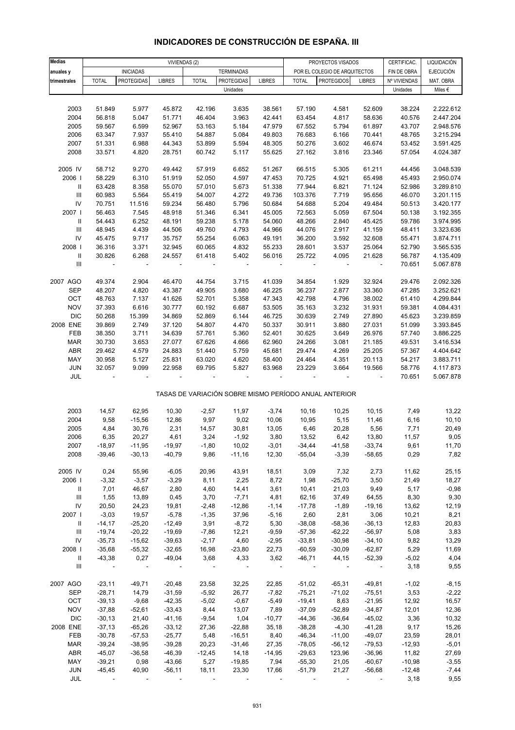# INDICADORES DE CONSTRUCCIÓN DE ESPAÑA. III

| Medias anuales y trimestrales | VIVIENDAS (2) | | | | | | PROYECTOS VISADOS POR EL COLEGIO DE ARQUITECTOS | | | CERTIFICAC. FIN DE OBRA | LIQUIDACIÓN EJECUCIÓN MAT. OBRA |
|---|---|---|---|---|---|---|---|---|---|---|---|
| | INICIADAS | | | TERMINADAS | | | | | | | |
| | TOTAL | PROTEGIDAS | LIBRES | TOTAL | PROTEGIDAS | LIBRES | TOTAL | PROTEGIDOS | LIBRES | Nº VIVIENDAS | |
| | Unidades | | | | | | | | | Unidades | Miles € |
| 2003 | 51.849 | 5.977 | 45.872 | 42.196 | 3.635 | 38.561 | 57.190 | 4.581 | 52.609 | 38.224 | 2.222.612 |
| 2004 | 56.818 | 5.047 | 51.771 | 46.404 | 3.963 | 42.441 | 63.454 | 4.817 | 58.636 | 40.576 | 2.447.204 |
| 2005 | 59.567 | 6.599 | 52.967 | 53.163 | 5.184 | 47.979 | 67.552 | 5.794 | 61.897 | 43.707 | 2.948.576 |
| 2006 | 63.347 | 7.937 | 55.410 | 54.887 | 5.084 | 49.803 | 76.683 | 6.166 | 70.441 | 48.765 | 3.215.294 |
| 2007 | 51.331 | 6.988 | 44.343 | 53.899 | 5.594 | 48.305 | 50.276 | 3.602 | 46.674 | 53.452 | 3.591.425 |
| 2008 | 33.571 | 4.820 | 28.751 | 60.742 | 5.117 | 55.625 | 27.162 | 3.816 | 23.346 | 57.054 | 4.024.387 |
| 2005 IV | 58.712 | 9.270 | 49.442 | 57.919 | 6.652 | 51.267 | 66.515 | 5.305 | 61.211 | 44.456 | 3.048.539 |
| 2006 I | 58.229 | 6.310 | 51.919 | 52.050 | 4.597 | 47.453 | 70.725 | 4.921 | 65.498 | 45.493 | 2.950.074 |
| II | 63.428 | 8.358 | 55.070 | 57.010 | 5.673 | 51.338 | 77.944 | 6.821 | 71.124 | 52.986 | 3.289.810 |
| III | 60.983 | 5.564 | 55.419 | 54.007 | 4.272 | 49.736 | 103.376 | 7.719 | 95.656 | 46.070 | 3.201.115 |
| IV | 70.751 | 11.516 | 59.234 | 56.480 | 5.796 | 50.684 | 54.688 | 5.204 | 49.484 | 50.513 | 3.420.177 |
| 2007 I | 56.463 | 7.545 | 48.918 | 51.346 | 6.341 | 45.005 | 72.563 | 5.059 | 67.504 | 50.138 | 3.192.355 |
| II | 54.443 | 6.252 | 48.191 | 59.238 | 5.178 | 54.060 | 48.266 | 2.840 | 45.425 | 59.786 | 3.974.995 |
| III | 48.945 | 4.439 | 44.506 | 49.760 | 4.793 | 44.966 | 44.076 | 2.917 | 41.159 | 48.411 | 3.323.636 |
| IV | 45.475 | 9.717 | 35.757 | 55.254 | 6.063 | 49.191 | 36.200 | 3.592 | 32.608 | 55.471 | 3.874.711 |
| 2008 I | 36.316 | 3.371 | 32.945 | 60.065 | 4.832 | 55.233 | 28.601 | 3.537 | 25.064 | 52.790 | 3.565.535 |
| II | 30.826 | 6.268 | 24.557 | 61.418 | 5.402 | 56.016 | 25.722 | 4.095 | 21.628 | 56.787 | 4.135.409 |
| III | - | - | - | - | - | - | - | - | - | 70.651 | 5.067.878 |
| 2007 AGO | 49.374 | 2.904 | 46.470 | 44.754 | 3.715 | 41.039 | 34.854 | 1.929 | 32.924 | 29.476 | 2.092.326 |
| SEP | 48.207 | 4.820 | 43.387 | 49.905 | 3.680 | 46.225 | 36.237 | 2.877 | 33.360 | 47.285 | 3.252.621 |
| OCT | 48.763 | 7.137 | 41.626 | 52.701 | 5.358 | 47.343 | 42.798 | 4.796 | 38.002 | 61.410 | 4.299.844 |
| NOV | 37.393 | 6.616 | 30.777 | 60.192 | 6.687 | 53.505 | 35.163 | 3.232 | 31.931 | 59.381 | 4.084.431 |
| DIC | 50.268 | 15.399 | 34.869 | 52.869 | 6.144 | 46.725 | 30.639 | 2.749 | 27.890 | 45.623 | 3.239.859 |
| 2008 ENE | 39.869 | 2.749 | 37.120 | 54.807 | 4.470 | 50.337 | 30.911 | 3.880 | 27.031 | 51.099 | 3.393.845 |
| FEB | 38.350 | 3.711 | 34.639 | 57.761 | 5.360 | 52.401 | 30.625 | 3.649 | 26.976 | 57.740 | 3.886.225 |
| MAR | 30.730 | 3.653 | 27.077 | 67.626 | 4.666 | 62.960 | 24.266 | 3.081 | 21.185 | 49.531 | 3.416.534 |
| ABR | 29.462 | 4.579 | 24.883 | 51.440 | 5.759 | 45.681 | 29.474 | 4.269 | 25.205 | 57.367 | 4.404.642 |
| MAY | 30.958 | 5.127 | 25.831 | 63.020 | 4.620 | 58.400 | 24.464 | 4.351 | 20.113 | 54.217 | 3.883.711 |
| JUN | 32.057 | 9.099 | 22.958 | 69.795 | 5.827 | 63.968 | 23.229 | 3.664 | 19.566 | 58.776 | 4.117.873 |
| JUL | - | - | - | - | - | - | - | - | - | 70.651 | 5.067.878 |
| | TASAS DE VARIACIÓN SOBRE MISMO PERÍODO ANUAL ANTERIOR | | | | | | | | | | |
| 2003 | 14,57 | 62,95 | 10,30 | -2,57 | 11,97 | -3,74 | 10,16 | 10,25 | 10,15 | 7,49 | 13,22 |
| 2004 | 9,58 | -15,56 | 12,86 | 9,97 | 9,02 | 10,06 | 10,95 | 5,15 | 11,46 | 6,16 | 10,10 |
| 2005 | 4,84 | 30,76 | 2,31 | 14,57 | 30,81 | 13,05 | 6,46 | 20,28 | 5,56 | 7,71 | 20,49 |
| 2006 | 6,35 | 20,27 | 4,61 | 3,24 | -1,92 | 3,80 | 13,52 | 6,42 | 13,80 | 11,57 | 9,05 |
| 2007 | -18,97 | -11,95 | -19,97 | -1,80 | 10,02 | -3,01 | -34,44 | -41,58 | -33,74 | 9,61 | 11,70 |
| 2008 | -39,46 | -30,13 | -40,79 | 9,86 | -11,16 | 12,30 | -55,04 | -3,39 | -58,65 | 0,29 | 7,82 |
| 2005 IV | 0,24 | 55,96 | -6,05 | 20,96 | 43,91 | 18,51 | 3,09 | 7,32 | 2,73 | 11,62 | 25,15 |
| 2006 I | -3,32 | -3,57 | -3,29 | 8,11 | 2,25 | 8,72 | 1,98 | -25,70 | 3,50 | 21,49 | 18,27 |
| II | 7,01 | 46,67 | 2,80 | 4,60 | 14,41 | 3,61 | 10,41 | 21,03 | 9,49 | 5,17 | -0,98 |
| III | 1,55 | 13,89 | 0,45 | 3,70 | -7,71 | 4,81 | 62,16 | 37,49 | 64,55 | 8,30 | 9,30 |
| IV | 20,50 | 24,23 | 19,81 | -2,48 | -12,86 | -1,14 | -17,78 | -1,89 | -19,16 | 13,62 | 12,19 |
| 2007 I | -3,03 | 19,57 | -5,78 | -1,35 | 37,96 | -5,16 | 2,60 | 2,81 | 3,06 | 10,21 | 8,21 |
| II | -14,17 | -25,20 | -12,49 | 3,91 | -8,72 | 5,30 | -38,08 | -58,36 | -36,13 | 12,83 | 20,83 |
| III | -19,74 | -20,22 | -19,69 | -7,86 | 12,21 | -9,59 | -57,36 | -62,22 | -56,97 | 5,08 | 3,83 |
| IV | -35,73 | -15,62 | -39,63 | -2,17 | 4,60 | -2,95 | -33,81 | -30,98 | -34,10 | 9,82 | 13,29 |
| 2008 I | -35,68 | -55,32 | -32,65 | 16,98 | -23,80 | 22,73 | -60,59 | -30,09 | -62,87 | 5,29 | 11,69 |
| II | -43,38 | 0,27 | -49,04 | 3,68 | 4,33 | 3,62 | -46,71 | 44,15 | -52,39 | -5,02 | 4,04 |
| III | - | - | - | - | - | - | - | - | - | 3,18 | 9,55 |
| 2007 AGO | -23,11 | -49,71 | -20,48 | 23,58 | 32,25 | 22,85 | -51,02 | -65,31 | -49,81 | -1,02 | -8,15 |
| SEP | -28,71 | 14,79 | -31,59 | -5,92 | 26,77 | -7,82 | -75,21 | -71,02 | -75,51 | 3,53 | -2,22 |
| OCT | -39,13 | -9,68 | -42,35 | -5,02 | -0,67 | -5,49 | -19,41 | 8,63 | -21,95 | 12,92 | 16,57 |
| NOV | -37,88 | -52,61 | -33,43 | 8,44 | 13,07 | 7,89 | -37,09 | -52,89 | -34,87 | 12,01 | 12,36 |
| DIC | -30,13 | 21,40 | -41,16 | -9,54 | 1,04 | -10,77 | -44,36 | -36,64 | -45,02 | 3,36 | 10,32 |
| 2008 ENE | -37,13 | -65,26 | -33,12 | 27,36 | -22,88 | 35,18 | -38,28 | -4,30 | -41,28 | 9,17 | 15,26 |
| FEB | -30,78 | -57,53 | -25,77 | 5,48 | -16,51 | 8,40 | -46,34 | -11,00 | -49,07 | 23,59 | 28,01 |
| MAR | -39,24 | -38,95 | -39,28 | 20,23 | -31,46 | 27,35 | -78,05 | -56,12 | -79,53 | -12,93 | -5,01 |
| ABR | -45,07 | -36,58 | -46,39 | -12,45 | 14,18 | -14,95 | -29,63 | 123,96 | -36,96 | 11,82 | 27,69 |
| MAY | -39,21 | 0,98 | -43,66 | 5,27 | -19,85 | 7,94 | -55,30 | 21,05 | -60,67 | -10,98 | -3,55 |
| JUN | -45,45 | 40,90 | -56,11 | 18,11 | 23,30 | 17,66 | -51,79 | 21,27 | -56,68 | -12,48 | -7,44 |
| JUL | - | - | - | - | - | - | - | - | - | 3,18 | 9,55 |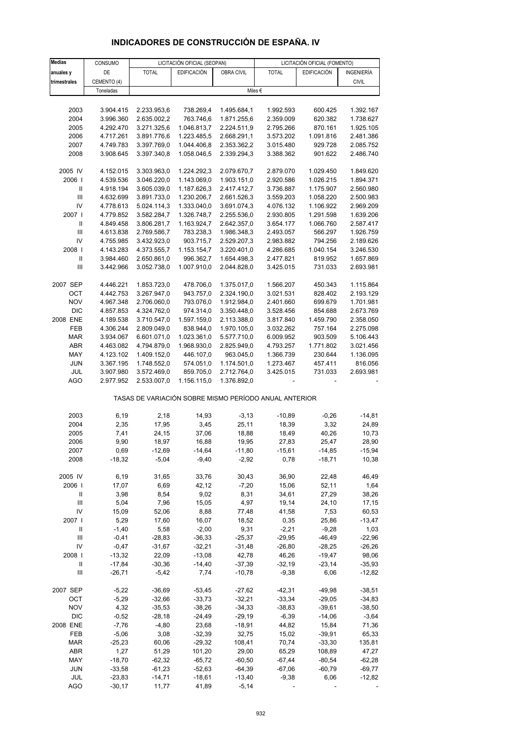# INDICADORES DE CONSTRUCCIÓN DE ESPAÑA. IV

| Medias anuales y trimestrales | CONSUMO DE CEMENTO (4) | LICITACIÓN OFICIAL (SEOPAN) | | | LICITACIÓN OFICIAL (FOMENTO) | | |
|---|---|---|---|---|---|---|---|
| | | TOTAL | EDIFICACIÓN | OBRA CIVIL | TOTAL | EDIFICACIÓN | INGENIERÍA CIVIL |
| | Toneladas | Miles € | | | | | |
| 2003 | 3.904.415 | 2.233.953,6 | 738.269,4 | 1.495.684,1 | 1.992.593 | 600.425 | 1.392.167 |
| 2004 | 3.996.360 | 2.635.002,2 | 763.746,6 | 1.871.255,6 | 2.359.009 | 620.382 | 1.738.627 |
| 2005 | 4.292.470 | 3.271.325,6 | 1.046.813,7 | 2.224.511,9 | 2.795.266 | 870.161 | 1.925.105 |
| 2006 | 4.717.261 | 3.891.776,6 | 1.223.485,5 | 2.668.291,1 | 3.573.202 | 1.091.816 | 2.481.386 |
| 2007 | 4.749.783 | 3.397.769,0 | 1.044.406,8 | 2.353.362,2 | 3.015.480 | 929.728 | 2.085.752 |
| 2008 | 3.908.645 | 3.397.340,8 | 1.058.046,5 | 2.339.294,3 | 3.388.362 | 901.622 | 2.486.740 |
| 2005 IV | 4.152.015 | 3.303.963,0 | 1.224.292,3 | 2.079.670,7 | 2.879.070 | 1.029.450 | 1.849.620 |
| 2006 I | 4.539.536 | 3.046.220,0 | 1.143.069,0 | 1.903.151,0 | 2.920.586 | 1.026.215 | 1.894.371 |
| II | 4.918.194 | 3.605.039,0 | 1.187.626,3 | 2.417.412,7 | 3.736.887 | 1.175.907 | 2.560.980 |
| III | 4.632.699 | 3.891.733,0 | 1.230.206,7 | 2.661.526,3 | 3.559.203 | 1.058.220 | 2.500.983 |
| IV | 4.778.613 | 5.024.114,3 | 1.333.040,0 | 3.691.074,3 | 4.076.132 | 1.106.922 | 2.969.209 |
| 2007 I | 4.779.852 | 3.582.284,7 | 1.326.748,7 | 2.255.536,0 | 2.930.805 | 1.291.598 | 1.639.206 |
| II | 4.849.458 | 3.806.281,7 | 1.163.924,7 | 2.642.357,0 | 3.654.177 | 1.066.760 | 2.587.417 |
| III | 4.613.838 | 2.769.586,7 | 783.238,3 | 1.986.348,3 | 2.493.057 | 566.297 | 1.926.759 |
| IV | 4.755.985 | 3.432.923,0 | 903.715,7 | 2.529.207,3 | 2.983.882 | 794.256 | 2.189.626 |
| 2008 I | 4.143.283 | 4.373.555,7 | 1.153.154,7 | 3.220.401,0 | 4.286.685 | 1.040.154 | 3.246.530 |
| II | 3.984.460 | 2.650.861,0 | 996.362,7 | 1.654.498,3 | 2.477.821 | 819.952 | 1.657.869 |
| III | 3.442.966 | 3.052.738,0 | 1.007.910,0 | 2.044.828,0 | 3.425.015 | 731.033 | 2.693.981 |
| 2007 SEP | 4.446.221 | 1.853.723,0 | 478.706,0 | 1.375.017,0 | 1.566.207 | 450.343 | 1.115.864 |
| OCT | 4.442.753 | 3.267.947,0 | 943.757,0 | 2.324.190,0 | 3.021.531 | 828.402 | 2.193.129 |
| NOV | 4.967.348 | 2.706.060,0 | 793.076,0 | 1.912.984,0 | 2.401.660 | 699.679 | 1.701.981 |
| DIC | 4.857.853 | 4.324.762,0 | 974.314,0 | 3.350.448,0 | 3.528.456 | 854.688 | 2.673.769 |
| 2008 ENE | 4.189.538 | 3.710.547,0 | 1.597.159,0 | 2.113.388,0 | 3.817.840 | 1.459.790 | 2.358.050 |
| FEB | 4.306.244 | 2.809.049,0 | 838.944,0 | 1.970.105,0 | 3.032.262 | 757.164 | 2.275.098 |
| MAR | 3.934.067 | 6.601.071,0 | 1.023.361,0 | 5.577.710,0 | 6.009.952 | 903.509 | 5.106.443 |
| ABR | 4.463.082 | 4.794.879,0 | 1.968.930,0 | 2.825.949,0 | 4.793.257 | 1.771.802 | 3.021.456 |
| MAY | 4.123.102 | 1.409.152,0 | 446.107,0 | 963.045,0 | 1.366.739 | 230.644 | 1.136.095 |
| JUN | 3.367.195 | 1.748.552,0 | 574.051,0 | 1.174.501,0 | 1.273.467 | 457.411 | 816.056 |
| JUL | 3.907.980 | 3.572.469,0 | 859.705,0 | 2.712.764,0 | 3.425.015 | 731.033 | 2.693.981 |
| AGO | 2.977.952 | 2.533.007,0 | 1.156.115,0 | 1.376.892,0 | - | - | - |
| TASAS DE VARIACIÓN SOBRE MISMO PERÍODO ANUAL ANTERIOR | | | | | | | |
| 2003 | 6,19 | 2,18 | 14,93 | -3,13 | -10,89 | -0,26 | -14,81 |
| 2004 | 2,35 | 17,95 | 3,45 | 25,11 | 18,39 | 3,32 | 24,89 |
| 2005 | 7,41 | 24,15 | 37,06 | 18,88 | 18,49 | 40,26 | 10,73 |
| 2006 | 9,90 | 18,97 | 16,88 | 19,95 | 27,83 | 25,47 | 28,90 |
| 2007 | 0,69 | -12,69 | -14,64 | -11,80 | -15,61 | -14,85 | -15,94 |
| 2008 | -18,32 | -5,04 | -9,40 | -2,92 | 0,78 | -18,71 | 10,38 |
| 2005 IV | 6,19 | 31,65 | 33,76 | 30,43 | 36,90 | 22,48 | 46,49 |
| 2006 I | 17,07 | 6,69 | 42,12 | -7,20 | 15,06 | 52,11 | 1,64 |
| II | 3,98 | 8,54 | 9,02 | 8,31 | 34,61 | 27,29 | 38,26 |
| III | 5,04 | 7,96 | 15,05 | 4,97 | 19,14 | 24,10 | 17,15 |
| IV | 15,09 | 52,06 | 8,88 | 77,48 | 41,58 | 7,53 | 60,53 |
| 2007 I | 5,29 | 17,60 | 16,07 | 18,52 | 0,35 | 25,86 | -13,47 |
| II | -1,40 | 5,58 | -2,00 | 9,31 | -2,21 | -9,28 | 1,03 |
| III | -0,41 | -28,83 | -36,33 | -25,37 | -29,95 | -46,49 | -22,96 |
| IV | -0,47 | -31,67 | -32,21 | -31,48 | -26,80 | -28,25 | -26,26 |
| 2008 I | -13,32 | 22,09 | -13,08 | 42,78 | 46,26 | -19,47 | 98,06 |
| II | -17,84 | -30,36 | -14,40 | -37,39 | -32,19 | -23,14 | -35,93 |
| III | -26,71 | -5,42 | 7,74 | -10,78 | -9,38 | 6,06 | -12,82 |
| 2007 SEP | -5,22 | -36,69 | -53,45 | -27,62 | -42,31 | -49,98 | -38,51 |
| OCT | -5,29 | -32,66 | -33,73 | -32,21 | -33,34 | -29,05 | -34,83 |
| NOV | 4,32 | -35,53 | -38,26 | -34,33 | -38,83 | -39,61 | -38,50 |
| DIC | -0,52 | -28,18 | -24,49 | -29,19 | -6,39 | -14,06 | -3,64 |
| 2008 ENE | -7,76 | -4,80 | 23,68 | -18,91 | 44,82 | 15,84 | 71,36 |
| FEB | -5,06 | 3,08 | -32,39 | 32,75 | 15,02 | -39,91 | 65,33 |
| MAR | -25,23 | 60,06 | -29,32 | 108,41 | 70,74 | -33,30 | 135,81 |
| ABR | 1,27 | 51,29 | 101,20 | 29,00 | 65,29 | 108,89 | 47,27 |
| MAY | -18,70 | -62,32 | -65,72 | -60,50 | -67,44 | -80,54 | -62,28 |
| JUN | -33,58 | -61,23 | -52,63 | -64,39 | -67,06 | -60,79 | -69,77 |
| JUL | -23,83 | -14,71 | -18,61 | -13,40 | -9,38 | 6,06 | -12,82 |
| AGO | -30,17 | 11,77 | 41,89 | -5,14 | - | - | - |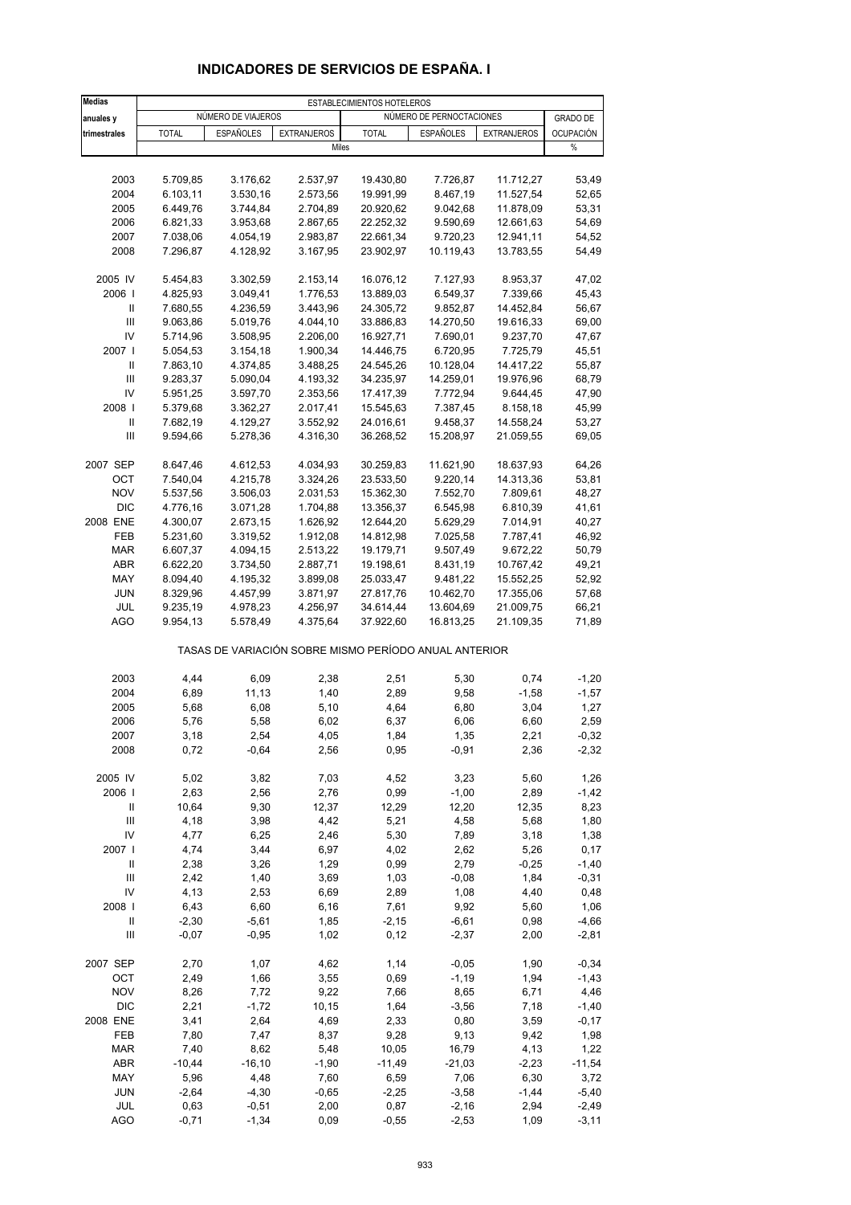# INDICADORES DE SERVICIOS DE ESPAÑA. I

| Medias anuales y trimestrales | ESTABLECIMIENTOS HOTELEROS | | | | | | |
|---|---|---|---|---|---|---|---|
| | NÚMERO DE VIAJEROS | | | NÚMERO DE PERNOCTACIONES | | | GRADO DE OCUPACIÓN |
| | TOTAL | ESPAÑOLES | EXTRANJEROS | TOTAL | ESPAÑOLES | EXTRANJEROS | |
| | Miles | | | | | | % |
| 2003 | 5.709,85 | 3.176,62 | 2.537,97 | 19.430,80 | 7.726,87 | 11.712,27 | 53,49 |
| 2004 | 6.103,11 | 3.530,16 | 2.573,56 | 19.991,99 | 8.467,19 | 11.527,54 | 52,65 |
| 2005 | 6.449,76 | 3.744,84 | 2.704,89 | 20.920,62 | 9.042,68 | 11.878,09 | 53,31 |
| 2006 | 6.821,33 | 3.953,68 | 2.867,65 | 22.252,32 | 9.590,69 | 12.661,63 | 54,69 |
| 2007 | 7.038,06 | 4.054,19 | 2.983,87 | 22.661,34 | 9.720,23 | 12.941,11 | 54,52 |
| 2008 | 7.296,87 | 4.128,92 | 3.167,95 | 23.902,97 | 10.119,43 | 13.783,55 | 54,49 |
| 2005 IV | 5.454,83 | 3.302,59 | 2.153,14 | 16.076,12 | 7.127,93 | 8.953,37 | 47,02 |
| 2006 I | 4.825,93 | 3.049,41 | 1.776,53 | 13.889,03 | 6.549,37 | 7.339,66 | 45,43 |
| II | 7.680,55 | 4.236,59 | 3.443,96 | 24.305,72 | 9.852,87 | 14.452,84 | 56,67 |
| III | 9.063,86 | 5.019,76 | 4.044,10 | 33.886,83 | 14.270,50 | 19.616,33 | 69,00 |
| IV | 5.714,96 | 3.508,95 | 2.206,00 | 16.927,71 | 7.690,01 | 9.237,70 | 47,67 |
| 2007 I | 5.054,53 | 3.154,18 | 1.900,34 | 14.446,75 | 6.720,95 | 7.725,79 | 45,51 |
| II | 7.863,10 | 4.374,85 | 3.488,25 | 24.545,26 | 10.128,04 | 14.417,22 | 55,87 |
| III | 9.283,37 | 5.090,04 | 4.193,32 | 34.235,97 | 14.259,01 | 19.976,96 | 68,79 |
| IV | 5.951,25 | 3.597,70 | 2.353,56 | 17.417,39 | 7.772,94 | 9.644,45 | 47,90 |
| 2008 I | 5.379,68 | 3.362,27 | 2.017,41 | 15.545,63 | 7.387,45 | 8.158,18 | 45,99 |
| II | 7.682,19 | 4.129,27 | 3.552,92 | 24.016,61 | 9.458,37 | 14.558,24 | 53,27 |
| III | 9.594,66 | 5.278,36 | 4.316,30 | 36.268,52 | 15.208,97 | 21.059,55 | 69,05 |
| 2007 SEP | 8.647,46 | 4.612,53 | 4.034,93 | 30.259,83 | 11.621,90 | 18.637,93 | 64,26 |
| OCT | 7.540,04 | 4.215,78 | 3.324,26 | 23.533,50 | 9.220,14 | 14.313,36 | 53,81 |
| NOV | 5.537,56 | 3.506,03 | 2.031,53 | 15.362,30 | 7.552,70 | 7.809,61 | 48,27 |
| DIC | 4.776,16 | 3.071,28 | 1.704,88 | 13.356,37 | 6.545,98 | 6.810,39 | 41,61 |
| 2008 ENE | 4.300,07 | 2.673,15 | 1.626,92 | 12.644,20 | 5.629,29 | 7.014,91 | 40,27 |
| FEB | 5.231,60 | 3.319,52 | 1.912,08 | 14.812,98 | 7.025,58 | 7.787,41 | 46,92 |
| MAR | 6.607,37 | 4.094,15 | 2.513,22 | 19.179,71 | 9.507,49 | 9.672,22 | 50,79 |
| ABR | 6.622,20 | 3.734,50 | 2.887,71 | 19.198,61 | 8.431,19 | 10.767,42 | 49,21 |
| MAY | 8.094,40 | 4.195,32 | 3.899,08 | 25.033,47 | 9.481,22 | 15.552,25 | 52,92 |
| JUN | 8.329,96 | 4.457,99 | 3.871,97 | 27.817,76 | 10.462,70 | 17.355,06 | 57,68 |
| JUL | 9.235,19 | 4.978,23 | 4.256,97 | 34.614,44 | 13.604,69 | 21.009,75 | 66,21 |
| AGO | 9.954,13 | 5.578,49 | 4.375,64 | 37.922,60 | 16.813,25 | 21.109,35 | 71,89 |
| | TASAS DE VARIACIÓN SOBRE MISMO PERÍODO ANUAL ANTERIOR | | | | | | |
| 2003 | 4,44 | 6,09 | 2,38 | 2,51 | 5,30 | 0,74 | -1,20 |
| 2004 | 6,89 | 11,13 | 1,40 | 2,89 | 9,58 | -1,58 | -1,57 |
| 2005 | 5,68 | 6,08 | 5,10 | 4,64 | 6,80 | 3,04 | 1,27 |
| 2006 | 5,76 | 5,58 | 6,02 | 6,37 | 6,06 | 6,60 | 2,59 |
| 2007 | 3,18 | 2,54 | 4,05 | 1,84 | 1,35 | 2,21 | -0,32 |
| 2008 | 0,72 | -0,64 | 2,56 | 0,95 | -0,91 | 2,36 | -2,32 |
| 2005 IV | 5,02 | 3,82 | 7,03 | 4,52 | 3,23 | 5,60 | 1,26 |
| 2006 I | 2,63 | 2,56 | 2,76 | 0,99 | -1,00 | 2,89 | -1,42 |
| II | 10,64 | 9,30 | 12,37 | 12,29 | 12,20 | 12,35 | 8,23 |
| III | 4,18 | 3,98 | 4,42 | 5,21 | 4,58 | 5,68 | 1,80 |
| IV | 4,77 | 6,25 | 2,46 | 5,30 | 7,89 | 3,18 | 1,38 |
| 2007 I | 4,74 | 3,44 | 6,97 | 4,02 | 2,62 | 5,26 | 0,17 |
| II | 2,38 | 3,26 | 1,29 | 0,99 | 2,79 | -0,25 | -1,40 |
| III | 2,42 | 1,40 | 3,69 | 1,03 | -0,08 | 1,84 | -0,31 |
| IV | 4,13 | 2,53 | 6,69 | 2,89 | 1,08 | 4,40 | 0,48 |
| 2008 I | 6,43 | 6,60 | 6,16 | 7,61 | 9,92 | 5,60 | 1,06 |
| II | -2,30 | -5,61 | 1,85 | -2,15 | -6,61 | 0,98 | -4,66 |
| III | -0,07 | -0,95 | 1,02 | 0,12 | -2,37 | 2,00 | -2,81 |
| 2007 SEP | 2,70 | 1,07 | 4,62 | 1,14 | -0,05 | 1,90 | -0,34 |
| OCT | 2,49 | 1,66 | 3,55 | 0,69 | -1,19 | 1,94 | -1,43 |
| NOV | 8,26 | 7,72 | 9,22 | 7,66 | 8,65 | 6,71 | 4,46 |
| DIC | 2,21 | -1,72 | 10,15 | 1,64 | -3,56 | 7,18 | -1,40 |
| 2008 ENE | 3,41 | 2,64 | 4,69 | 2,33 | 0,80 | 3,59 | -0,17 |
| FEB | 7,80 | 7,47 | 8,37 | 9,28 | 9,13 | 9,42 | 1,98 |
| MAR | 7,40 | 8,62 | 5,48 | 10,05 | 16,79 | 4,13 | 1,22 |
| ABR | -10,44 | -16,10 | -1,90 | -11,49 | -21,03 | -2,23 | -11,54 |
| MAY | 5,96 | 4,48 | 7,60 | 6,59 | 7,06 | 6,30 | 3,72 |
| JUN | -2,64 | -4,30 | -0,65 | -2,25 | -3,58 | -1,44 | -5,40 |
| JUL | 0,63 | -0,51 | 2,00 | 0,87 | -2,16 | 2,94 | -2,49 |
| AGO | -0,71 | -1,34 | 0,09 | -0,55 | -2,53 | 1,09 | -3,11 |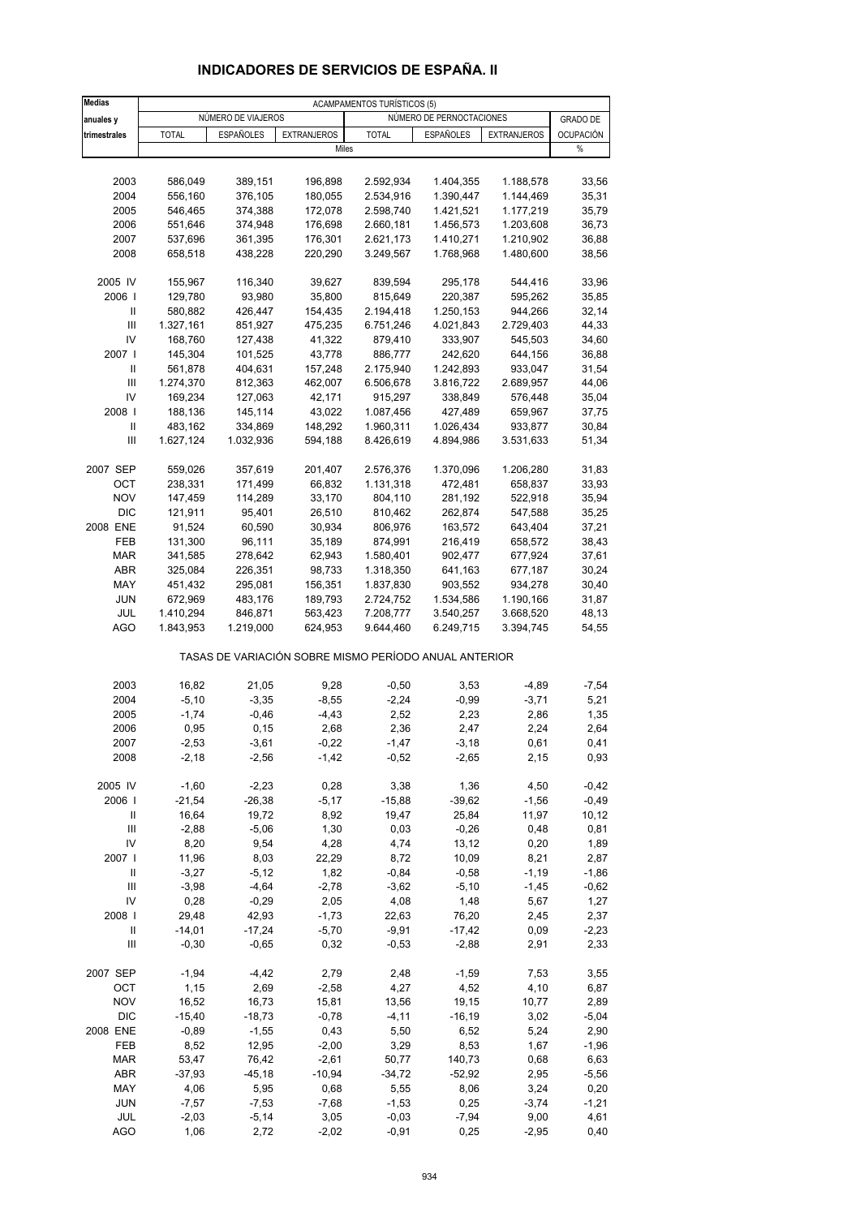# INDICADORES DE SERVICIOS DE ESPAÑA. II

| Medias anuales y trimestrales | ACAMPAMENTOS TURÍSTICOS (5) | | | | | | |
|---|---|---|---|---|---|---|---|
| | NÚMERO DE VIAJEROS | | | NÚMERO DE PERNOCTACIONES | | | GRADO DE OCUPACIÓN |
| | TOTAL | ESPAÑOLES | EXTRANJEROS | TOTAL | ESPAÑOLES | EXTRANJEROS | |
| | Miles | | | | | | % |
| 2003 | 586,049 | 389,151 | 196,898 | 2.592,934 | 1.404,355 | 1.188,578 | 33,56 |
| 2004 | 556,160 | 376,105 | 180,055 | 2.534,916 | 1.390,447 | 1.144,469 | 35,31 |
| 2005 | 546,465 | 374,388 | 172,078 | 2.598,740 | 1.421,521 | 1.177,219 | 35,79 |
| 2006 | 551,646 | 374,948 | 176,698 | 2.660,181 | 1.456,573 | 1.203,608 | 36,73 |
| 2007 | 537,696 | 361,395 | 176,301 | 2.621,173 | 1.410,271 | 1.210,902 | 36,88 |
| 2008 | 658,518 | 438,228 | 220,290 | 3.249,567 | 1.768,968 | 1.480,600 | 38,56 |
| 2005 IV | 155,967 | 116,340 | 39,627 | 839,594 | 295,178 | 544,416 | 33,96 |
| 2006 I | 129,780 | 93,980 | 35,800 | 815,649 | 220,387 | 595,262 | 35,85 |
| II | 580,882 | 426,447 | 154,435 | 2.194,418 | 1.250,153 | 944,266 | 32,14 |
| III | 1.327,161 | 851,927 | 475,235 | 6.751,246 | 4.021,843 | 2.729,403 | 44,33 |
| IV | 168,760 | 127,438 | 41,322 | 879,410 | 333,907 | 545,503 | 34,60 |
| 2007 I | 145,304 | 101,525 | 43,778 | 886,777 | 242,620 | 644,156 | 36,88 |
| II | 561,878 | 404,631 | 157,248 | 2.175,940 | 1.242,893 | 933,047 | 31,54 |
| III | 1.274,370 | 812,363 | 462,007 | 6.506,678 | 3.816,722 | 2.689,957 | 44,06 |
| IV | 169,234 | 127,063 | 42,171 | 915,297 | 338,849 | 576,448 | 35,04 |
| 2008 I | 188,136 | 145,114 | 43,022 | 1.087,456 | 427,489 | 659,967 | 37,75 |
| II | 483,162 | 334,869 | 148,292 | 1.960,311 | 1.026,434 | 933,877 | 30,84 |
| III | 1.627,124 | 1.032,936 | 594,188 | 8.426,619 | 4.894,986 | 3.531,633 | 51,34 |
| 2007 SEP | 559,026 | 357,619 | 201,407 | 2.576,376 | 1.370,096 | 1.206,280 | 31,83 |
| OCT | 238,331 | 171,499 | 66,832 | 1.131,318 | 472,481 | 658,837 | 33,93 |
| NOV | 147,459 | 114,289 | 33,170 | 804,110 | 281,192 | 522,918 | 35,94 |
| DIC | 121,911 | 95,401 | 26,510 | 810,462 | 262,874 | 547,588 | 35,25 |
| 2008 ENE | 91,524 | 60,590 | 30,934 | 806,976 | 163,572 | 643,404 | 37,21 |
| FEB | 131,300 | 96,111 | 35,189 | 874,991 | 216,419 | 658,572 | 38,43 |
| MAR | 341,585 | 278,642 | 62,943 | 1.580,401 | 902,477 | 677,924 | 37,61 |
| ABR | 325,084 | 226,351 | 98,733 | 1.318,350 | 641,163 | 677,187 | 30,24 |
| MAY | 451,432 | 295,081 | 156,351 | 1.837,830 | 903,552 | 934,278 | 30,40 |
| JUN | 672,969 | 483,176 | 189,793 | 2.724,752 | 1.534,586 | 1.190,166 | 31,87 |
| JUL | 1.410,294 | 846,871 | 563,423 | 7.208,777 | 3.540,257 | 3.668,520 | 48,13 |
| AGO | 1.843,953 | 1.219,000 | 624,953 | 9.644,460 | 6.249,715 | 3.394,745 | 54,55 |
| | TASAS DE VARIACIÓN SOBRE MISMO PERÍODO ANUAL ANTERIOR | | | | | | |
| 2003 | 16,82 | 21,05 | 9,28 | -0,50 | 3,53 | -4,89 | -7,54 |
| 2004 | -5,10 | -3,35 | -8,55 | -2,24 | -0,99 | -3,71 | 5,21 |
| 2005 | -1,74 | -0,46 | -4,43 | 2,52 | 2,23 | 2,86 | 1,35 |
| 2006 | 0,95 | 0,15 | 2,68 | 2,36 | 2,47 | 2,24 | 2,64 |
| 2007 | -2,53 | -3,61 | -0,22 | -1,47 | -3,18 | 0,61 | 0,41 |
| 2008 | -2,18 | -2,56 | -1,42 | -0,52 | -2,65 | 2,15 | 0,93 |
| 2005 IV | -1,60 | -2,23 | 0,28 | 3,38 | 1,36 | 4,50 | -0,42 |
| 2006 I | -21,54 | -26,38 | -5,17 | -15,88 | -39,62 | -1,56 | -0,49 |
| II | 16,64 | 19,72 | 8,92 | 19,47 | 25,84 | 11,97 | 10,12 |
| III | -2,88 | -5,06 | 1,30 | 0,03 | -0,26 | 0,48 | 0,81 |
| IV | 8,20 | 9,54 | 4,28 | 4,74 | 13,12 | 0,20 | 1,89 |
| 2007 I | 11,96 | 8,03 | 22,29 | 8,72 | 10,09 | 8,21 | 2,87 |
| II | -3,27 | -5,12 | 1,82 | -0,84 | -0,58 | -1,19 | -1,86 |
| III | -3,98 | -4,64 | -2,78 | -3,62 | -5,10 | -1,45 | -0,62 |
| IV | 0,28 | -0,29 | 2,05 | 4,08 | 1,48 | 5,67 | 1,27 |
| 2008 I | 29,48 | 42,93 | -1,73 | 22,63 | 76,20 | 2,45 | 2,37 |
| II | -14,01 | -17,24 | -5,70 | -9,91 | -17,42 | 0,09 | -2,23 |
| III | -0,30 | -0,65 | 0,32 | -0,53 | -2,88 | 2,91 | 2,33 |
| 2007 SEP | -1,94 | -4,42 | 2,79 | 2,48 | -1,59 | 7,53 | 3,55 |
| OCT | 1,15 | 2,69 | -2,58 | 4,27 | 4,52 | 4,10 | 6,87 |
| NOV | 16,52 | 16,73 | 15,81 | 13,56 | 19,15 | 10,77 | 2,89 |
| DIC | -15,40 | -18,73 | -0,78 | -4,11 | -16,19 | 3,02 | -5,04 |
| 2008 ENE | -0,89 | -1,55 | 0,43 | 5,50 | 6,52 | 5,24 | 2,90 |
| FEB | 8,52 | 12,95 | -2,00 | 3,29 | 8,53 | 1,67 | -1,96 |
| MAR | 53,47 | 76,42 | -2,61 | 50,77 | 140,73 | 0,68 | 6,63 |
| ABR | -37,93 | -45,18 | -10,94 | -34,72 | -52,92 | 2,95 | -5,56 |
| MAY | 4,06 | 5,95 | 0,68 | 5,55 | 8,06 | 3,24 | 0,20 |
| JUN | -7,57 | -7,53 | -7,68 | -1,53 | 0,25 | -3,74 | -1,21 |
| JUL | -2,03 | -5,14 | 3,05 | -0,03 | -7,94 | 9,00 | 4,61 |
| AGO | 1,06 | 2,72 | -2,02 | -0,91 | 0,25 | -2,95 | 0,40 |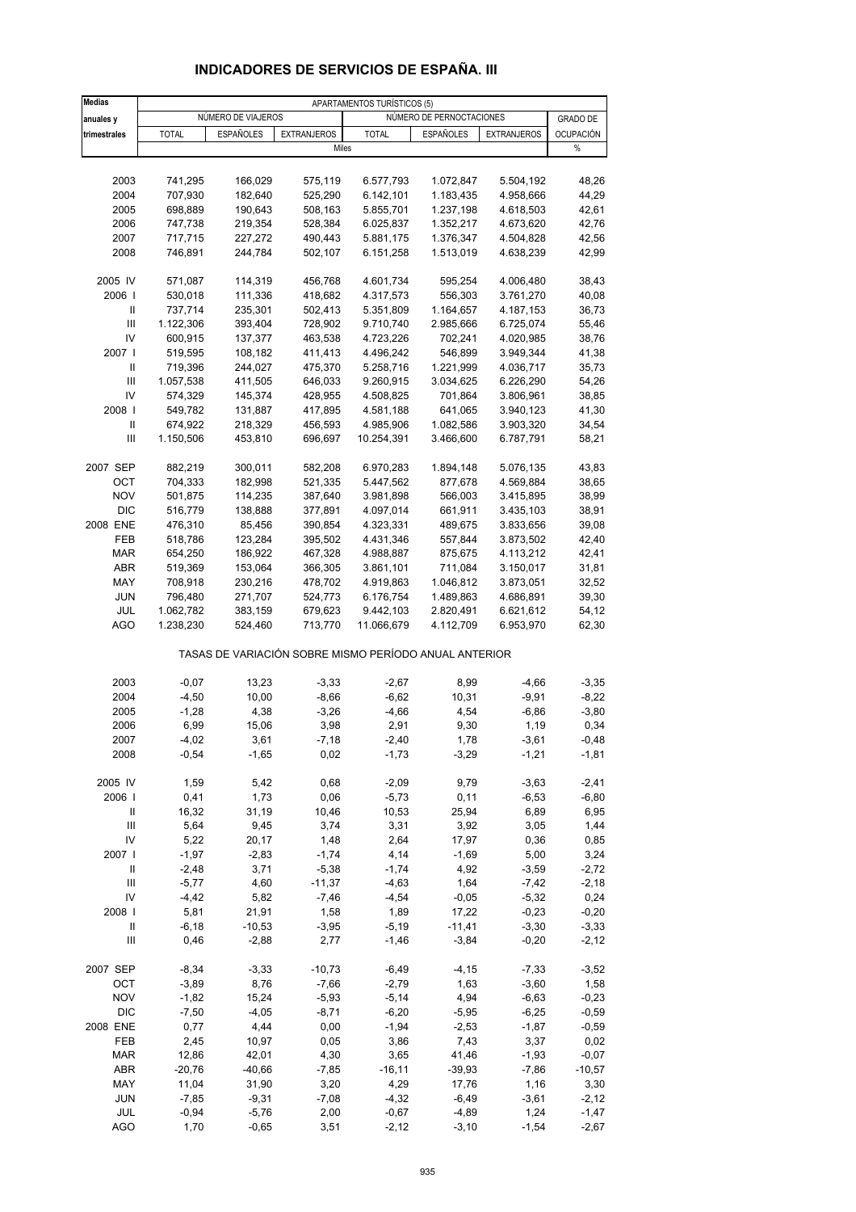# INDICADORES DE SERVICIOS DE ESPAÑA. III

| Medias anuales y trimestrales | APARTAMENTOS TURÍSTICOS (5) | | | | | | |
|---|---|---|---|---|---|---|---|
| | NÚMERO DE VIAJEROS | | | NÚMERO DE PERNOCTACIONES | | | GRADO DE |
| | TOTAL | ESPAÑOLES | EXTRANJEROS | TOTAL | ESPAÑOLES | EXTRANJEROS | OCUPACIÓN |
| | Miles | | | | | | % |
| 2003 | 741,295 | 166,029 | 575,119 | 6.577,793 | 1.072,847 | 5.504,192 | 48,26 |
| 2004 | 707,930 | 182,640 | 525,290 | 6.142,101 | 1.183,435 | 4.958,666 | 44,29 |
| 2005 | 698,889 | 190,643 | 508,163 | 5.855,701 | 1.237,198 | 4.618,503 | 42,61 |
| 2006 | 747,738 | 219,354 | 528,384 | 6.025,837 | 1.352,217 | 4.673,620 | 42,76 |
| 2007 | 717,715 | 227,272 | 490,443 | 5.881,175 | 1.376,347 | 4.504,828 | 42,56 |
| 2008 | 746,891 | 244,784 | 502,107 | 6.151,258 | 1.513,019 | 4.638,239 | 42,99 |
| 2005 IV | 571,087 | 114,319 | 456,768 | 4.601,734 | 595,254 | 4.006,480 | 38,43 |
| 2006 I | 530,018 | 111,336 | 418,682 | 4.317,573 | 556,303 | 3.761,270 | 40,08 |
| II | 737,714 | 235,301 | 502,413 | 5.351,809 | 1.164,657 | 4.187,153 | 36,73 |
| III | 1.122,306 | 393,404 | 728,902 | 9.710,740 | 2.985,666 | 6.725,074 | 55,46 |
| IV | 600,915 | 137,377 | 463,538 | 4.723,226 | 702,241 | 4.020,985 | 38,76 |
| 2007 I | 519,595 | 108,182 | 411,413 | 4.496,242 | 546,899 | 3.949,344 | 41,38 |
| II | 719,396 | 244,027 | 475,370 | 5.258,716 | 1.221,999 | 4.036,717 | 35,73 |
| III | 1.057,538 | 411,505 | 646,033 | 9.260,915 | 3.034,625 | 6.226,290 | 54,26 |
| IV | 574,329 | 145,374 | 428,955 | 4.508,825 | 701,864 | 3.806,961 | 38,85 |
| 2008 I | 549,782 | 131,887 | 417,895 | 4.581,188 | 641,065 | 3.940,123 | 41,30 |
| II | 674,922 | 218,329 | 456,593 | 4.985,906 | 1.082,586 | 3.903,320 | 34,54 |
| III | 1.150,506 | 453,810 | 696,697 | 10.254,391 | 3.466,600 | 6.787,791 | 58,21 |
| 2007 SEP | 882,219 | 300,011 | 582,208 | 6.970,283 | 1.894,148 | 5.076,135 | 43,83 |
| OCT | 704,333 | 182,998 | 521,335 | 5.447,562 | 877,678 | 4.569,884 | 38,65 |
| NOV | 501,875 | 114,235 | 387,640 | 3.981,898 | 566,003 | 3.415,895 | 38,99 |
| DIC | 516,779 | 138,888 | 377,891 | 4.097,014 | 661,911 | 3.435,103 | 38,91 |
| 2008 ENE | 476,310 | 85,456 | 390,854 | 4.323,331 | 489,675 | 3.833,656 | 39,08 |
| FEB | 518,786 | 123,284 | 395,502 | 4.431,346 | 557,844 | 3.873,502 | 42,40 |
| MAR | 654,250 | 186,922 | 467,328 | 4.988,887 | 875,675 | 4.113,212 | 42,41 |
| ABR | 519,369 | 153,064 | 366,305 | 3.861,101 | 711,084 | 3.150,017 | 31,81 |
| MAY | 708,918 | 230,216 | 478,702 | 4.919,863 | 1.046,812 | 3.873,051 | 32,52 |
| JUN | 796,480 | 271,707 | 524,773 | 6.176,754 | 1.489,863 | 4.686,891 | 39,30 |
| JUL | 1.062,782 | 383,159 | 679,623 | 9.442,103 | 2.820,491 | 6.621,612 | 54,12 |
| AGO | 1.238,230 | 524,460 | 713,770 | 11.066,679 | 4.112,709 | 6.953,970 | 62,30 |
| | TASAS DE VARIACIÓN SOBRE MISMO PERÍODO ANUAL ANTERIOR | | | | | | |
| 2003 | -0,07 | 13,23 | -3,33 | -2,67 | 8,99 | -4,66 | -3,35 |
| 2004 | -4,50 | 10,00 | -8,66 | -6,62 | 10,31 | -9,91 | -8,22 |
| 2005 | -1,28 | 4,38 | -3,26 | -4,66 | 4,54 | -6,86 | -3,80 |
| 2006 | 6,99 | 15,06 | 3,98 | 2,91 | 9,30 | 1,19 | 0,34 |
| 2007 | -4,02 | 3,61 | -7,18 | -2,40 | 1,78 | -3,61 | -0,48 |
| 2008 | -0,54 | -1,65 | 0,02 | -1,73 | -3,29 | -1,21 | -1,81 |
| 2005 IV | 1,59 | 5,42 | 0,68 | -2,09 | 9,79 | -3,63 | -2,41 |
| 2006 I | 0,41 | 1,73 | 0,06 | -5,73 | 0,11 | -6,53 | -6,80 |
| II | 16,32 | 31,19 | 10,46 | 10,53 | 25,94 | 6,89 | 6,95 |
| III | 5,64 | 9,45 | 3,74 | 3,31 | 3,92 | 3,05 | 1,44 |
| IV | 5,22 | 20,17 | 1,48 | 2,64 | 17,97 | 0,36 | 0,85 |
| 2007 I | -1,97 | -2,83 | -1,74 | 4,14 | -1,69 | 5,00 | 3,24 |
| II | -2,48 | 3,71 | -5,38 | -1,74 | 4,92 | -3,59 | -2,72 |
| III | -5,77 | 4,60 | -11,37 | -4,63 | 1,64 | -7,42 | -2,18 |
| IV | -4,42 | 5,82 | -7,46 | -4,54 | -0,05 | -5,32 | 0,24 |
| 2008 I | 5,81 | 21,91 | 1,58 | 1,89 | 17,22 | -0,23 | -0,20 |
| II | -6,18 | -10,53 | -3,95 | -5,19 | -11,41 | -3,30 | -3,33 |
| III | 0,46 | -2,88 | 2,77 | -1,46 | -3,84 | -0,20 | -2,12 |
| 2007 SEP | -8,34 | -3,33 | -10,73 | -6,49 | -4,15 | -7,33 | -3,52 |
| OCT | -3,89 | 8,76 | -7,66 | -2,79 | 1,63 | -3,60 | 1,58 |
| NOV | -1,82 | 15,24 | -5,93 | -5,14 | 4,94 | -6,63 | -0,23 |
| DIC | -7,50 | -4,05 | -8,71 | -6,20 | -5,95 | -6,25 | -0,59 |
| 2008 ENE | 0,77 | 4,44 | 0,00 | -1,94 | -2,53 | -1,87 | -0,59 |
| FEB | 2,45 | 10,97 | 0,05 | 3,86 | 7,43 | 3,37 | 0,02 |
| MAR | 12,86 | 42,01 | 4,30 | 3,65 | 41,46 | -1,93 | -0,07 |
| ABR | -20,76 | -40,66 | -7,85 | -16,11 | -39,93 | -7,86 | -10,57 |
| MAY | 11,04 | 31,90 | 3,20 | 4,29 | 17,76 | 1,16 | 3,30 |
| JUN | -7,85 | -9,31 | -7,08 | -4,32 | -6,49 | -3,61 | -2,12 |
| JUL | -0,94 | -5,76 | 2,00 | -0,67 | -4,89 | 1,24 | -1,47 |
| AGO | 1,70 | -0,65 | 3,51 | -2,12 | -3,10 | -1,54 | -2,67 |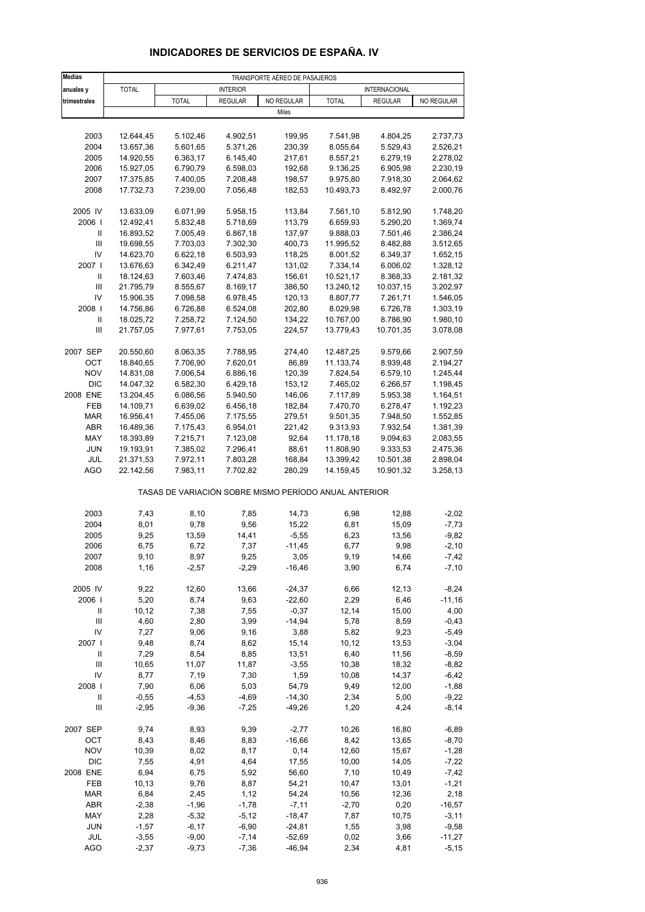# INDICADORES DE SERVICIOS DE ESPAÑA. IV

| Medias anuales y trimestrales | TRANSPORTE AÉREO DE PASAJEROS | | | | | | |
|---|---|---|---|---|---|---|---|
| | TOTAL | INTERIOR | | | INTERNACIONAL | | |
| | | TOTAL | REGULAR | NO REGULAR | TOTAL | REGULAR | NO REGULAR |
| | Miles | | | | | | |
| 2003 | 12.644,45 | 5.102,46 | 4.902,51 | 199,95 | 7.541,98 | 4.804,25 | 2.737,73 |
| 2004 | 13.657,36 | 5.601,65 | 5.371,26 | 230,39 | 8.055,64 | 5.529,43 | 2.526,21 |
| 2005 | 14.920,55 | 6.363,17 | 6.145,40 | 217,61 | 8.557,21 | 6.279,19 | 2.278,02 |
| 2006 | 15.927,05 | 6.790,79 | 6.598,03 | 192,68 | 9.136,25 | 6.905,98 | 2.230,19 |
| 2007 | 17.375,85 | 7.400,05 | 7.208,48 | 198,57 | 9.975,80 | 7.918,30 | 2.064,62 |
| 2008 | 17.732,73 | 7.239,00 | 7.056,48 | 182,53 | 10.493,73 | 8.492,97 | 2.000,76 |
| 2005 IV | 13.633,09 | 6.071,99 | 5.958,15 | 113,84 | 7.561,10 | 5.812,90 | 1.748,20 |
| 2006 I | 12.492,41 | 5.832,48 | 5.718,69 | 113,79 | 6.659,93 | 5.290,20 | 1.369,74 |
| II | 16.893,52 | 7.005,49 | 6.867,18 | 137,97 | 9.888,03 | 7.501,46 | 2.386,24 |
| III | 19.698,55 | 7.703,03 | 7.302,30 | 400,73 | 11.995,52 | 8.482,88 | 3.512,65 |
| IV | 14.623,70 | 6.622,18 | 6.503,93 | 118,25 | 8.001,52 | 6.349,37 | 1.652,15 |
| 2007 I | 13.676,63 | 6.342,49 | 6.211,47 | 131,02 | 7.334,14 | 6.006,02 | 1.328,12 |
| II | 18.124,63 | 7.603,46 | 7.474,83 | 156,61 | 10.521,17 | 8.368,33 | 2.181,32 |
| III | 21.795,79 | 8.555,67 | 8.169,17 | 386,50 | 13.240,12 | 10.037,15 | 3.202,97 |
| IV | 15.906,35 | 7.098,58 | 6.978,45 | 120,13 | 8.807,77 | 7.261,71 | 1.546,05 |
| 2008 I | 14.756,86 | 6.726,88 | 6.524,08 | 202,80 | 8.029,98 | 6.726,78 | 1.303,19 |
| II | 18.025,72 | 7.258,72 | 7.124,50 | 134,22 | 10.767,00 | 8.786,90 | 1.980,10 |
| III | 21.757,05 | 7.977,61 | 7.753,05 | 224,57 | 13.779,43 | 10.701,35 | 3.078,08 |
| 2007 SEP | 20.550,60 | 8.063,35 | 7.788,95 | 274,40 | 12.487,25 | 9.579,66 | 2.907,59 |
| OCT | 18.840,65 | 7.706,90 | 7.620,01 | 86,89 | 11.133,74 | 8.939,48 | 2.194,27 |
| NOV | 14.831,08 | 7.006,54 | 6.886,16 | 120,39 | 7.824,54 | 6.579,10 | 1.245,44 |
| DIC | 14.047,32 | 6.582,30 | 6.429,18 | 153,12 | 7.465,02 | 6.266,57 | 1.198,45 |
| 2008 ENE | 13.204,45 | 6.086,56 | 5.940,50 | 146,06 | 7.117,89 | 5.953,38 | 1.164,51 |
| FEB | 14.109,71 | 6.639,02 | 6.456,18 | 182,84 | 7.470,70 | 6.278,47 | 1.192,23 |
| MAR | 16.956,41 | 7.455,06 | 7.175,55 | 279,51 | 9.501,35 | 7.948,50 | 1.552,85 |
| ABR | 16.489,36 | 7.175,43 | 6.954,01 | 221,42 | 9.313,93 | 7.932,54 | 1.381,39 |
| MAY | 18.393,89 | 7.215,71 | 7.123,08 | 92,64 | 11.178,18 | 9.094,63 | 2.083,55 |
| JUN | 19.193,91 | 7.385,02 | 7.296,41 | 88,61 | 11.808,90 | 9.333,53 | 2.475,36 |
| JUL | 21.371,53 | 7.972,11 | 7.803,28 | 168,84 | 13.399,42 | 10.501,38 | 2.898,04 |
| AGO | 22.142,56 | 7.983,11 | 7.702,82 | 280,29 | 14.159,45 | 10.901,32 | 3.258,13 |
| | TASAS DE VARIACIÓN SOBRE MISMO PERÍODO ANUAL ANTERIOR | | | | | | |
| 2003 | 7,43 | 8,10 | 7,85 | 14,73 | 6,98 | 12,88 | -2,02 |
| 2004 | 8,01 | 9,78 | 9,56 | 15,22 | 6,81 | 15,09 | -7,73 |
| 2005 | 9,25 | 13,59 | 14,41 | -5,55 | 6,23 | 13,56 | -9,82 |
| 2006 | 6,75 | 6,72 | 7,37 | -11,45 | 6,77 | 9,98 | -2,10 |
| 2007 | 9,10 | 8,97 | 9,25 | 3,05 | 9,19 | 14,66 | -7,42 |
| 2008 | 1,16 | -2,57 | -2,29 | -16,46 | 3,90 | 6,74 | -7,10 |
| 2005 IV | 9,22 | 12,60 | 13,66 | -24,37 | 6,66 | 12,13 | -8,24 |
| 2006 I | 5,20 | 8,74 | 9,63 | -22,60 | 2,29 | 6,46 | -11,16 |
| II | 10,12 | 7,38 | 7,55 | -0,37 | 12,14 | 15,00 | 4,00 |
| III | 4,60 | 2,80 | 3,99 | -14,94 | 5,78 | 8,59 | -0,43 |
| IV | 7,27 | 9,06 | 9,16 | 3,88 | 5,82 | 9,23 | -5,49 |
| 2007 I | 9,48 | 8,74 | 8,62 | 15,14 | 10,12 | 13,53 | -3,04 |
| II | 7,29 | 8,54 | 8,85 | 13,51 | 6,40 | 11,56 | -8,59 |
| III | 10,65 | 11,07 | 11,87 | -3,55 | 10,38 | 18,32 | -8,82 |
| IV | 8,77 | 7,19 | 7,30 | 1,59 | 10,08 | 14,37 | -6,42 |
| 2008 I | 7,90 | 6,06 | 5,03 | 54,79 | 9,49 | 12,00 | -1,88 |
| II | -0,55 | -4,53 | -4,69 | -14,30 | 2,34 | 5,00 | -9,22 |
| III | -2,95 | -9,36 | -7,25 | -49,26 | 1,20 | 4,24 | -8,14 |
| 2007 SEP | 9,74 | 8,93 | 9,39 | -2,77 | 10,26 | 16,80 | -6,89 |
| OCT | 8,43 | 8,46 | 8,83 | -16,66 | 8,42 | 13,65 | -8,70 |
| NOV | 10,39 | 8,02 | 8,17 | 0,14 | 12,60 | 15,67 | -1,28 |
| DIC | 7,55 | 4,91 | 4,64 | 17,55 | 10,00 | 14,05 | -7,22 |
| 2008 ENE | 6,94 | 6,75 | 5,92 | 56,60 | 7,10 | 10,49 | -7,42 |
| FEB | 10,13 | 9,76 | 8,87 | 54,21 | 10,47 | 13,01 | -1,21 |
| MAR | 6,84 | 2,45 | 1,12 | 54,24 | 10,56 | 12,36 | 2,18 |
| ABR | -2,38 | -1,96 | -1,78 | -7,11 | -2,70 | 0,20 | -16,57 |
| MAY | 2,28 | -5,32 | -5,12 | -18,47 | 7,87 | 10,75 | -3,11 |
| JUN | -1,57 | -6,17 | -6,90 | -24,81 | 1,55 | 3,98 | -9,58 |
| JUL | -3,55 | -9,00 | -7,14 | -52,69 | 0,02 | 3,66 | -11,27 |
| AGO | -2,37 | -9,73 | -7,36 | -46,94 | 2,34 | 4,81 | -5,15 |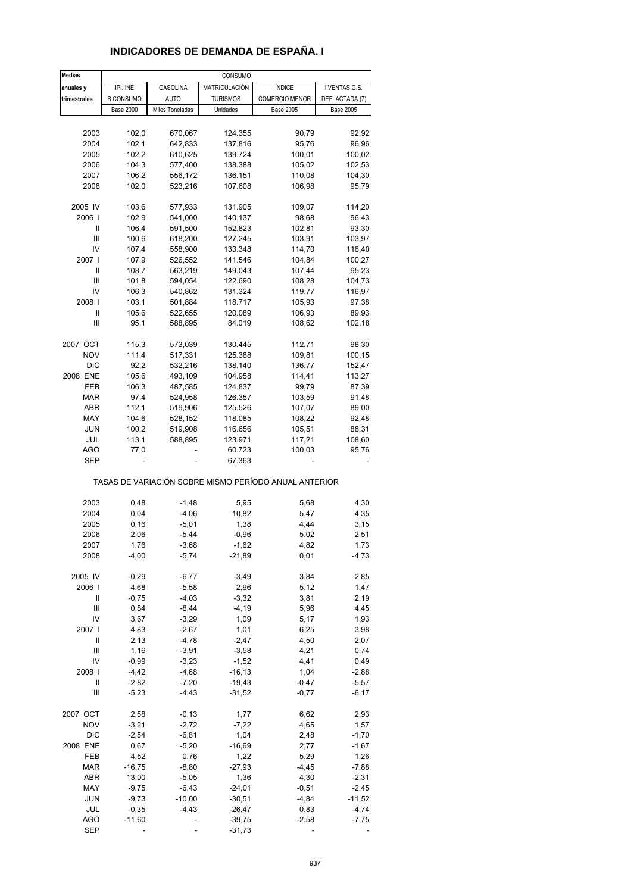# INDICADORES DE DEMANDA DE ESPAÑA. I

| Medias anuales y trimestrales | CONSUMO | | | | |
|---|---|---|---|---|---|
| | IPI. INE B.CONSUMO | GASOLINA AUTO | MATRICULACIÓN TURISMOS | ÍNDICE COMERCIO MENOR | I.VENTAS G.S. DEFLACTADA (7) |
| | Base 2000 | Miles Toneladas | Unidades | Base 2005 | Base 2005 |
| 2003 | 102,0 | 670,067 | 124.355 | 90,79 | 92,92 |
| 2004 | 102,1 | 642,833 | 137.816 | 95,76 | 96,96 |
| 2005 | 102,2 | 610,625 | 139.724 | 100,01 | 100,02 |
| 2006 | 104,3 | 577,400 | 138.388 | 105,02 | 102,53 |
| 2007 | 106,2 | 556,172 | 136.151 | 110,08 | 104,30 |
| 2008 | 102,0 | 523,216 | 107.608 | 106,98 | 95,79 |
| 2005 IV | 103,6 | 577,933 | 131.905 | 109,07 | 114,20 |
| 2006 I | 102,9 | 541,000 | 140.137 | 98,68 | 96,43 |
| II | 106,4 | 591,500 | 152.823 | 102,81 | 93,30 |
| III | 100,6 | 618,200 | 127.245 | 103,91 | 103,97 |
| IV | 107,4 | 558,900 | 133.348 | 114,70 | 116,40 |
| 2007 I | 107,9 | 526,552 | 141.546 | 104,84 | 100,27 |
| II | 108,7 | 563,219 | 149.043 | 107,44 | 95,23 |
| III | 101,8 | 594,054 | 122.690 | 108,28 | 104,73 |
| IV | 106,3 | 540,862 | 131.324 | 119,77 | 116,97 |
| 2008 I | 103,1 | 501,884 | 118.717 | 105,93 | 97,38 |
| II | 105,6 | 522,655 | 120.089 | 106,93 | 89,93 |
| III | 95,1 | 588,895 | 84.019 | 108,62 | 102,18 |
| 2007 OCT | 115,3 | 573,039 | 130.445 | 112,71 | 98,30 |
| NOV | 111,4 | 517,331 | 125.388 | 109,81 | 100,15 |
| DIC | 92,2 | 532,216 | 138.140 | 136,77 | 152,47 |
| 2008 ENE | 105,6 | 493,109 | 104.958 | 114,41 | 113,27 |
| FEB | 106,3 | 487,585 | 124.837 | 99,79 | 87,39 |
| MAR | 97,4 | 524,958 | 126.357 | 103,59 | 91,48 |
| ABR | 112,1 | 519,906 | 125.526 | 107,07 | 89,00 |
| MAY | 104,6 | 528,152 | 118.085 | 108,22 | 92,48 |
| JUN | 100,2 | 519,908 | 116.656 | 105,51 | 88,31 |
| JUL | 113,1 | 588,895 | 123.971 | 117,21 | 108,60 |
| AGO | 77,0 | - | 60.723 | 100,03 | 95,76 |
| SEP | - | - | 67.363 | - | - |

TASAS DE VARIACIÓN SOBRE MISMO PERÍODO ANUAL ANTERIOR

| | IPI. INE B.CONSUMO | GASOLINA AUTO | MATRICULACIÓN TURISMOS | ÍNDICE COMERCIO MENOR | I.VENTAS G.S. DEFLACTADA (7) |
|---|---|---|---|---|---|
| 2003 | 0,48 | -1,48 | 5,95 | 5,68 | 4,30 |
| 2004 | 0,04 | -4,06 | 10,82 | 5,47 | 4,35 |
| 2005 | 0,16 | -5,01 | 1,38 | 4,44 | 3,15 |
| 2006 | 2,06 | -5,44 | -0,96 | 5,02 | 2,51 |
| 2007 | 1,76 | -3,68 | -1,62 | 4,82 | 1,73 |
| 2008 | -4,00 | -5,74 | -21,89 | 0,01 | -4,73 |
| 2005 IV | -0,29 | -6,77 | -3,49 | 3,84 | 2,85 |
| 2006 I | 4,68 | -5,58 | 2,96 | 5,12 | 1,47 |
| II | -0,75 | -4,03 | -3,32 | 3,81 | 2,19 |
| III | 0,84 | -8,44 | -4,19 | 5,96 | 4,45 |
| IV | 3,67 | -3,29 | 1,09 | 5,17 | 1,93 |
| 2007 I | 4,83 | -2,67 | 1,01 | 6,25 | 3,98 |
| II | 2,13 | -4,78 | -2,47 | 4,50 | 2,07 |
| III | 1,16 | -3,91 | -3,58 | 4,21 | 0,74 |
| IV | -0,99 | -3,23 | -1,52 | 4,41 | 0,49 |
| 2008 I | -4,42 | -4,68 | -16,13 | 1,04 | -2,88 |
| II | -2,82 | -7,20 | -19,43 | -0,47 | -5,57 |
| III | -5,23 | -4,43 | -31,52 | -0,77 | -6,17 |
| 2007 OCT | 2,58 | -0,13 | 1,77 | 6,62 | 2,93 |
| NOV | -3,21 | -2,72 | -7,22 | 4,65 | 1,57 |
| DIC | -2,54 | -6,81 | 1,04 | 2,48 | -1,70 |
| 2008 ENE | 0,67 | -5,20 | -16,69 | 2,77 | -1,67 |
| FEB | 4,52 | 0,76 | 1,22 | 5,29 | 1,26 |
| MAR | -16,75 | -8,80 | -27,93 | -4,45 | -7,88 |
| ABR | 13,00 | -5,05 | 1,36 | 4,30 | -2,31 |
| MAY | -9,75 | -6,43 | -24,01 | -0,51 | -2,45 |
| JUN | -9,73 | -10,00 | -30,51 | -4,84 | -11,52 |
| JUL | -0,35 | -4,43 | -26,47 | 0,83 | -4,74 |
| AGO | -11,60 | - | -39,75 | -2,58 | -7,75 |
| SEP | - | - | -31,73 | - | - |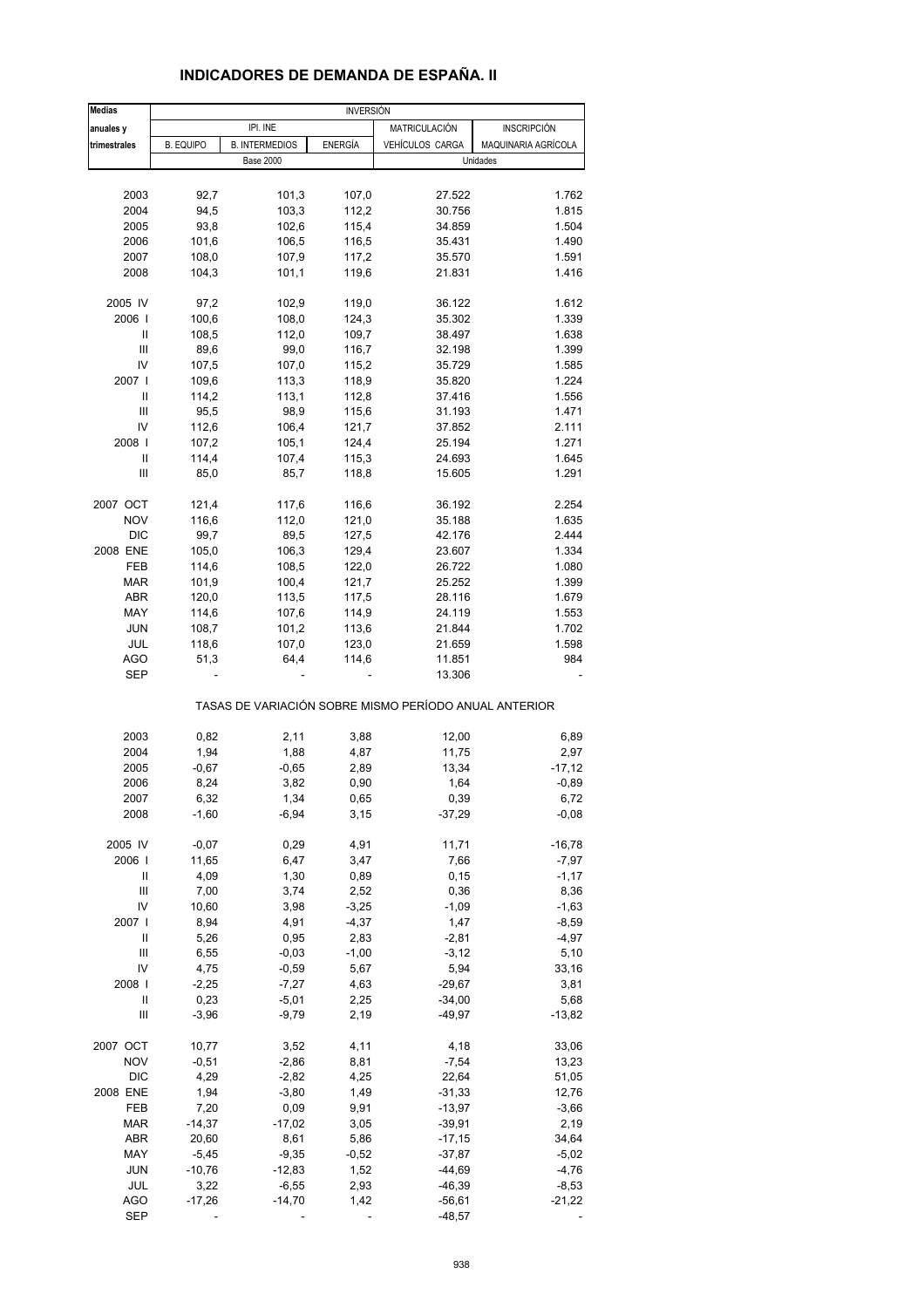# INDICADORES DE DEMANDA DE ESPAÑA. II

| Medias | INVERSIÓN | | | | |
|---|---|---|---|---|---|
| anuales y | IPI. INE | | | MATRICULACIÓN | INSCRIPCIÓN |
| trimestrales | B. EQUIPO | B. INTERMEDIOS | ENERGÍA | VEHÍCULOS CARGA | MAQUINARIA AGRÍCOLA |
| | Base 2000 | | | Unidades | |
| 2003 | 92,7 | 101,3 | 107,0 | 27.522 | 1.762 |
| 2004 | 94,5 | 103,3 | 112,2 | 30.756 | 1.815 |
| 2005 | 93,8 | 102,6 | 115,4 | 34.859 | 1.504 |
| 2006 | 101,6 | 106,5 | 116,5 | 35.431 | 1.490 |
| 2007 | 108,0 | 107,9 | 117,2 | 35.570 | 1.591 |
| 2008 | 104,3 | 101,1 | 119,6 | 21.831 | 1.416 |
| 2005 IV | 97,2 | 102,9 | 119,0 | 36.122 | 1.612 |
| 2006 I | 100,6 | 108,0 | 124,3 | 35.302 | 1.339 |
| II | 108,5 | 112,0 | 109,7 | 38.497 | 1.638 |
| III | 89,6 | 99,0 | 116,7 | 32.198 | 1.399 |
| IV | 107,5 | 107,0 | 115,2 | 35.729 | 1.585 |
| 2007 I | 109,6 | 113,3 | 118,9 | 35.820 | 1.224 |
| II | 114,2 | 113,1 | 112,8 | 37.416 | 1.556 |
| III | 95,5 | 98,9 | 115,6 | 31.193 | 1.471 |
| IV | 112,6 | 106,4 | 121,7 | 37.852 | 2.111 |
| 2008 I | 107,2 | 105,1 | 124,4 | 25.194 | 1.271 |
| II | 114,4 | 107,4 | 115,3 | 24.693 | 1.645 |
| III | 85,0 | 85,7 | 118,8 | 15.605 | 1.291 |
| 2007 OCT | 121,4 | 117,6 | 116,6 | 36.192 | 2.254 |
| NOV | 116,6 | 112,0 | 121,0 | 35.188 | 1.635 |
| DIC | 99,7 | 89,5 | 127,5 | 42.176 | 2.444 |
| 2008 ENE | 105,0 | 106,3 | 129,4 | 23.607 | 1.334 |
| FEB | 114,6 | 108,5 | 122,0 | 26.722 | 1.080 |
| MAR | 101,9 | 100,4 | 121,7 | 25.252 | 1.399 |
| ABR | 120,0 | 113,5 | 117,5 | 28.116 | 1.679 |
| MAY | 114,6 | 107,6 | 114,9 | 24.119 | 1.553 |
| JUN | 108,7 | 101,2 | 113,6 | 21.844 | 1.702 |
| JUL | 118,6 | 107,0 | 123,0 | 21.659 | 1.598 |
| AGO | 51,3 | 64,4 | 114,6 | 11.851 | 984 |
| SEP | - | - | - | 13.306 | - |
| | TASAS DE VARIACIÓN SOBRE MISMO PERÍODO ANUAL ANTERIOR | | | | |
| 2003 | 0,82 | 2,11 | 3,88 | 12,00 | 6,89 |
| 2004 | 1,94 | 1,88 | 4,87 | 11,75 | 2,97 |
| 2005 | -0,67 | -0,65 | 2,89 | 13,34 | -17,12 |
| 2006 | 8,24 | 3,82 | 0,90 | 1,64 | -0,89 |
| 2007 | 6,32 | 1,34 | 0,65 | 0,39 | 6,72 |
| 2008 | -1,60 | -6,94 | 3,15 | -37,29 | -0,08 |
| 2005 IV | -0,07 | 0,29 | 4,91 | 11,71 | -16,78 |
| 2006 I | 11,65 | 6,47 | 3,47 | 7,66 | -7,97 |
| II | 4,09 | 1,30 | 0,89 | 0,15 | -1,17 |
| III | 7,00 | 3,74 | 2,52 | 0,36 | 8,36 |
| IV | 10,60 | 3,98 | -3,25 | -1,09 | -1,63 |
| 2007 I | 8,94 | 4,91 | -4,37 | 1,47 | -8,59 |
| II | 5,26 | 0,95 | 2,83 | -2,81 | -4,97 |
| III | 6,55 | -0,03 | -1,00 | -3,12 | 5,10 |
| IV | 4,75 | -0,59 | 5,67 | 5,94 | 33,16 |
| 2008 I | -2,25 | -7,27 | 4,63 | -29,67 | 3,81 |
| II | 0,23 | -5,01 | 2,25 | -34,00 | 5,68 |
| III | -3,96 | -9,79 | 2,19 | -49,97 | -13,82 |
| 2007 OCT | 10,77 | 3,52 | 4,11 | 4,18 | 33,06 |
| NOV | -0,51 | -2,86 | 8,81 | -7,54 | 13,23 |
| DIC | 4,29 | -2,82 | 4,25 | 22,64 | 51,05 |
| 2008 ENE | 1,94 | -3,80 | 1,49 | -31,33 | 12,76 |
| FEB | 7,20 | 0,09 | 9,91 | -13,97 | -3,66 |
| MAR | -14,37 | -17,02 | 3,05 | -39,91 | 2,19 |
| ABR | 20,60 | 8,61 | 5,86 | -17,15 | 34,64 |
| MAY | -5,45 | -9,35 | -0,52 | -37,87 | -5,02 |
| JUN | -10,76 | -12,83 | 1,52 | -44,69 | -4,76 |
| JUL | 3,22 | -6,55 | 2,93 | -46,39 | -8,53 |
| AGO | -17,26 | -14,70 | 1,42 | -56,61 | -21,22 |
| SEP | - | - | - | -48,57 | - |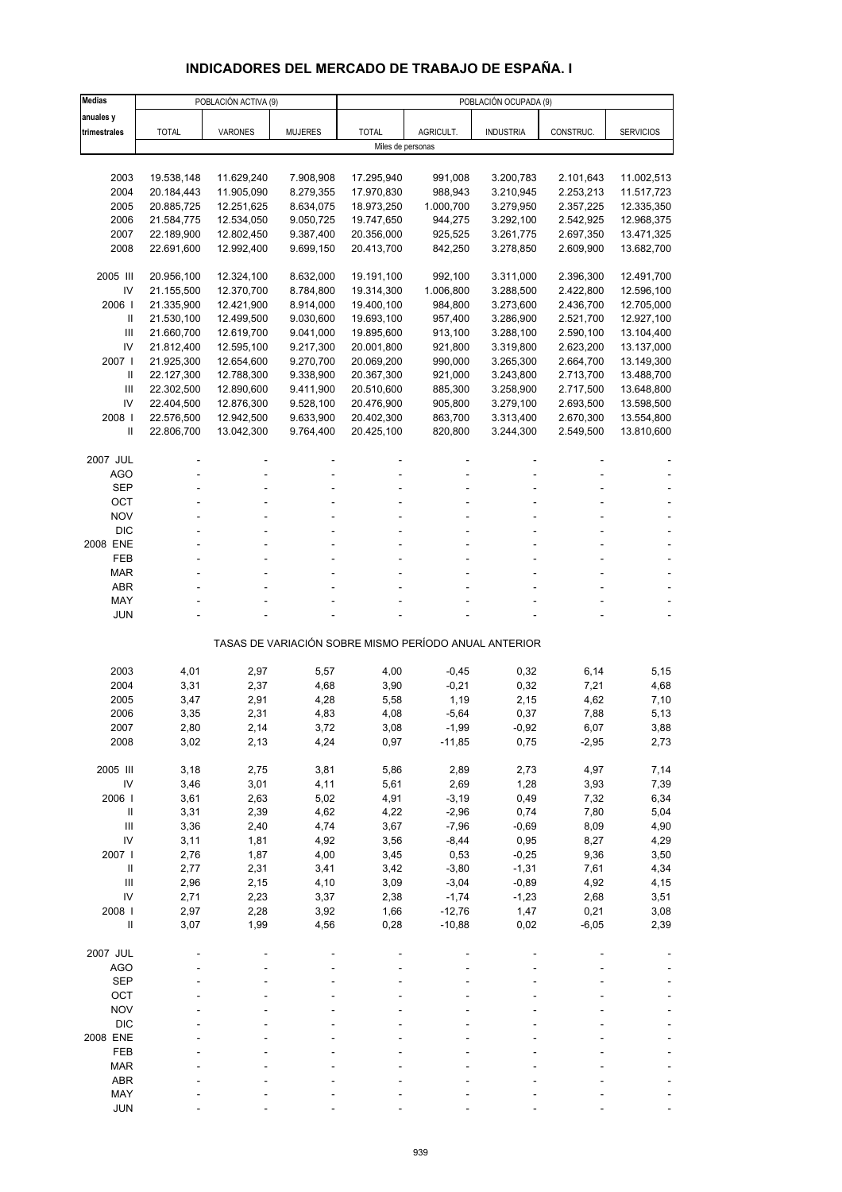## INDICADORES DEL MERCADO DE TRABAJO DE ESPAÑA. I

| Medias anuales y trimestrales | POBLACIÓN ACTIVA (9) | | | POBLACIÓN OCUPADA (9) | | | | |
|---|---|---|---|---|---|---|---|---|
| | TOTAL | VARONES | MUJERES | TOTAL | AGRICULT. | INDUSTRIA | CONSTRUC. | SERVICIOS |
| | Miles de personas | | | | | | | |
| 2003 | 19.538,148 | 11.629,240 | 7.908,908 | 17.295,940 | 991,008 | 3.200,783 | 2.101,643 | 11.002,513 |
| 2004 | 20.184,443 | 11.905,090 | 8.279,355 | 17.970,830 | 988,943 | 3.210,945 | 2.253,213 | 11.517,723 |
| 2005 | 20.885,725 | 12.251,625 | 8.634,075 | 18.973,250 | 1.000,700 | 3.279,950 | 2.357,225 | 12.335,350 |
| 2006 | 21.584,775 | 12.534,050 | 9.050,725 | 19.747,650 | 944,275 | 3.292,100 | 2.542,925 | 12.968,375 |
| 2007 | 22.189,900 | 12.802,450 | 9.387,400 | 20.356,000 | 925,525 | 3.261,775 | 2.697,350 | 13.471,325 |
| 2008 | 22.691,600 | 12.992,400 | 9.699,150 | 20.413,700 | 842,250 | 3.278,850 | 2.609,900 | 13.682,700 |
| 2005 III | 20.956,100 | 12.324,100 | 8.632,000 | 19.191,100 | 992,100 | 3.311,000 | 2.396,300 | 12.491,700 |
| IV | 21.155,500 | 12.370,700 | 8.784,800 | 19.314,300 | 1.006,800 | 3.288,500 | 2.422,800 | 12.596,100 |
| 2006 I | 21.335,900 | 12.421,900 | 8.914,000 | 19.400,100 | 984,800 | 3.273,600 | 2.436,700 | 12.705,000 |
| II | 21.530,100 | 12.499,500 | 9.030,600 | 19.693,100 | 957,400 | 3.286,900 | 2.521,700 | 12.927,100 |
| III | 21.660,700 | 12.619,700 | 9.041,000 | 19.895,600 | 913,100 | 3.288,100 | 2.590,100 | 13.104,400 |
| IV | 21.812,400 | 12.595,100 | 9.217,300 | 20.001,800 | 921,800 | 3.319,800 | 2.623,200 | 13.137,000 |
| 2007 I | 21.925,300 | 12.654,600 | 9.270,700 | 20.069,200 | 990,000 | 3.265,300 | 2.664,700 | 13.149,300 |
| II | 22.127,300 | 12.788,300 | 9.338,900 | 20.367,300 | 921,000 | 3.243,800 | 2.713,700 | 13.488,700 |
| III | 22.302,500 | 12.890,600 | 9.411,900 | 20.510,600 | 885,300 | 3.258,900 | 2.717,500 | 13.648,800 |
| IV | 22.404,500 | 12.876,300 | 9.528,100 | 20.476,900 | 905,800 | 3.279,100 | 2.693,500 | 13.598,500 |
| 2008 I | 22.576,500 | 12.942,500 | 9.633,900 | 20.402,300 | 863,700 | 3.313,400 | 2.670,300 | 13.554,800 |
| II | 22.806,700 | 13.042,300 | 9.764,400 | 20.425,100 | 820,800 | 3.244,300 | 2.549,500 | 13.810,600 |
| 2007 JUL | - | - | - | - | - | - | - | - |
| AGO | - | - | - | - | - | - | - | - |
| SEP | - | - | - | - | - | - | - | - |
| OCT | - | - | - | - | - | - | - | - |
| NOV | - | - | - | - | - | - | - | - |
| DIC | - | - | - | - | - | - | - | - |
| 2008 ENE | - | - | - | - | - | - | - | - |
| FEB | - | - | - | - | - | - | - | - |
| MAR | - | - | - | - | - | - | - | - |
| ABR | - | - | - | - | - | - | - | - |
| MAY | - | - | - | - | - | - | - | - |
| JUN | - | - | - | - | - | - | - | - |
| | TASAS DE VARIACIÓN SOBRE MISMO PERÍODO ANUAL ANTERIOR | | | | | | | |
| 2003 | 4,01 | 2,97 | 5,57 | 4,00 | -0,45 | 0,32 | 6,14 | 5,15 |
| 2004 | 3,31 | 2,37 | 4,68 | 3,90 | -0,21 | 0,32 | 7,21 | 4,68 |
| 2005 | 3,47 | 2,91 | 4,28 | 5,58 | 1,19 | 2,15 | 4,62 | 7,10 |
| 2006 | 3,35 | 2,31 | 4,83 | 4,08 | -5,64 | 0,37 | 7,88 | 5,13 |
| 2007 | 2,80 | 2,14 | 3,72 | 3,08 | -1,99 | -0,92 | 6,07 | 3,88 |
| 2008 | 3,02 | 2,13 | 4,24 | 0,97 | -11,85 | 0,75 | -2,95 | 2,73 |
| 2005 III | 3,18 | 2,75 | 3,81 | 5,86 | 2,89 | 2,73 | 4,97 | 7,14 |
| IV | 3,46 | 3,01 | 4,11 | 5,61 | 2,69 | 1,28 | 3,93 | 7,39 |
| 2006 I | 3,61 | 2,63 | 5,02 | 4,91 | -3,19 | 0,49 | 7,32 | 6,34 |
| II | 3,31 | 2,39 | 4,62 | 4,22 | -2,96 | 0,74 | 7,80 | 5,04 |
| III | 3,36 | 2,40 | 4,74 | 3,67 | -7,96 | -0,69 | 8,09 | 4,90 |
| IV | 3,11 | 1,81 | 4,92 | 3,56 | -8,44 | 0,95 | 8,27 | 4,29 |
| 2007 I | 2,76 | 1,87 | 4,00 | 3,45 | 0,53 | -0,25 | 9,36 | 3,50 |
| II | 2,77 | 2,31 | 3,41 | 3,42 | -3,80 | -1,31 | 7,61 | 4,34 |
| III | 2,96 | 2,15 | 4,10 | 3,09 | -3,04 | -0,89 | 4,92 | 4,15 |
| IV | 2,71 | 2,23 | 3,37 | 2,38 | -1,74 | -1,23 | 2,68 | 3,51 |
| 2008 I | 2,97 | 2,28 | 3,92 | 1,66 | -12,76 | 1,47 | 0,21 | 3,08 |
| II | 3,07 | 1,99 | 4,56 | 0,28 | -10,88 | 0,02 | -6,05 | 2,39 |
| 2007 JUL | - | - | - | - | - | - | - | - |
| AGO | - | - | - | - | - | - | - | - |
| SEP | - | - | - | - | - | - | - | - |
| OCT | - | - | - | - | - | - | - | - |
| NOV | - | - | - | - | - | - | - | - |
| DIC | - | - | - | - | - | - | - | - |
| 2008 ENE | - | - | - | - | - | - | - | - |
| FEB | - | - | - | - | - | - | - | - |
| MAR | - | - | - | - | - | - | - | - |
| ABR | - | - | - | - | - | - | - | - |
| MAY | - | - | - | - | - | - | - | - |
| JUN | - | - | - | - | - | - | - | - |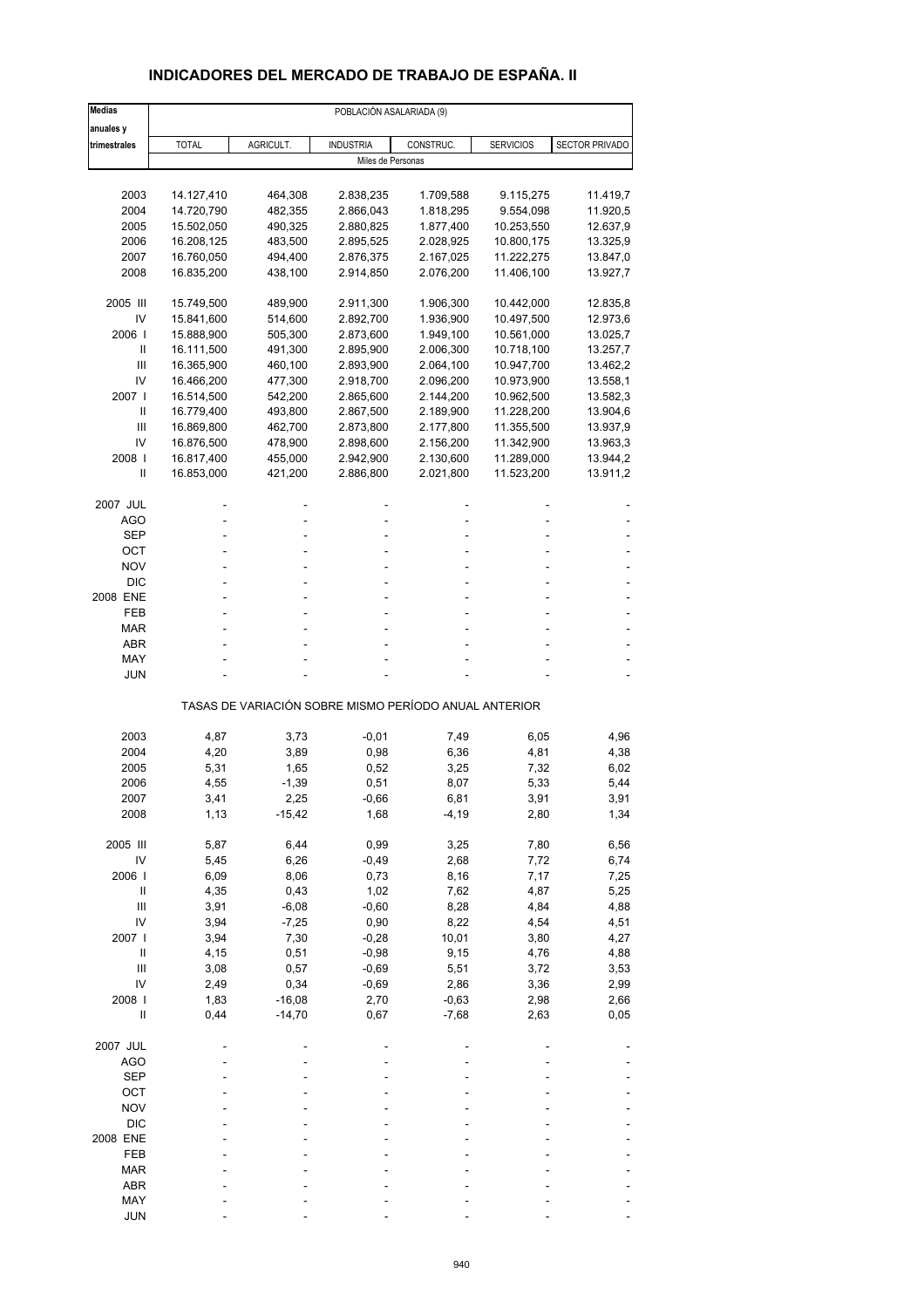# INDICADORES DEL MERCADO DE TRABAJO DE ESPAÑA. II

| Medias anuales y trimestrales | POBLACIÓN ASALARIADA (9) | | | | | |
|---|---|---|---|---|---|---|
| | TOTAL | AGRICULT. | INDUSTRIA | CONSTRUC. | SERVICIOS | SECTOR PRIVADO |
| | Miles de Personas | | | | | |
| 2003 | 14.127,410 | 464,308 | 2.838,235 | 1.709,588 | 9.115,275 | 11.419,7 |
| 2004 | 14.720,790 | 482,355 | 2.866,043 | 1.818,295 | 9.554,098 | 11.920,5 |
| 2005 | 15.502,050 | 490,325 | 2.880,825 | 1.877,400 | 10.253,550 | 12.637,9 |
| 2006 | 16.208,125 | 483,500 | 2.895,525 | 2.028,925 | 10.800,175 | 13.325,9 |
| 2007 | 16.760,050 | 494,400 | 2.876,375 | 2.167,025 | 11.222,275 | 13.847,0 |
| 2008 | 16.835,200 | 438,100 | 2.914,850 | 2.076,200 | 11.406,100 | 13.927,7 |
| 2005 III | 15.749,500 | 489,900 | 2.911,300 | 1.906,300 | 10.442,000 | 12.835,8 |
| IV | 15.841,600 | 514,600 | 2.892,700 | 1.936,900 | 10.497,500 | 12.973,6 |
| 2006 I | 15.888,900 | 505,300 | 2.873,600 | 1.949,100 | 10.561,000 | 13.025,7 |
| II | 16.111,500 | 491,300 | 2.895,900 | 2.006,300 | 10.718,100 | 13.257,7 |
| III | 16.365,900 | 460,100 | 2.893,900 | 2.064,100 | 10.947,700 | 13.462,2 |
| IV | 16.466,200 | 477,300 | 2.918,700 | 2.096,200 | 10.973,900 | 13.558,1 |
| 2007 I | 16.514,500 | 542,200 | 2.865,600 | 2.144,200 | 10.962,500 | 13.582,3 |
| II | 16.779,400 | 493,800 | 2.867,500 | 2.189,900 | 11.228,200 | 13.904,6 |
| III | 16.869,800 | 462,700 | 2.873,800 | 2.177,800 | 11.355,500 | 13.937,9 |
| IV | 16.876,500 | 478,900 | 2.898,600 | 2.156,200 | 11.342,900 | 13.963,3 |
| 2008 I | 16.817,400 | 455,000 | 2.942,900 | 2.130,600 | 11.289,000 | 13.944,2 |
| II | 16.853,000 | 421,200 | 2.886,800 | 2.021,800 | 11.523,200 | 13.911,2 |
| 2007 JUL | - | - | - | - | - | - |
| AGO | - | - | - | - | - | - |
| SEP | - | - | - | - | - | - |
| OCT | - | - | - | - | - | - |
| NOV | - | - | - | - | - | - |
| DIC | - | - | - | - | - | - |
| 2008 ENE | - | - | - | - | - | - |
| FEB | - | - | - | - | - | - |
| MAR | - | - | - | - | - | - |
| ABR | - | - | - | - | - | - |
| MAY | - | - | - | - | - | - |
| JUN | - | - | - | - | - | - |
| | TASAS DE VARIACIÓN SOBRE MISMO PERÍODO ANUAL ANTERIOR | | | | | |
| 2003 | 4,87 | 3,73 | -0,01 | 7,49 | 6,05 | 4,96 |
| 2004 | 4,20 | 3,89 | 0,98 | 6,36 | 4,81 | 4,38 |
| 2005 | 5,31 | 1,65 | 0,52 | 3,25 | 7,32 | 6,02 |
| 2006 | 4,55 | -1,39 | 0,51 | 8,07 | 5,33 | 5,44 |
| 2007 | 3,41 | 2,25 | -0,66 | 6,81 | 3,91 | 3,91 |
| 2008 | 1,13 | -15,42 | 1,68 | -4,19 | 2,80 | 1,34 |
| 2005 III | 5,87 | 6,44 | 0,99 | 3,25 | 7,80 | 6,56 |
| IV | 5,45 | 6,26 | -0,49 | 2,68 | 7,72 | 6,74 |
| 2006 I | 6,09 | 8,06 | 0,73 | 8,16 | 7,17 | 7,25 |
| II | 4,35 | 0,43 | 1,02 | 7,62 | 4,87 | 5,25 |
| III | 3,91 | -6,08 | -0,60 | 8,28 | 4,84 | 4,88 |
| IV | 3,94 | -7,25 | 0,90 | 8,22 | 4,54 | 4,51 |
| 2007 I | 3,94 | 7,30 | -0,28 | 10,01 | 3,80 | 4,27 |
| II | 4,15 | 0,51 | -0,98 | 9,15 | 4,76 | 4,88 |
| III | 3,08 | 0,57 | -0,69 | 5,51 | 3,72 | 3,53 |
| IV | 2,49 | 0,34 | -0,69 | 2,86 | 3,36 | 2,99 |
| 2008 I | 1,83 | -16,08 | 2,70 | -0,63 | 2,98 | 2,66 |
| II | 0,44 | -14,70 | 0,67 | -7,68 | 2,63 | 0,05 |
| 2007 JUL | - | - | - | - | - | - |
| AGO | - | - | - | - | - | - |
| SEP | - | - | - | - | - | - |
| OCT | - | - | - | - | - | - |
| NOV | - | - | - | - | - | - |
| DIC | - | - | - | - | - | - |
| 2008 ENE | - | - | - | - | - | - |
| FEB | - | - | - | - | - | - |
| MAR | - | - | - | - | - | - |
| ABR | - | - | - | - | - | - |
| MAY | - | - | - | - | - | - |
| JUN | - | - | - | - | - | - |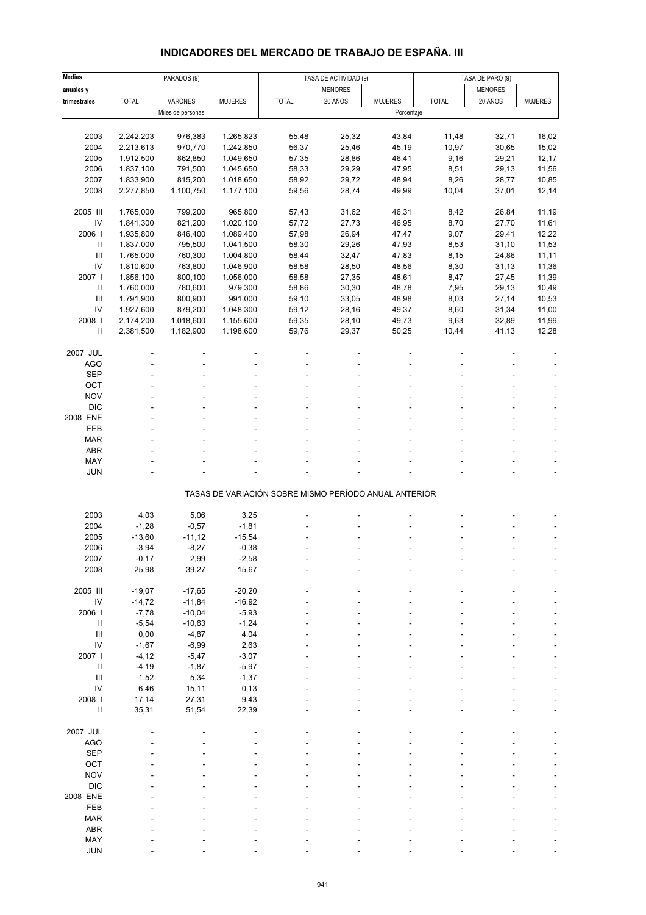## INDICADORES DEL MERCADO DE TRABAJO DE ESPAÑA. III

| Medias anuales y trimestrales | PARADOS (9) | | | TASA DE ACTIVIDAD (9) | | | TASA DE PARO (9) | | |
|---|---|---|---|---|---|---|---|---|---|
| | TOTAL | VARONES | MUJERES | TOTAL | MENORES 20 AÑOS | MUJERES | TOTAL | MENORES 20 AÑOS | MUJERES |
| | Miles de personas | | | Porcentaje | | | | | |
| 2003 | 2.242,203 | 976,383 | 1.265,823 | 55,48 | 25,32 | 43,84 | 11,48 | 32,71 | 16,02 |
| 2004 | 2.213,613 | 970,770 | 1.242,850 | 56,37 | 25,46 | 45,19 | 10,97 | 30,65 | 15,02 |
| 2005 | 1.912,500 | 862,850 | 1.049,650 | 57,35 | 28,86 | 46,41 | 9,16 | 29,21 | 12,17 |
| 2006 | 1.837,100 | 791,500 | 1.045,650 | 58,33 | 29,29 | 47,95 | 8,51 | 29,13 | 11,56 |
| 2007 | 1.833,900 | 815,200 | 1.018,650 | 58,92 | 29,72 | 48,94 | 8,26 | 28,77 | 10,85 |
| 2008 | 2.277,850 | 1.100,750 | 1.177,100 | 59,56 | 28,74 | 49,99 | 10,04 | 37,01 | 12,14 |
| 2005 III | 1.765,000 | 799,200 | 965,800 | 57,43 | 31,62 | 46,31 | 8,42 | 26,84 | 11,19 |
| IV | 1.841,300 | 821,200 | 1.020,100 | 57,72 | 27,73 | 46,95 | 8,70 | 27,70 | 11,61 |
| 2006 I | 1.935,800 | 846,400 | 1.089,400 | 57,98 | 26,94 | 47,47 | 9,07 | 29,41 | 12,22 |
| II | 1.837,000 | 795,500 | 1.041,500 | 58,30 | 29,26 | 47,93 | 8,53 | 31,10 | 11,53 |
| III | 1.765,000 | 760,300 | 1.004,800 | 58,44 | 32,47 | 47,83 | 8,15 | 24,86 | 11,11 |
| IV | 1.810,600 | 763,800 | 1.046,900 | 58,58 | 28,50 | 48,56 | 8,30 | 31,13 | 11,36 |
| 2007 I | 1.856,100 | 800,100 | 1.056,000 | 58,58 | 27,35 | 48,61 | 8,47 | 27,45 | 11,39 |
| II | 1.760,000 | 780,600 | 979,300 | 58,86 | 30,30 | 48,78 | 7,95 | 29,13 | 10,49 |
| III | 1.791,900 | 800,900 | 991,000 | 59,10 | 33,05 | 48,98 | 8,03 | 27,14 | 10,53 |
| IV | 1.927,600 | 879,200 | 1.048,300 | 59,12 | 28,16 | 49,37 | 8,60 | 31,34 | 11,00 |
| 2008 I | 2.174,200 | 1.018,600 | 1.155,600 | 59,35 | 28,10 | 49,73 | 9,63 | 32,89 | 11,99 |
| II | 2.381,500 | 1.182,900 | 1.198,600 | 59,76 | 29,37 | 50,25 | 10,44 | 41,13 | 12,28 |
| 2007 JUL | - | - | - | - | - | - | - | - | - |
| AGO | - | - | - | - | - | - | - | - | - |
| SEP | - | - | - | - | - | - | - | - | - |
| OCT | - | - | - | - | - | - | - | - | - |
| NOV | - | - | - | - | - | - | - | - | - |
| DIC | - | - | - | - | - | - | - | - | - |
| 2008 ENE | - | - | - | - | - | - | - | - | - |
| FEB | - | - | - | - | - | - | - | - | - |
| MAR | - | - | - | - | - | - | - | - | - |
| ABR | - | - | - | - | - | - | - | - | - |
| MAY | - | - | - | - | - | - | - | - | - |
| JUN | - | - | - | - | - | - | - | - | - |
| | TASAS DE VARIACIÓN SOBRE MISMO PERÍODO ANUAL ANTERIOR | | | | | | | | |
| 2003 | 4,03 | 5,06 | 3,25 | - | - | - | - | - | - |
| 2004 | -1,28 | -0,57 | -1,81 | - | - | - | - | - | - |
| 2005 | -13,60 | -11,12 | -15,54 | - | - | - | - | - | - |
| 2006 | -3,94 | -8,27 | -0,38 | - | - | - | - | - | - |
| 2007 | -0,17 | 2,99 | -2,58 | - | - | - | - | - | - |
| 2008 | 25,98 | 39,27 | 15,67 | - | - | - | - | - | - |
| 2005 III | -19,07 | -17,65 | -20,20 | - | - | - | - | - | - |
| IV | -14,72 | -11,84 | -16,92 | - | - | - | - | - | - |
| 2006 I | -7,78 | -10,04 | -5,93 | - | - | - | - | - | - |
| II | -5,54 | -10,63 | -1,24 | - | - | - | - | - | - |
| III | 0,00 | -4,87 | 4,04 | - | - | - | - | - | - |
| IV | -1,67 | -6,99 | 2,63 | - | - | - | - | - | - |
| 2007 I | -4,12 | -5,47 | -3,07 | - | - | - | - | - | - |
| II | -4,19 | -1,87 | -5,97 | - | - | - | - | - | - |
| III | 1,52 | 5,34 | -1,37 | - | - | - | - | - | - |
| IV | 6,46 | 15,11 | 0,13 | - | - | - | - | - | - |
| 2008 I | 17,14 | 27,31 | 9,43 | - | - | - | - | - | - |
| II | 35,31 | 51,54 | 22,39 | - | - | - | - | - | - |
| 2007 JUL | - | - | - | - | - | - | - | - | - |
| AGO | - | - | - | - | - | - | - | - | - |
| SEP | - | - | - | - | - | - | - | - | - |
| OCT | - | - | - | - | - | - | - | - | - |
| NOV | - | - | - | - | - | - | - | - | - |
| DIC | - | - | - | - | - | - | - | - | - |
| 2008 ENE | - | - | - | - | - | - | - | - | - |
| FEB | - | - | - | - | - | - | - | - | - |
| MAR | - | - | - | - | - | - | - | - | - |
| ABR | - | - | - | - | - | - | - | - | - |
| MAY | - | - | - | - | - | - | - | - | - |
| JUN | - | - | - | - | - | - | - | - | - |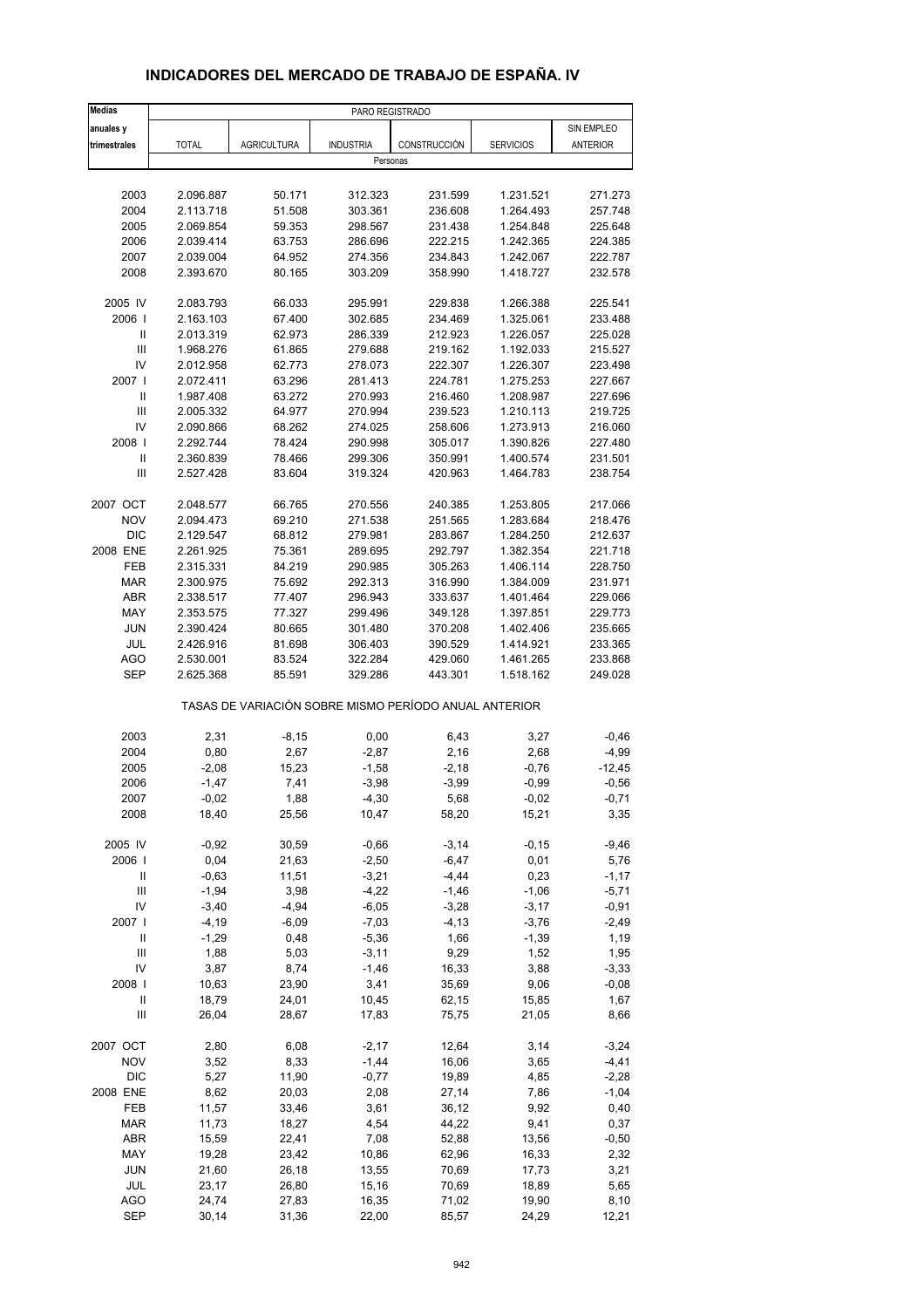# INDICADORES DEL MERCADO DE TRABAJO DE ESPAÑA. IV

| Medias anuales y trimestrales | PARO REGISTRADO | | | | | |
|---|---|---|---|---|---|---|
| | TOTAL | AGRICULTURA | INDUSTRIA | CONSTRUCCIÓN | SERVICIOS | SIN EMPLEO ANTERIOR |
| | Personas | | | | | |
| 2003 | 2.096.887 | 50.171 | 312.323 | 231.599 | 1.231.521 | 271.273 |
| 2004 | 2.113.718 | 51.508 | 303.361 | 236.608 | 1.264.493 | 257.748 |
| 2005 | 2.069.854 | 59.353 | 298.567 | 231.438 | 1.254.848 | 225.648 |
| 2006 | 2.039.414 | 63.753 | 286.696 | 222.215 | 1.242.365 | 224.385 |
| 2007 | 2.039.004 | 64.952 | 274.356 | 234.843 | 1.242.067 | 222.787 |
| 2008 | 2.393.670 | 80.165 | 303.209 | 358.990 | 1.418.727 | 232.578 |
| 2005 IV | 2.083.793 | 66.033 | 295.991 | 229.838 | 1.266.388 | 225.541 |
| 2006 I | 2.163.103 | 67.400 | 302.685 | 234.469 | 1.325.061 | 233.488 |
| II | 2.013.319 | 62.973 | 286.339 | 212.923 | 1.226.057 | 225.028 |
| III | 1.968.276 | 61.865 | 279.688 | 219.162 | 1.192.033 | 215.527 |
| IV | 2.012.958 | 62.773 | 278.073 | 222.307 | 1.226.307 | 223.498 |
| 2007 I | 2.072.411 | 63.296 | 281.413 | 224.781 | 1.275.253 | 227.667 |
| II | 1.987.408 | 63.272 | 270.993 | 216.460 | 1.208.987 | 227.696 |
| III | 2.005.332 | 64.977 | 270.994 | 239.523 | 1.210.113 | 219.725 |
| IV | 2.090.866 | 68.262 | 274.025 | 258.606 | 1.273.913 | 216.060 |
| 2008 I | 2.292.744 | 78.424 | 290.998 | 305.017 | 1.390.826 | 227.480 |
| II | 2.360.839 | 78.466 | 299.306 | 350.991 | 1.400.574 | 231.501 |
| III | 2.527.428 | 83.604 | 319.324 | 420.963 | 1.464.783 | 238.754 |
| 2007 OCT | 2.048.577 | 66.765 | 270.556 | 240.385 | 1.253.805 | 217.066 |
| NOV | 2.094.473 | 69.210 | 271.538 | 251.565 | 1.283.684 | 218.476 |
| DIC | 2.129.547 | 68.812 | 279.981 | 283.867 | 1.284.250 | 212.637 |
| 2008 ENE | 2.261.925 | 75.361 | 289.695 | 292.797 | 1.382.354 | 221.718 |
| FEB | 2.315.331 | 84.219 | 290.985 | 305.263 | 1.406.114 | 228.750 |
| MAR | 2.300.975 | 75.692 | 292.313 | 316.990 | 1.384.009 | 231.971 |
| ABR | 2.338.517 | 77.407 | 296.943 | 333.637 | 1.401.464 | 229.066 |
| MAY | 2.353.575 | 77.327 | 299.496 | 349.128 | 1.397.851 | 229.773 |
| JUN | 2.390.424 | 80.665 | 301.480 | 370.208 | 1.402.406 | 235.665 |
| JUL | 2.426.916 | 81.698 | 306.403 | 390.529 | 1.414.921 | 233.365 |
| AGO | 2.530.001 | 83.524 | 322.284 | 429.060 | 1.461.265 | 233.868 |
| SEP | 2.625.368 | 85.591 | 329.286 | 443.301 | 1.518.162 | 249.028 |
| | TASAS DE VARIACIÓN SOBRE MISMO PERÍODO ANUAL ANTERIOR | | | | | |
| 2003 | 2,31 | -8,15 | 0,00 | 6,43 | 3,27 | -0,46 |
| 2004 | 0,80 | 2,67 | -2,87 | 2,16 | 2,68 | -4,99 |
| 2005 | -2,08 | 15,23 | -1,58 | -2,18 | -0,76 | -12,45 |
| 2006 | -1,47 | 7,41 | -3,98 | -3,99 | -0,99 | -0,56 |
| 2007 | -0,02 | 1,88 | -4,30 | 5,68 | -0,02 | -0,71 |
| 2008 | 18,40 | 25,56 | 10,47 | 58,20 | 15,21 | 3,35 |
| 2005 IV | -0,92 | 30,59 | -0,66 | -3,14 | -0,15 | -9,46 |
| 2006 I | 0,04 | 21,63 | -2,50 | -6,47 | 0,01 | 5,76 |
| II | -0,63 | 11,51 | -3,21 | -4,44 | 0,23 | -1,17 |
| III | -1,94 | 3,98 | -4,22 | -1,46 | -1,06 | -5,71 |
| IV | -3,40 | -4,94 | -6,05 | -3,28 | -3,17 | -0,91 |
| 2007 I | -4,19 | -6,09 | -7,03 | -4,13 | -3,76 | -2,49 |
| II | -1,29 | 0,48 | -5,36 | 1,66 | -1,39 | 1,19 |
| III | 1,88 | 5,03 | -3,11 | 9,29 | 1,52 | 1,95 |
| IV | 3,87 | 8,74 | -1,46 | 16,33 | 3,88 | -3,33 |
| 2008 I | 10,63 | 23,90 | 3,41 | 35,69 | 9,06 | -0,08 |
| II | 18,79 | 24,01 | 10,45 | 62,15 | 15,85 | 1,67 |
| III | 26,04 | 28,67 | 17,83 | 75,75 | 21,05 | 8,66 |
| 2007 OCT | 2,80 | 6,08 | -2,17 | 12,64 | 3,14 | -3,24 |
| NOV | 3,52 | 8,33 | -1,44 | 16,06 | 3,65 | -4,41 |
| DIC | 5,27 | 11,90 | -0,77 | 19,89 | 4,85 | -2,28 |
| 2008 ENE | 8,62 | 20,03 | 2,08 | 27,14 | 7,86 | -1,04 |
| FEB | 11,57 | 33,46 | 3,61 | 36,12 | 9,92 | 0,40 |
| MAR | 11,73 | 18,27 | 4,54 | 44,22 | 9,41 | 0,37 |
| ABR | 15,59 | 22,41 | 7,08 | 52,88 | 13,56 | -0,50 |
| MAY | 19,28 | 23,42 | 10,86 | 62,96 | 16,33 | 2,32 |
| JUN | 21,60 | 26,18 | 13,55 | 70,69 | 17,73 | 3,21 |
| JUL | 23,17 | 26,80 | 15,16 | 70,69 | 18,89 | 5,65 |
| AGO | 24,74 | 27,83 | 16,35 | 71,02 | 19,90 | 8,10 |
| SEP | 30,14 | 31,36 | 22,00 | 85,57 | 24,29 | 12,21 |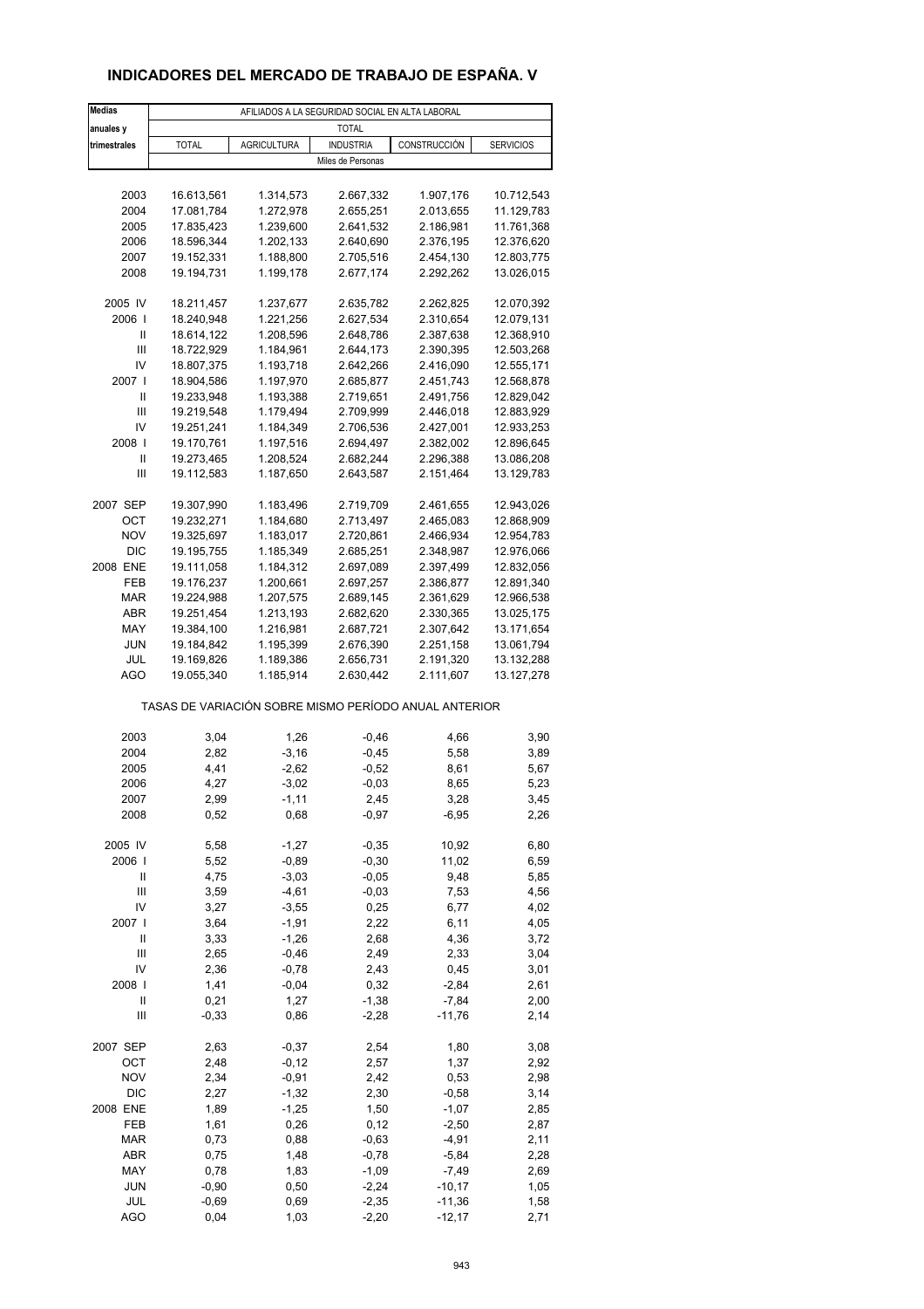# INDICADORES DEL MERCADO DE TRABAJO DE ESPAÑA. V

| Medias anuales y trimestrales | AFILIADOS A LA SEGURIDAD SOCIAL EN ALTA LABORAL | | | | |
|---|---|---|---|---|---|
| | TOTAL | | | | |
| | TOTAL | AGRICULTURA | INDUSTRIA | CONSTRUCCIÓN | SERVICIOS |
| | Miles de Personas | | | | |
| 2003 | 16.613,561 | 1.314,573 | 2.667,332 | 1.907,176 | 10.712,543 |
| 2004 | 17.081,784 | 1.272,978 | 2.655,251 | 2.013,655 | 11.129,783 |
| 2005 | 17.835,423 | 1.239,600 | 2.641,532 | 2.186,981 | 11.761,368 |
| 2006 | 18.596,344 | 1.202,133 | 2.640,690 | 2.376,195 | 12.376,620 |
| 2007 | 19.152,331 | 1.188,800 | 2.705,516 | 2.454,130 | 12.803,775 |
| 2008 | 19.194,731 | 1.199,178 | 2.677,174 | 2.292,262 | 13.026,015 |
| 2005 IV | 18.211,457 | 1.237,677 | 2.635,782 | 2.262,825 | 12.070,392 |
| 2006 I | 18.240,948 | 1.221,256 | 2.627,534 | 2.310,654 | 12.079,131 |
| II | 18.614,122 | 1.208,596 | 2.648,786 | 2.387,638 | 12.368,910 |
| III | 18.722,929 | 1.184,961 | 2.644,173 | 2.390,395 | 12.503,268 |
| IV | 18.807,375 | 1.193,718 | 2.642,266 | 2.416,090 | 12.555,171 |
| 2007 I | 18.904,586 | 1.197,970 | 2.685,877 | 2.451,743 | 12.568,878 |
| II | 19.233,948 | 1.193,388 | 2.719,651 | 2.491,756 | 12.829,042 |
| III | 19.219,548 | 1.179,494 | 2.709,999 | 2.446,018 | 12.883,929 |
| IV | 19.251,241 | 1.184,349 | 2.706,536 | 2.427,001 | 12.933,253 |
| 2008 I | 19.170,761 | 1.197,516 | 2.694,497 | 2.382,002 | 12.896,645 |
| II | 19.273,465 | 1.208,524 | 2.682,244 | 2.296,388 | 13.086,208 |
| III | 19.112,583 | 1.187,650 | 2.643,587 | 2.151,464 | 13.129,783 |
| 2007 SEP | 19.307,990 | 1.183,496 | 2.719,709 | 2.461,655 | 12.943,026 |
| OCT | 19.232,271 | 1.184,680 | 2.713,497 | 2.465,083 | 12.868,909 |
| NOV | 19.325,697 | 1.183,017 | 2.720,861 | 2.466,934 | 12.954,783 |
| DIC | 19.195,755 | 1.185,349 | 2.685,251 | 2.348,987 | 12.976,066 |
| 2008 ENE | 19.111,058 | 1.184,312 | 2.697,089 | 2.397,499 | 12.832,056 |
| FEB | 19.176,237 | 1.200,661 | 2.697,257 | 2.386,877 | 12.891,340 |
| MAR | 19.224,988 | 1.207,575 | 2.689,145 | 2.361,629 | 12.966,538 |
| ABR | 19.251,454 | 1.213,193 | 2.682,620 | 2.330,365 | 13.025,175 |
| MAY | 19.384,100 | 1.216,981 | 2.687,721 | 2.307,642 | 13.171,654 |
| JUN | 19.184,842 | 1.195,399 | 2.676,390 | 2.251,158 | 13.061,794 |
| JUL | 19.169,826 | 1.189,386 | 2.656,731 | 2.191,320 | 13.132,288 |
| AGO | 19.055,340 | 1.185,914 | 2.630,442 | 2.111,607 | 13.127,278 |
| | TASAS DE VARIACIÓN SOBRE MISMO PERÍODO ANUAL ANTERIOR | | | | |
| 2003 | 3,04 | 1,26 | -0,46 | 4,66 | 3,90 |
| 2004 | 2,82 | -3,16 | -0,45 | 5,58 | 3,89 |
| 2005 | 4,41 | -2,62 | -0,52 | 8,61 | 5,67 |
| 2006 | 4,27 | -3,02 | -0,03 | 8,65 | 5,23 |
| 2007 | 2,99 | -1,11 | 2,45 | 3,28 | 3,45 |
| 2008 | 0,52 | 0,68 | -0,97 | -6,95 | 2,26 |
| 2005 IV | 5,58 | -1,27 | -0,35 | 10,92 | 6,80 |
| 2006 I | 5,52 | -0,89 | -0,30 | 11,02 | 6,59 |
| II | 4,75 | -3,03 | -0,05 | 9,48 | 5,85 |
| III | 3,59 | -4,61 | -0,03 | 7,53 | 4,56 |
| IV | 3,27 | -3,55 | 0,25 | 6,77 | 4,02 |
| 2007 I | 3,64 | -1,91 | 2,22 | 6,11 | 4,05 |
| II | 3,33 | -1,26 | 2,68 | 4,36 | 3,72 |
| III | 2,65 | -0,46 | 2,49 | 2,33 | 3,04 |
| IV | 2,36 | -0,78 | 2,43 | 0,45 | 3,01 |
| 2008 I | 1,41 | -0,04 | 0,32 | -2,84 | 2,61 |
| II | 0,21 | 1,27 | -1,38 | -7,84 | 2,00 |
| III | -0,33 | 0,86 | -2,28 | -11,76 | 2,14 |
| 2007 SEP | 2,63 | -0,37 | 2,54 | 1,80 | 3,08 |
| OCT | 2,48 | -0,12 | 2,57 | 1,37 | 2,92 |
| NOV | 2,34 | -0,91 | 2,42 | 0,53 | 2,98 |
| DIC | 2,27 | -1,32 | 2,30 | -0,58 | 3,14 |
| 2008 ENE | 1,89 | -1,25 | 1,50 | -1,07 | 2,85 |
| FEB | 1,61 | 0,26 | 0,12 | -2,50 | 2,87 |
| MAR | 0,73 | 0,88 | -0,63 | -4,91 | 2,11 |
| ABR | 0,75 | 1,48 | -0,78 | -5,84 | 2,28 |
| MAY | 0,78 | 1,83 | -1,09 | -7,49 | 2,69 |
| JUN | -0,90 | 0,50 | -2,24 | -10,17 | 1,05 |
| JUL | -0,69 | 0,69 | -2,35 | -11,36 | 1,58 |
| AGO | 0,04 | 1,03 | -2,20 | -12,17 | 2,71 |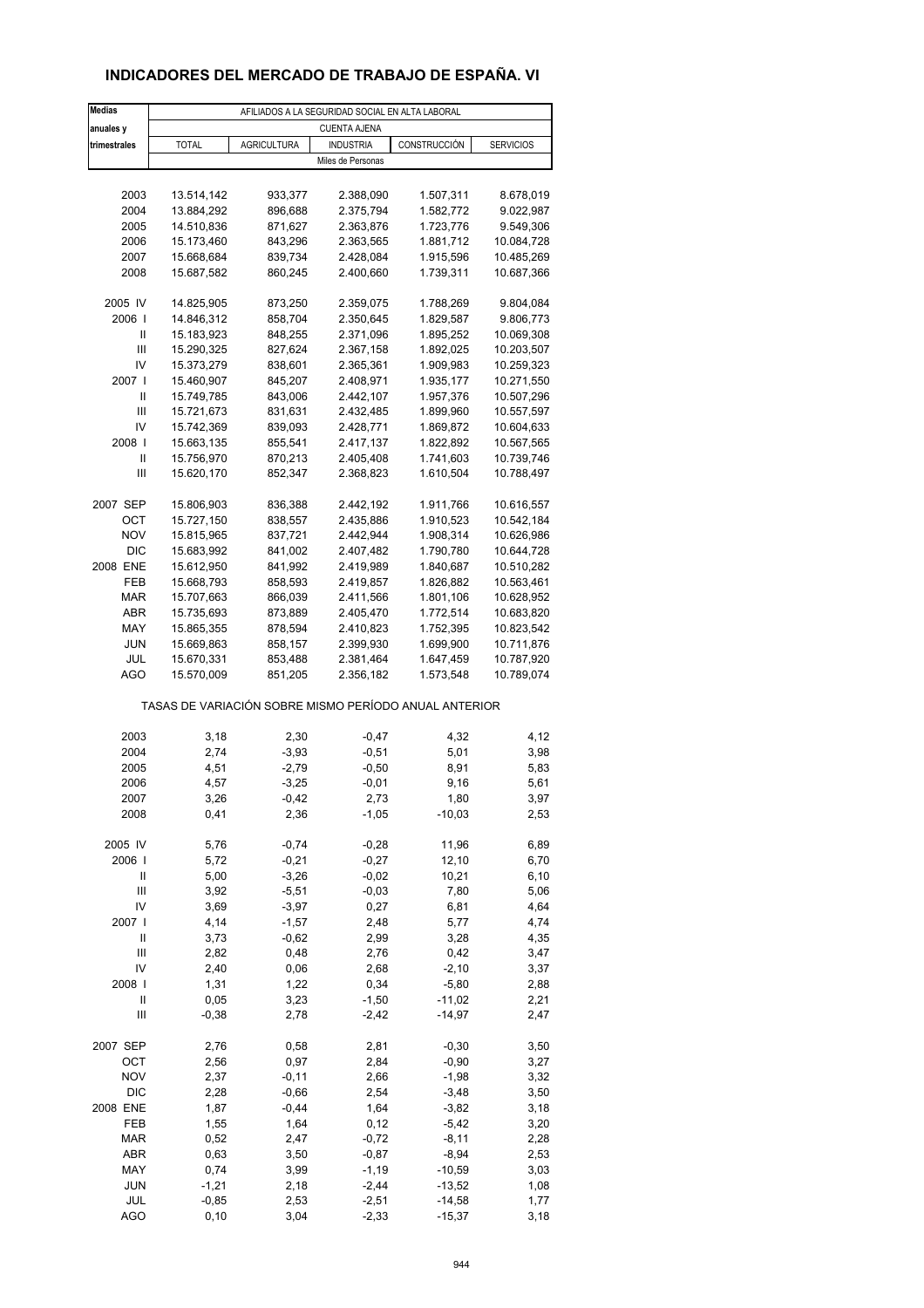## INDICADORES DEL MERCADO DE TRABAJO DE ESPAÑA. VI

| Medias anuales y trimestrales | AFILIADOS A LA SEGURIDAD SOCIAL EN ALTA LABORAL | | | | |
|---|---|---|---|---|---|
| | CUENTA AJENA | | | | |
| | TOTAL | AGRICULTURA | INDUSTRIA | CONSTRUCCIÓN | SERVICIOS |
| | Miles de Personas | | | | |
| 2003 | 13.514,142 | 933,377 | 2.388,090 | 1.507,311 | 8.678,019 |
| 2004 | 13.884,292 | 896,688 | 2.375,794 | 1.582,772 | 9.022,987 |
| 2005 | 14.510,836 | 871,627 | 2.363,876 | 1.723,776 | 9.549,306 |
| 2006 | 15.173,460 | 843,296 | 2.363,565 | 1.881,712 | 10.084,728 |
| 2007 | 15.668,684 | 839,734 | 2.428,084 | 1.915,596 | 10.485,269 |
| 2008 | 15.687,582 | 860,245 | 2.400,660 | 1.739,311 | 10.687,366 |
| 2005 IV | 14.825,905 | 873,250 | 2.359,075 | 1.788,269 | 9.804,084 |
| 2006 I | 14.846,312 | 858,704 | 2.350,645 | 1.829,587 | 9.806,773 |
| II | 15.183,923 | 848,255 | 2.371,096 | 1.895,252 | 10.069,308 |
| III | 15.290,325 | 827,624 | 2.367,158 | 1.892,025 | 10.203,507 |
| IV | 15.373,279 | 838,601 | 2.365,361 | 1.909,983 | 10.259,323 |
| 2007 I | 15.460,907 | 845,207 | 2.408,971 | 1.935,177 | 10.271,550 |
| II | 15.749,785 | 843,006 | 2.442,107 | 1.957,376 | 10.507,296 |
| III | 15.721,673 | 831,631 | 2.432,485 | 1.899,960 | 10.557,597 |
| IV | 15.742,369 | 839,093 | 2.428,771 | 1.869,872 | 10.604,633 |
| 2008 I | 15.663,135 | 855,541 | 2.417,137 | 1.822,892 | 10.567,565 |
| II | 15.756,970 | 870,213 | 2.405,408 | 1.741,603 | 10.739,746 |
| III | 15.620,170 | 852,347 | 2.368,823 | 1.610,504 | 10.788,497 |
| 2007 SEP | 15.806,903 | 836,388 | 2.442,192 | 1.911,766 | 10.616,557 |
| OCT | 15.727,150 | 838,557 | 2.435,886 | 1.910,523 | 10.542,184 |
| NOV | 15.815,965 | 837,721 | 2.442,944 | 1.908,314 | 10.626,986 |
| DIC | 15.683,992 | 841,002 | 2.407,482 | 1.790,780 | 10.644,728 |
| 2008 ENE | 15.612,950 | 841,992 | 2.419,989 | 1.840,687 | 10.510,282 |
| FEB | 15.668,793 | 858,593 | 2.419,857 | 1.826,882 | 10.563,461 |
| MAR | 15.707,663 | 866,039 | 2.411,566 | 1.801,106 | 10.628,952 |
| ABR | 15.735,693 | 873,889 | 2.405,470 | 1.772,514 | 10.683,820 |
| MAY | 15.865,355 | 878,594 | 2.410,823 | 1.752,395 | 10.823,542 |
| JUN | 15.669,863 | 858,157 | 2.399,930 | 1.699,900 | 10.711,876 |
| JUL | 15.670,331 | 853,488 | 2.381,464 | 1.647,459 | 10.787,920 |
| AGO | 15.570,009 | 851,205 | 2.356,182 | 1.573,548 | 10.789,074 |
| | TASAS DE VARIACIÓN SOBRE MISMO PERÍODO ANUAL ANTERIOR | | | | |
| 2003 | 3,18 | 2,30 | -0,47 | 4,32 | 4,12 |
| 2004 | 2,74 | -3,93 | -0,51 | 5,01 | 3,98 |
| 2005 | 4,51 | -2,79 | -0,50 | 8,91 | 5,83 |
| 2006 | 4,57 | -3,25 | -0,01 | 9,16 | 5,61 |
| 2007 | 3,26 | -0,42 | 2,73 | 1,80 | 3,97 |
| 2008 | 0,41 | 2,36 | -1,05 | -10,03 | 2,53 |
| 2005 IV | 5,76 | -0,74 | -0,28 | 11,96 | 6,89 |
| 2006 I | 5,72 | -0,21 | -0,27 | 12,10 | 6,70 |
| II | 5,00 | -3,26 | -0,02 | 10,21 | 6,10 |
| III | 3,92 | -5,51 | -0,03 | 7,80 | 5,06 |
| IV | 3,69 | -3,97 | 0,27 | 6,81 | 4,64 |
| 2007 I | 4,14 | -1,57 | 2,48 | 5,77 | 4,74 |
| II | 3,73 | -0,62 | 2,99 | 3,28 | 4,35 |
| III | 2,82 | 0,48 | 2,76 | 0,42 | 3,47 |
| IV | 2,40 | 0,06 | 2,68 | -2,10 | 3,37 |
| 2008 I | 1,31 | 1,22 | 0,34 | -5,80 | 2,88 |
| II | 0,05 | 3,23 | -1,50 | -11,02 | 2,21 |
| III | -0,38 | 2,78 | -2,42 | -14,97 | 2,47 |
| 2007 SEP | 2,76 | 0,58 | 2,81 | -0,30 | 3,50 |
| OCT | 2,56 | 0,97 | 2,84 | -0,90 | 3,27 |
| NOV | 2,37 | -0,11 | 2,66 | -1,98 | 3,32 |
| DIC | 2,28 | -0,66 | 2,54 | -3,48 | 3,50 |
| 2008 ENE | 1,87 | -0,44 | 1,64 | -3,82 | 3,18 |
| FEB | 1,55 | 1,64 | 0,12 | -5,42 | 3,20 |
| MAR | 0,52 | 2,47 | -0,72 | -8,11 | 2,28 |
| ABR | 0,63 | 3,50 | -0,87 | -8,94 | 2,53 |
| MAY | 0,74 | 3,99 | -1,19 | -10,59 | 3,03 |
| JUN | -1,21 | 2,18 | -2,44 | -13,52 | 1,08 |
| JUL | -0,85 | 2,53 | -2,51 | -14,58 | 1,77 |
| AGO | 0,10 | 3,04 | -2,33 | -15,37 | 3,18 |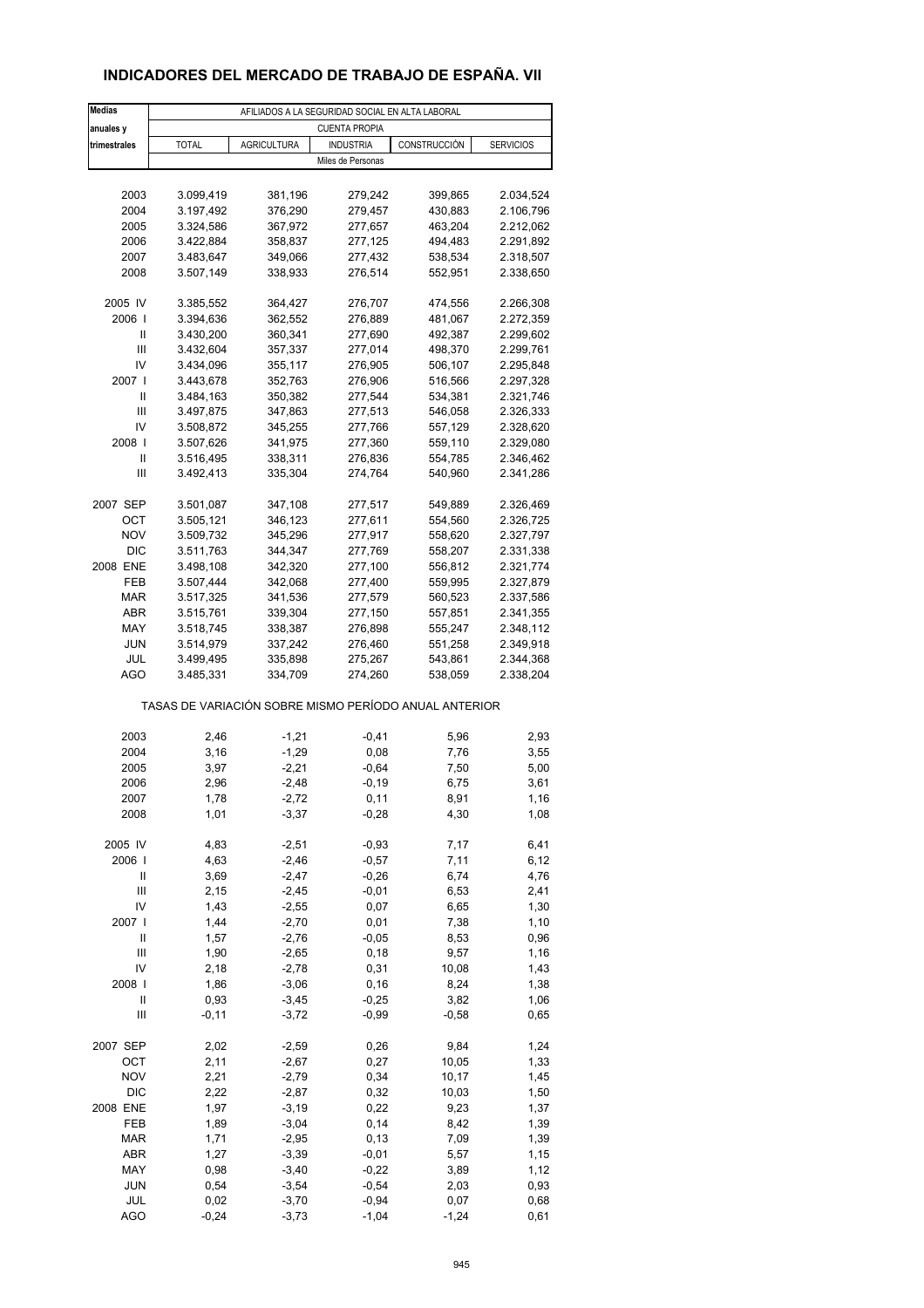## INDICADORES DEL MERCADO DE TRABAJO DE ESPAÑA. VII

| Medias anuales y trimestrales | AFILIADOS A LA SEGURIDAD SOCIAL EN ALTA LABORAL | | | | |
|---|---|---|---|---|---|
| | CUENTA PROPIA | | | | |
| | TOTAL | AGRICULTURA | INDUSTRIA | CONSTRUCCIÓN | SERVICIOS |
| | Miles de Personas | | | | |
| 2003 | 3.099,419 | 381,196 | 279,242 | 399,865 | 2.034,524 |
| 2004 | 3.197,492 | 376,290 | 279,457 | 430,883 | 2.106,796 |
| 2005 | 3.324,586 | 367,972 | 277,657 | 463,204 | 2.212,062 |
| 2006 | 3.422,884 | 358,837 | 277,125 | 494,483 | 2.291,892 |
| 2007 | 3.483,647 | 349,066 | 277,432 | 538,534 | 2.318,507 |
| 2008 | 3.507,149 | 338,933 | 276,514 | 552,951 | 2.338,650 |
| 2005 IV | 3.385,552 | 364,427 | 276,707 | 474,556 | 2.266,308 |
| 2006 I | 3.394,636 | 362,552 | 276,889 | 481,067 | 2.272,359 |
| II | 3.430,200 | 360,341 | 277,690 | 492,387 | 2.299,602 |
| III | 3.432,604 | 357,337 | 277,014 | 498,370 | 2.299,761 |
| IV | 3.434,096 | 355,117 | 276,905 | 506,107 | 2.295,848 |
| 2007 I | 3.443,678 | 352,763 | 276,906 | 516,566 | 2.297,328 |
| II | 3.484,163 | 350,382 | 277,544 | 534,381 | 2.321,746 |
| III | 3.497,875 | 347,863 | 277,513 | 546,058 | 2.326,333 |
| IV | 3.508,872 | 345,255 | 277,766 | 557,129 | 2.328,620 |
| 2008 I | 3.507,626 | 341,975 | 277,360 | 559,110 | 2.329,080 |
| II | 3.516,495 | 338,311 | 276,836 | 554,785 | 2.346,462 |
| III | 3.492,413 | 335,304 | 274,764 | 540,960 | 2.341,286 |
| 2007 SEP | 3.501,087 | 347,108 | 277,517 | 549,889 | 2.326,469 |
| OCT | 3.505,121 | 346,123 | 277,611 | 554,560 | 2.326,725 |
| NOV | 3.509,732 | 345,296 | 277,917 | 558,620 | 2.327,797 |
| DIC | 3.511,763 | 344,347 | 277,769 | 558,207 | 2.331,338 |
| 2008 ENE | 3.498,108 | 342,320 | 277,100 | 556,812 | 2.321,774 |
| FEB | 3.507,444 | 342,068 | 277,400 | 559,995 | 2.327,879 |
| MAR | 3.517,325 | 341,536 | 277,579 | 560,523 | 2.337,586 |
| ABR | 3.515,761 | 339,304 | 277,150 | 557,851 | 2.341,355 |
| MAY | 3.518,745 | 338,387 | 276,898 | 555,247 | 2.348,112 |
| JUN | 3.514,979 | 337,242 | 276,460 | 551,258 | 2.349,918 |
| JUL | 3.499,495 | 335,898 | 275,267 | 543,861 | 2.344,368 |
| AGO | 3.485,331 | 334,709 | 274,260 | 538,059 | 2.338,204 |
| | TASAS DE VARIACIÓN SOBRE MISMO PERÍODO ANUAL ANTERIOR | | | | |
| 2003 | 2,46 | -1,21 | -0,41 | 5,96 | 2,93 |
| 2004 | 3,16 | -1,29 | 0,08 | 7,76 | 3,55 |
| 2005 | 3,97 | -2,21 | -0,64 | 7,50 | 5,00 |
| 2006 | 2,96 | -2,48 | -0,19 | 6,75 | 3,61 |
| 2007 | 1,78 | -2,72 | 0,11 | 8,91 | 1,16 |
| 2008 | 1,01 | -3,37 | -0,28 | 4,30 | 1,08 |
| 2005 IV | 4,83 | -2,51 | -0,93 | 7,17 | 6,41 |
| 2006 I | 4,63 | -2,46 | -0,57 | 7,11 | 6,12 |
| II | 3,69 | -2,47 | -0,26 | 6,74 | 4,76 |
| III | 2,15 | -2,45 | -0,01 | 6,53 | 2,41 |
| IV | 1,43 | -2,55 | 0,07 | 6,65 | 1,30 |
| 2007 I | 1,44 | -2,70 | 0,01 | 7,38 | 1,10 |
| II | 1,57 | -2,76 | -0,05 | 8,53 | 0,96 |
| III | 1,90 | -2,65 | 0,18 | 9,57 | 1,16 |
| IV | 2,18 | -2,78 | 0,31 | 10,08 | 1,43 |
| 2008 I | 1,86 | -3,06 | 0,16 | 8,24 | 1,38 |
| II | 0,93 | -3,45 | -0,25 | 3,82 | 1,06 |
| III | -0,11 | -3,72 | -0,99 | -0,58 | 0,65 |
| 2007 SEP | 2,02 | -2,59 | 0,26 | 9,84 | 1,24 |
| OCT | 2,11 | -2,67 | 0,27 | 10,05 | 1,33 |
| NOV | 2,21 | -2,79 | 0,34 | 10,17 | 1,45 |
| DIC | 2,22 | -2,87 | 0,32 | 10,03 | 1,50 |
| 2008 ENE | 1,97 | -3,19 | 0,22 | 9,23 | 1,37 |
| FEB | 1,89 | -3,04 | 0,14 | 8,42 | 1,39 |
| MAR | 1,71 | -2,95 | 0,13 | 7,09 | 1,39 |
| ABR | 1,27 | -3,39 | -0,01 | 5,57 | 1,15 |
| MAY | 0,98 | -3,40 | -0,22 | 3,89 | 1,12 |
| JUN | 0,54 | -3,54 | -0,54 | 2,03 | 0,93 |
| JUL | 0,02 | -3,70 | -0,94 | 0,07 | 0,68 |
| AGO | -0,24 | -3,73 | -1,04 | -1,24 | 0,61 |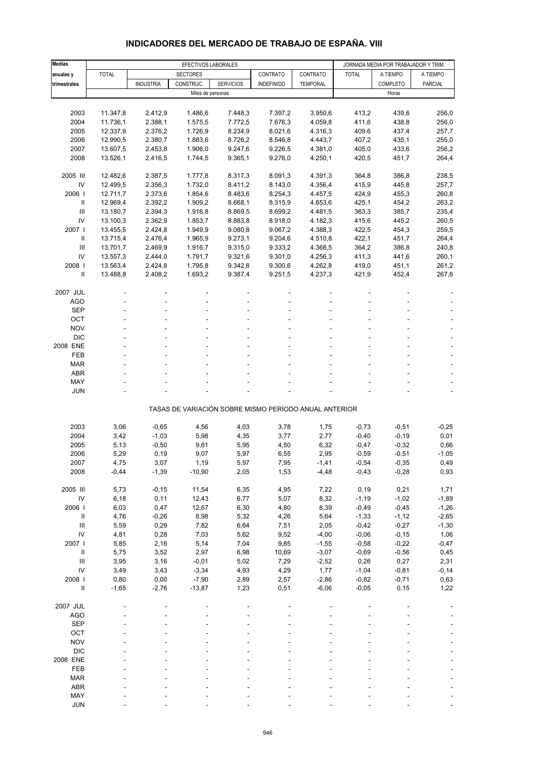# INDICADORES DEL MERCADO DE TRABAJO DE ESPAÑA. VIII

| Medias anuales y trimestrales | EFECTIVOS LABORALES | | | | | | JORNADA MEDIA POR TRABAJADOR Y TRIM. | | |
|---|---|---|---|---|---|---|---|---|---|
| | TOTAL | SECTORES | | | CONTRATO | CONTRATO | TOTAL | A TIEMPO | A TIEMPO |
| | | INDUSTRIA | CONSTRUC. | SERVICIOS | INDEFINIDO | TEMPORAL | | COMPLETO | PARCIAL |
| | Miles de personas | | | | | | Horas | | |
| 2003 | 11.347,8 | 2.412,9 | 1.486,6 | 7.448,3 | 7.397,2 | 3.950,6 | 413,2 | 439,6 | 256,0 |
| 2004 | 11.736,1 | 2.388,1 | 1.575,5 | 7.772,5 | 7.676,3 | 4.059,8 | 411,6 | 438,8 | 256,0 |
| 2005 | 12.337,9 | 2.376,2 | 1.726,9 | 8.234,9 | 8.021,6 | 4.316,3 | 409,6 | 437,4 | 257,7 |
| 2006 | 12.990,5 | 2.380,7 | 1.883,6 | 8.726,2 | 8.546,8 | 4.443,7 | 407,2 | 435,1 | 255,0 |
| 2007 | 13.607,5 | 2.453,8 | 1.906,0 | 9.247,6 | 9.226,5 | 4.381,0 | 405,0 | 433,6 | 256,2 |
| 2008 | 13.526,1 | 2.416,5 | 1.744,5 | 9.365,1 | 9.276,0 | 4.250,1 | 420,5 | 451,7 | 264,4 |
| 2005 III | 12.482,6 | 2.387,5 | 1.777,8 | 8.317,3 | 8.091,3 | 4.391,3 | 364,8 | 386,8 | 238,5 |
| IV | 12.499,5 | 2.356,3 | 1.732,0 | 8.411,2 | 8.143,0 | 4.356,4 | 415,9 | 445,8 | 257,7 |
| 2006 I | 12.711,7 | 2.373,6 | 1.854,6 | 8.483,6 | 8.254,3 | 4.457,5 | 424,9 | 455,3 | 260,8 |
| II | 12.969,4 | 2.392,2 | 1.909,2 | 8.668,1 | 8.315,9 | 4.653,6 | 425,1 | 454,2 | 263,2 |
| III | 13.180,7 | 2.394,3 | 1.916,8 | 8.869,5 | 8.699,2 | 4.481,5 | 363,3 | 385,7 | 235,4 |
| IV | 13.100,3 | 2.362,9 | 1.853,7 | 8.883,8 | 8.918,0 | 4.182,3 | 415,6 | 445,2 | 260,5 |
| 2007 I | 13.455,5 | 2.424,8 | 1.949,9 | 9.080,8 | 9.067,2 | 4.388,3 | 422,5 | 454,3 | 259,5 |
| II | 13.715,4 | 2.476,4 | 1.965,9 | 9.273,1 | 9.204,6 | 4.510,8 | 422,1 | 451,7 | 264,4 |
| III | 13.701,7 | 2.469,9 | 1.916,7 | 9.315,0 | 9.333,2 | 4.368,5 | 364,2 | 386,8 | 240,8 |
| IV | 13.557,3 | 2.444,0 | 1.791,7 | 9.321,6 | 9.301,0 | 4.256,3 | 411,3 | 441,6 | 260,1 |
| 2008 I | 13.563,4 | 2.424,8 | 1.795,8 | 9.342,8 | 9.300,6 | 4.262,8 | 419,0 | 451,1 | 261,2 |
| II | 13.488,8 | 2.408,2 | 1.693,2 | 9.387,4 | 9.251,5 | 4.237,3 | 421,9 | 452,4 | 267,6 |
| 2007 JUL | - | - | - | - | - | - | - | - | - |
| AGO | - | - | - | - | - | - | - | - | - |
| SEP | - | - | - | - | - | - | - | - | - |
| OCT | - | - | - | - | - | - | - | - | - |
| NOV | - | - | - | - | - | - | - | - | - |
| DIC | - | - | - | - | - | - | - | - | - |
| 2008 ENE | - | - | - | - | - | - | - | - | - |
| FEB | - | - | - | - | - | - | - | - | - |
| MAR | - | - | - | - | - | - | - | - | - |
| ABR | - | - | - | - | - | - | - | - | - |
| MAY | - | - | - | - | - | - | - | - | - |
| JUN | - | - | - | - | - | - | - | - | - |
| | TASAS DE VARIACIÓN SOBRE MISMO PERÍODO ANUAL ANTERIOR | | | | | | | | |
| 2003 | 3,06 | -0,65 | 4,56 | 4,03 | 3,78 | 1,75 | -0,73 | -0,51 | -0,25 |
| 2004 | 3,42 | -1,03 | 5,98 | 4,35 | 3,77 | 2,77 | -0,40 | -0,19 | 0,01 |
| 2005 | 5,13 | -0,50 | 9,61 | 5,95 | 4,50 | 6,32 | -0,47 | -0,32 | 0,66 |
| 2006 | 5,29 | 0,19 | 9,07 | 5,97 | 6,55 | 2,95 | -0,59 | -0,51 | -1,05 |
| 2007 | 4,75 | 3,07 | 1,19 | 5,97 | 7,95 | -1,41 | -0,54 | -0,35 | 0,49 |
| 2008 | -0,44 | -1,39 | -10,90 | 2,05 | 1,53 | -4,48 | -0,43 | -0,28 | 0,93 |
| 2005 III | 5,73 | -0,15 | 11,54 | 6,35 | 4,95 | 7,22 | 0,19 | 0,21 | 1,71 |
| IV | 6,18 | 0,11 | 12,43 | 6,77 | 5,07 | 8,32 | -1,19 | -1,02 | -1,89 |
| 2006 I | 6,03 | 0,47 | 12,67 | 6,30 | 4,80 | 8,39 | -0,49 | -0,45 | -1,26 |
| II | 4,76 | -0,26 | 8,98 | 5,32 | 4,26 | 5,64 | -1,33 | -1,12 | -2,65 |
| III | 5,59 | 0,29 | 7,82 | 6,64 | 7,51 | 2,05 | -0,42 | -0,27 | -1,30 |
| IV | 4,81 | 0,28 | 7,03 | 5,62 | 9,52 | -4,00 | -0,06 | -0,15 | 1,06 |
| 2007 I | 5,85 | 2,16 | 5,14 | 7,04 | 9,85 | -1,55 | -0,58 | -0,22 | -0,47 |
| II | 5,75 | 3,52 | 2,97 | 6,98 | 10,69 | -3,07 | -0,69 | -0,56 | 0,45 |
| III | 3,95 | 3,16 | -0,01 | 5,02 | 7,29 | -2,52 | 0,26 | 0,27 | 2,31 |
| IV | 3,49 | 3,43 | -3,34 | 4,93 | 4,29 | 1,77 | -1,04 | -0,81 | -0,14 |
| 2008 I | 0,80 | 0,00 | -7,90 | 2,89 | 2,57 | -2,86 | -0,82 | -0,71 | 0,63 |
| II | -1,65 | -2,76 | -13,87 | 1,23 | 0,51 | -6,06 | -0,05 | 0,15 | 1,22 |
| 2007 JUL | - | - | - | - | - | - | - | - | - |
| AGO | - | - | - | - | - | - | - | - | - |
| SEP | - | - | - | - | - | - | - | - | - |
| OCT | - | - | - | - | - | - | - | - | - |
| NOV | - | - | - | - | - | - | - | - | - |
| DIC | - | - | - | - | - | - | - | - | - |
| 2008 ENE | - | - | - | - | - | - | - | - | - |
| FEB | - | - | - | - | - | - | - | - | - |
| MAR | - | - | - | - | - | - | - | - | - |
| ABR | - | - | - | - | - | - | - | - | - |
| MAY | - | - | - | - | - | - | - | - | - |
| JUN | - | - | - | - | - | - | - | - | - |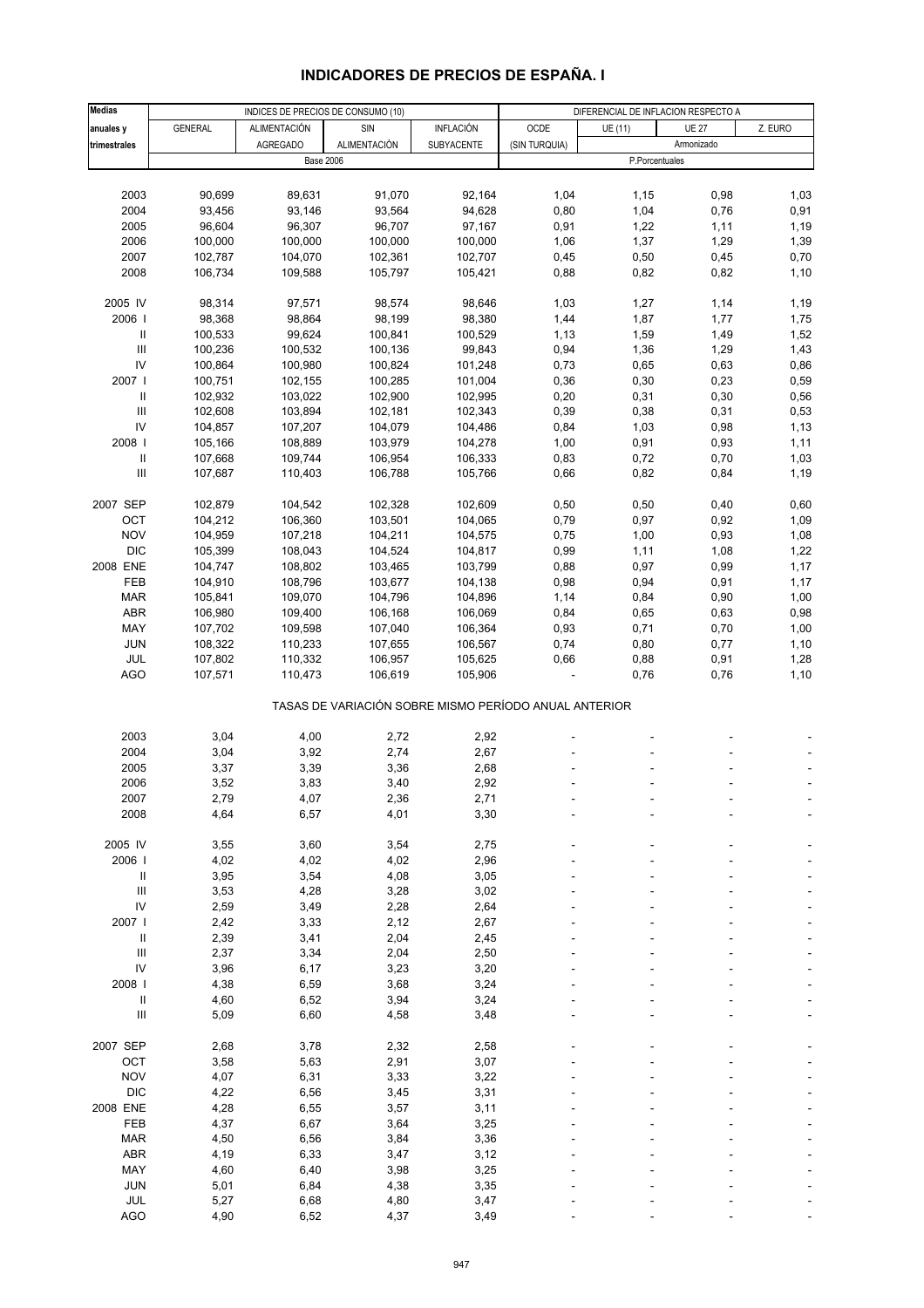# INDICADORES DE PRECIOS DE ESPAÑA. I

| Medias anuales y trimestrales | INDICES DE PRECIOS DE CONSUMO (10) | | | | DIFERENCIAL DE INFLACION RESPECTO A | | | |
|---|---|---|---|---|---|---|---|---|
| | GENERAL | ALIMENTACIÓN AGREGADO | SIN ALIMENTACIÓN | INFLACIÓN SUBYACENTE | OCDE (SIN TURQUIA) | UE (11) | UE 27 | Z. EURO |
| | Base 2006 | | | | P.Porcentuales | | Armonizado | |
| 2003 | 90,699 | 89,631 | 91,070 | 92,164 | 1,04 | 1,15 | 0,98 | 1,03 |
| 2004 | 93,456 | 93,146 | 93,564 | 94,628 | 0,80 | 1,04 | 0,76 | 0,91 |
| 2005 | 96,604 | 96,307 | 96,707 | 97,167 | 0,91 | 1,22 | 1,11 | 1,19 |
| 2006 | 100,000 | 100,000 | 100,000 | 100,000 | 1,06 | 1,37 | 1,29 | 1,39 |
| 2007 | 102,787 | 104,070 | 102,361 | 102,707 | 0,45 | 0,50 | 0,45 | 0,70 |
| 2008 | 106,734 | 109,588 | 105,797 | 105,421 | 0,88 | 0,82 | 0,82 | 1,10 |
| 2005 IV | 98,314 | 97,571 | 98,574 | 98,646 | 1,03 | 1,27 | 1,14 | 1,19 |
| 2006 I | 98,368 | 98,864 | 98,199 | 98,380 | 1,44 | 1,87 | 1,77 | 1,75 |
| II | 100,533 | 99,624 | 100,841 | 100,529 | 1,13 | 1,59 | 1,49 | 1,52 |
| III | 100,236 | 100,532 | 100,136 | 99,823 | 0,94 | 1,36 | 1,29 | 1,43 |
| IV | 100,864 | 100,980 | 100,824 | 101,248 | 0,73 | 0,65 | 0,63 | 0,86 |
| 2007 I | 100,751 | 102,155 | 100,285 | 101,004 | 0,36 | 0,30 | 0,23 | 0,59 |
| II | 102,932 | 103,022 | 102,900 | 102,995 | 0,20 | 0,31 | 0,30 | 0,56 |
| III | 102,608 | 103,894 | 102,181 | 102,343 | 0,39 | 0,38 | 0,31 | 0,53 |
| IV | 104,857 | 107,207 | 104,079 | 104,486 | 0,84 | 1,03 | 0,98 | 1,13 |
| 2008 I | 105,166 | 108,889 | 103,979 | 104,278 | 1,00 | 0,91 | 0,93 | 1,11 |
| II | 107,668 | 109,744 | 106,954 | 106,333 | 0,83 | 0,72 | 0,70 | 1,03 |
| III | 107,687 | 110,403 | 106,788 | 105,766 | 0,66 | 0,82 | 0,84 | 1,19 |
| 2007 SEP | 102,879 | 104,542 | 102,328 | 102,609 | 0,50 | 0,50 | 0,40 | 0,60 |
| OCT | 104,212 | 106,360 | 103,501 | 104,065 | 0,79 | 0,97 | 0,92 | 1,09 |
| NOV | 104,959 | 107,218 | 104,211 | 104,575 | 0,75 | 1,00 | 0,93 | 1,08 |
| DIC | 105,399 | 108,043 | 104,524 | 104,817 | 0,99 | 1,11 | 1,08 | 1,22 |
| 2008 ENE | 104,747 | 108,802 | 103,465 | 103,799 | 0,88 | 0,97 | 0,99 | 1,17 |
| FEB | 104,910 | 108,796 | 103,677 | 104,138 | 0,98 | 0,94 | 0,91 | 1,17 |
| MAR | 105,841 | 109,070 | 104,796 | 104,896 | 1,14 | 0,84 | 0,90 | 1,00 |
| ABR | 106,980 | 109,400 | 106,168 | 106,069 | 0,84 | 0,65 | 0,63 | 0,98 |
| MAY | 107,702 | 109,598 | 107,040 | 106,364 | 0,93 | 0,71 | 0,70 | 1,00 |
| JUN | 108,322 | 110,233 | 107,655 | 106,567 | 0,74 | 0,80 | 0,77 | 1,10 |
| JUL | 107,802 | 110,332 | 106,957 | 105,625 | 0,66 | 0,88 | 0,91 | 1,28 |
| AGO | 107,571 | 110,473 | 106,619 | 105,906 | - | 0,76 | 0,76 | 1,10 |
| | TASAS DE VARIACIÓN SOBRE MISMO PERÍODO ANUAL ANTERIOR | | | | | | | |
| 2003 | 3,04 | 4,00 | 2,72 | 2,92 | - | - | - | - |
| 2004 | 3,04 | 3,92 | 2,74 | 2,67 | - | - | - | - |
| 2005 | 3,37 | 3,39 | 3,36 | 2,68 | - | - | - | - |
| 2006 | 3,52 | 3,83 | 3,40 | 2,92 | - | - | - | - |
| 2007 | 2,79 | 4,07 | 2,36 | 2,71 | - | - | - | - |
| 2008 | 4,64 | 6,57 | 4,01 | 3,30 | - | - | - | - |
| 2005 IV | 3,55 | 3,60 | 3,54 | 2,75 | - | - | - | - |
| 2006 I | 4,02 | 4,02 | 4,02 | 2,96 | - | - | - | - |
| II | 3,95 | 3,54 | 4,08 | 3,05 | - | - | - | - |
| III | 3,53 | 4,28 | 3,28 | 3,02 | - | - | - | - |
| IV | 2,59 | 3,49 | 2,28 | 2,64 | - | - | - | - |
| 2007 I | 2,42 | 3,33 | 2,12 | 2,67 | - | - | - | - |
| II | 2,39 | 3,41 | 2,04 | 2,45 | - | - | - | - |
| III | 2,37 | 3,34 | 2,04 | 2,50 | - | - | - | - |
| IV | 3,96 | 6,17 | 3,23 | 3,20 | - | - | - | - |
| 2008 I | 4,38 | 6,59 | 3,68 | 3,24 | - | - | - | - |
| II | 4,60 | 6,52 | 3,94 | 3,24 | - | - | - | - |
| III | 5,09 | 6,60 | 4,58 | 3,48 | - | - | - | - |
| 2007 SEP | 2,68 | 3,78 | 2,32 | 2,58 | - | - | - | - |
| OCT | 3,58 | 5,63 | 2,91 | 3,07 | - | - | - | - |
| NOV | 4,07 | 6,31 | 3,33 | 3,22 | - | - | - | - |
| DIC | 4,22 | 6,56 | 3,45 | 3,31 | - | - | - | - |
| 2008 ENE | 4,28 | 6,55 | 3,57 | 3,11 | - | - | - | - |
| FEB | 4,37 | 6,67 | 3,64 | 3,25 | - | - | - | - |
| MAR | 4,50 | 6,56 | 3,84 | 3,36 | - | - | - | - |
| ABR | 4,19 | 6,33 | 3,47 | 3,12 | - | - | - | - |
| MAY | 4,60 | 6,40 | 3,98 | 3,25 | - | - | - | - |
| JUN | 5,01 | 6,84 | 4,38 | 3,35 | - | - | - | - |
| JUL | 5,27 | 6,68 | 4,80 | 3,47 | - | - | - | - |
| AGO | 4,90 | 6,52 | 4,37 | 3,49 | - | - | - | - |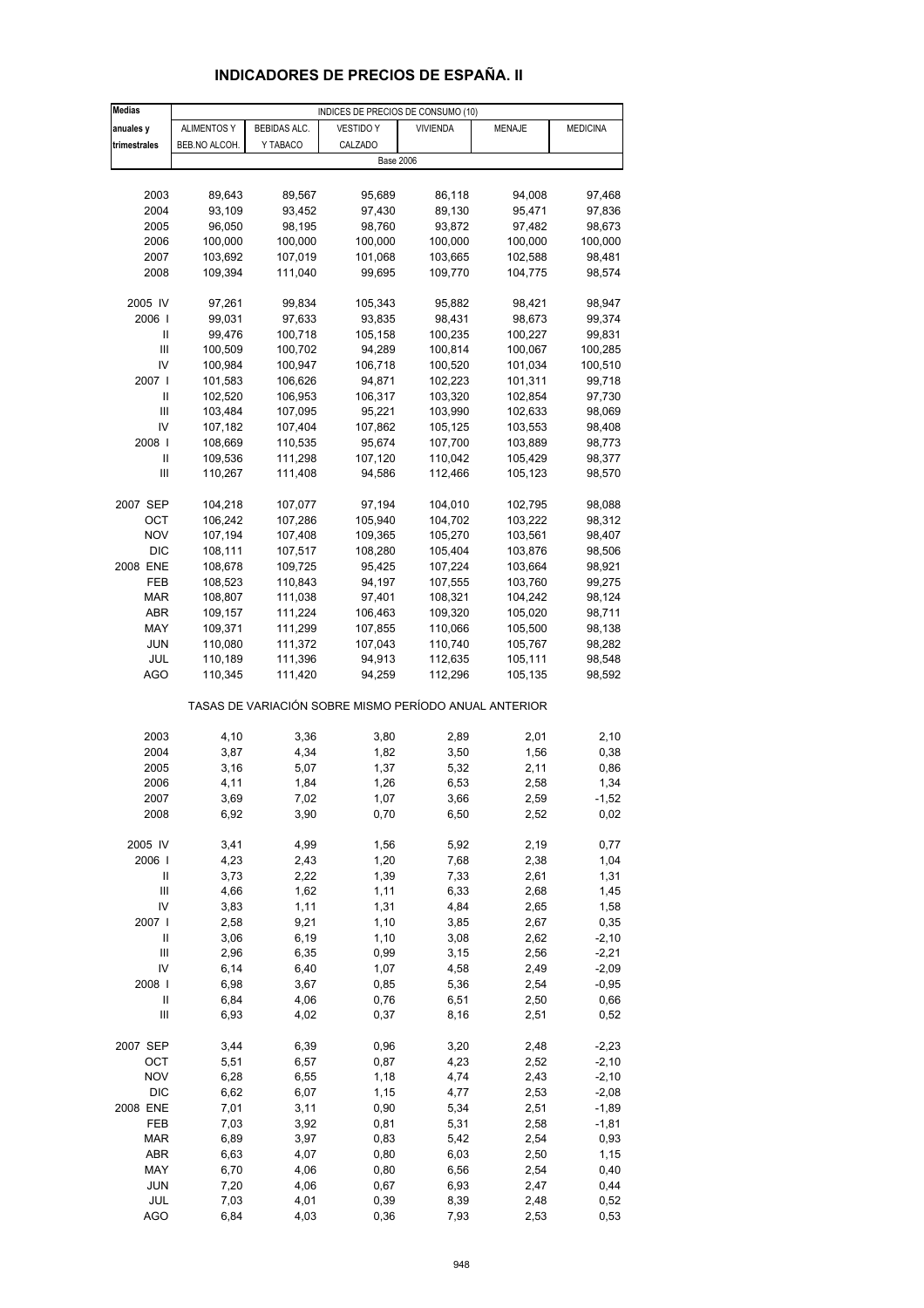# INDICADORES DE PRECIOS DE ESPAÑA. II

| Medias anuales y trimestrales | INDICES DE PRECIOS DE CONSUMO (10) | | | | | |
|---|---|---|---|---|---|---|
| | ALIMENTOS Y BEB.NO ALCOH. | BEBIDAS ALC. Y TABACO | VESTIDO Y CALZADO | VIVIENDA | MENAJE | MEDICINA |
| | Base 2006 | | | | | |
| 2003 | 89,643 | 89,567 | 95,689 | 86,118 | 94,008 | 97,468 |
| 2004 | 93,109 | 93,452 | 97,430 | 89,130 | 95,471 | 97,836 |
| 2005 | 96,050 | 98,195 | 98,760 | 93,872 | 97,482 | 98,673 |
| 2006 | 100,000 | 100,000 | 100,000 | 100,000 | 100,000 | 100,000 |
| 2007 | 103,692 | 107,019 | 101,068 | 103,665 | 102,588 | 98,481 |
| 2008 | 109,394 | 111,040 | 99,695 | 109,770 | 104,775 | 98,574 |
| 2005 IV | 97,261 | 99,834 | 105,343 | 95,882 | 98,421 | 98,947 |
| 2006 I | 99,031 | 97,633 | 93,835 | 98,431 | 98,673 | 99,374 |
| II | 99,476 | 100,718 | 105,158 | 100,235 | 100,227 | 99,831 |
| III | 100,509 | 100,702 | 94,289 | 100,814 | 100,067 | 100,285 |
| IV | 100,984 | 100,947 | 106,718 | 100,520 | 101,034 | 100,510 |
| 2007 I | 101,583 | 106,626 | 94,871 | 102,223 | 101,311 | 99,718 |
| II | 102,520 | 106,953 | 106,317 | 103,320 | 102,854 | 97,730 |
| III | 103,484 | 107,095 | 95,221 | 103,990 | 102,633 | 98,069 |
| IV | 107,182 | 107,404 | 107,862 | 105,125 | 103,553 | 98,408 |
| 2008 I | 108,669 | 110,535 | 95,674 | 107,700 | 103,889 | 98,773 |
| II | 109,536 | 111,298 | 107,120 | 110,042 | 105,429 | 98,377 |
| III | 110,267 | 111,408 | 94,586 | 112,466 | 105,123 | 98,570 |
| 2007 SEP | 104,218 | 107,077 | 97,194 | 104,010 | 102,795 | 98,088 |
| OCT | 106,242 | 107,286 | 105,940 | 104,702 | 103,222 | 98,312 |
| NOV | 107,194 | 107,408 | 109,365 | 105,270 | 103,561 | 98,407 |
| DIC | 108,111 | 107,517 | 108,280 | 105,404 | 103,876 | 98,506 |
| 2008 ENE | 108,678 | 109,725 | 95,425 | 107,224 | 103,664 | 98,921 |
| FEB | 108,523 | 110,843 | 94,197 | 107,555 | 103,760 | 99,275 |
| MAR | 108,807 | 111,038 | 97,401 | 108,321 | 104,242 | 98,124 |
| ABR | 109,157 | 111,224 | 106,463 | 109,320 | 105,020 | 98,711 |
| MAY | 109,371 | 111,299 | 107,855 | 110,066 | 105,500 | 98,138 |
| JUN | 110,080 | 111,372 | 107,043 | 110,740 | 105,767 | 98,282 |
| JUL | 110,189 | 111,396 | 94,913 | 112,635 | 105,111 | 98,548 |
| AGO | 110,345 | 111,420 | 94,259 | 112,296 | 105,135 | 98,592 |
| | TASAS DE VARIACIÓN SOBRE MISMO PERÍODO ANUAL ANTERIOR | | | | | |
| 2003 | 4,10 | 3,36 | 3,80 | 2,89 | 2,01 | 2,10 |
| 2004 | 3,87 | 4,34 | 1,82 | 3,50 | 1,56 | 0,38 |
| 2005 | 3,16 | 5,07 | 1,37 | 5,32 | 2,11 | 0,86 |
| 2006 | 4,11 | 1,84 | 1,26 | 6,53 | 2,58 | 1,34 |
| 2007 | 3,69 | 7,02 | 1,07 | 3,66 | 2,59 | -1,52 |
| 2008 | 6,92 | 3,90 | 0,70 | 6,50 | 2,52 | 0,02 |
| 2005 IV | 3,41 | 4,99 | 1,56 | 5,92 | 2,19 | 0,77 |
| 2006 I | 4,23 | 2,43 | 1,20 | 7,68 | 2,38 | 1,04 |
| II | 3,73 | 2,22 | 1,39 | 7,33 | 2,61 | 1,31 |
| III | 4,66 | 1,62 | 1,11 | 6,33 | 2,68 | 1,45 |
| IV | 3,83 | 1,11 | 1,31 | 4,84 | 2,65 | 1,58 |
| 2007 I | 2,58 | 9,21 | 1,10 | 3,85 | 2,67 | 0,35 |
| II | 3,06 | 6,19 | 1,10 | 3,08 | 2,62 | -2,10 |
| III | 2,96 | 6,35 | 0,99 | 3,15 | 2,56 | -2,21 |
| IV | 6,14 | 6,40 | 1,07 | 4,58 | 2,49 | -2,09 |
| 2008 I | 6,98 | 3,67 | 0,85 | 5,36 | 2,54 | -0,95 |
| II | 6,84 | 4,06 | 0,76 | 6,51 | 2,50 | 0,66 |
| III | 6,93 | 4,02 | 0,37 | 8,16 | 2,51 | 0,52 |
| 2007 SEP | 3,44 | 6,39 | 0,96 | 3,20 | 2,48 | -2,23 |
| OCT | 5,51 | 6,57 | 0,87 | 4,23 | 2,52 | -2,10 |
| NOV | 6,28 | 6,55 | 1,18 | 4,74 | 2,43 | -2,10 |
| DIC | 6,62 | 6,07 | 1,15 | 4,77 | 2,53 | -2,08 |
| 2008 ENE | 7,01 | 3,11 | 0,90 | 5,34 | 2,51 | -1,89 |
| FEB | 7,03 | 3,92 | 0,81 | 5,31 | 2,58 | -1,81 |
| MAR | 6,89 | 3,97 | 0,83 | 5,42 | 2,54 | 0,93 |
| ABR | 6,63 | 4,07 | 0,80 | 6,03 | 2,50 | 1,15 |
| MAY | 6,70 | 4,06 | 0,80 | 6,56 | 2,54 | 0,40 |
| JUN | 7,20 | 4,06 | 0,67 | 6,93 | 2,47 | 0,44 |
| JUL | 7,03 | 4,01 | 0,39 | 8,39 | 2,48 | 0,52 |
| AGO | 6,84 | 4,03 | 0,36 | 7,93 | 2,53 | 0,53 |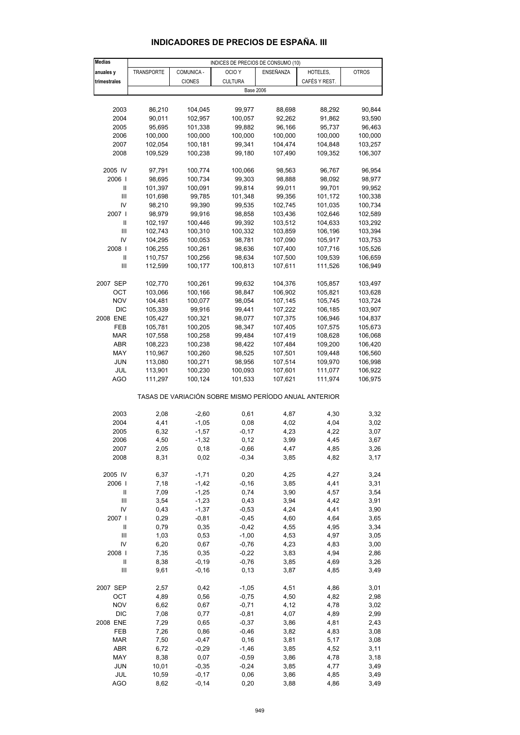# INDICADORES DE PRECIOS DE ESPAÑA. III

| Medias anuales y trimestrales | INDICES DE PRECIOS DE CONSUMO (10) | | | | | |
|---|---|---|---|---|---|---|
| | TRANSPORTE | COMUNICA - CIONES | OCIO Y CULTURA | ENSEÑANZA | HOTELES, CAFÉS Y REST. | OTROS |
| | Base 2006 | | | | | |
| 2003 | 86,210 | 104,045 | 99,977 | 88,698 | 88,292 | 90,844 |
| 2004 | 90,011 | 102,957 | 100,057 | 92,262 | 91,862 | 93,590 |
| 2005 | 95,695 | 101,338 | 99,882 | 96,166 | 95,737 | 96,463 |
| 2006 | 100,000 | 100,000 | 100,000 | 100,000 | 100,000 | 100,000 |
| 2007 | 102,054 | 100,181 | 99,341 | 104,474 | 104,848 | 103,257 |
| 2008 | 109,529 | 100,238 | 99,180 | 107,490 | 109,352 | 106,307 |
| 2005 IV | 97,791 | 100,774 | 100,066 | 98,563 | 96,767 | 96,954 |
| 2006 I | 98,695 | 100,734 | 99,303 | 98,888 | 98,092 | 98,977 |
| II | 101,397 | 100,091 | 99,814 | 99,011 | 99,701 | 99,952 |
| III | 101,698 | 99,785 | 101,348 | 99,356 | 101,172 | 100,338 |
| IV | 98,210 | 99,390 | 99,535 | 102,745 | 101,035 | 100,734 |
| 2007 I | 98,979 | 99,916 | 98,858 | 103,436 | 102,646 | 102,589 |
| II | 102,197 | 100,446 | 99,392 | 103,512 | 104,633 | 103,292 |
| III | 102,743 | 100,310 | 100,332 | 103,859 | 106,196 | 103,394 |
| IV | 104,295 | 100,053 | 98,781 | 107,090 | 105,917 | 103,753 |
| 2008 I | 106,255 | 100,261 | 98,636 | 107,400 | 107,716 | 105,526 |
| II | 110,757 | 100,256 | 98,634 | 107,500 | 109,539 | 106,659 |
| III | 112,599 | 100,177 | 100,813 | 107,611 | 111,526 | 106,949 |
| 2007 SEP | 102,770 | 100,261 | 99,632 | 104,376 | 105,857 | 103,497 |
| OCT | 103,066 | 100,166 | 98,847 | 106,902 | 105,821 | 103,628 |
| NOV | 104,481 | 100,077 | 98,054 | 107,145 | 105,745 | 103,724 |
| DIC | 105,339 | 99,916 | 99,441 | 107,222 | 106,185 | 103,907 |
| 2008 ENE | 105,427 | 100,321 | 98,077 | 107,375 | 106,946 | 104,837 |
| FEB | 105,781 | 100,205 | 98,347 | 107,405 | 107,575 | 105,673 |
| MAR | 107,558 | 100,258 | 99,484 | 107,419 | 108,628 | 106,068 |
| ABR | 108,223 | 100,238 | 98,422 | 107,484 | 109,200 | 106,420 |
| MAY | 110,967 | 100,260 | 98,525 | 107,501 | 109,448 | 106,560 |
| JUN | 113,080 | 100,271 | 98,956 | 107,514 | 109,970 | 106,998 |
| JUL | 113,901 | 100,230 | 100,093 | 107,601 | 111,077 | 106,922 |
| AGO | 111,297 | 100,124 | 101,533 | 107,621 | 111,974 | 106,975 |
| | TASAS DE VARIACIÓN SOBRE MISMO PERÍODO ANUAL ANTERIOR | | | | | |
| 2003 | 2,08 | -2,60 | 0,61 | 4,87 | 4,30 | 3,32 |
| 2004 | 4,41 | -1,05 | 0,08 | 4,02 | 4,04 | 3,02 |
| 2005 | 6,32 | -1,57 | -0,17 | 4,23 | 4,22 | 3,07 |
| 2006 | 4,50 | -1,32 | 0,12 | 3,99 | 4,45 | 3,67 |
| 2007 | 2,05 | 0,18 | -0,66 | 4,47 | 4,85 | 3,26 |
| 2008 | 8,31 | 0,02 | -0,34 | 3,85 | 4,82 | 3,17 |
| 2005 IV | 6,37 | -1,71 | 0,20 | 4,25 | 4,27 | 3,24 |
| 2006 I | 7,18 | -1,42 | -0,16 | 3,85 | 4,41 | 3,31 |
| II | 7,09 | -1,25 | 0,74 | 3,90 | 4,57 | 3,54 |
| III | 3,54 | -1,23 | 0,43 | 3,94 | 4,42 | 3,91 |
| IV | 0,43 | -1,37 | -0,53 | 4,24 | 4,41 | 3,90 |
| 2007 I | 0,29 | -0,81 | -0,45 | 4,60 | 4,64 | 3,65 |
| II | 0,79 | 0,35 | -0,42 | 4,55 | 4,95 | 3,34 |
| III | 1,03 | 0,53 | -1,00 | 4,53 | 4,97 | 3,05 |
| IV | 6,20 | 0,67 | -0,76 | 4,23 | 4,83 | 3,00 |
| 2008 I | 7,35 | 0,35 | -0,22 | 3,83 | 4,94 | 2,86 |
| II | 8,38 | -0,19 | -0,76 | 3,85 | 4,69 | 3,26 |
| III | 9,61 | -0,16 | 0,13 | 3,87 | 4,85 | 3,49 |
| 2007 SEP | 2,57 | 0,42 | -1,05 | 4,51 | 4,86 | 3,01 |
| OCT | 4,89 | 0,56 | -0,75 | 4,50 | 4,82 | 2,98 |
| NOV | 6,62 | 0,67 | -0,71 | 4,12 | 4,78 | 3,02 |
| DIC | 7,08 | 0,77 | -0,81 | 4,07 | 4,89 | 2,99 |
| 2008 ENE | 7,29 | 0,65 | -0,37 | 3,86 | 4,81 | 2,43 |
| FEB | 7,26 | 0,86 | -0,46 | 3,82 | 4,83 | 3,08 |
| MAR | 7,50 | -0,47 | 0,16 | 3,81 | 5,17 | 3,08 |
| ABR | 6,72 | -0,29 | -1,46 | 3,85 | 4,52 | 3,11 |
| MAY | 8,38 | 0,07 | -0,59 | 3,86 | 4,78 | 3,18 |
| JUN | 10,01 | -0,35 | -0,24 | 3,85 | 4,77 | 3,49 |
| JUL | 10,59 | -0,17 | 0,06 | 3,86 | 4,85 | 3,49 |
| AGO | 8,62 | -0,14 | 0,20 | 3,88 | 4,86 | 3,49 |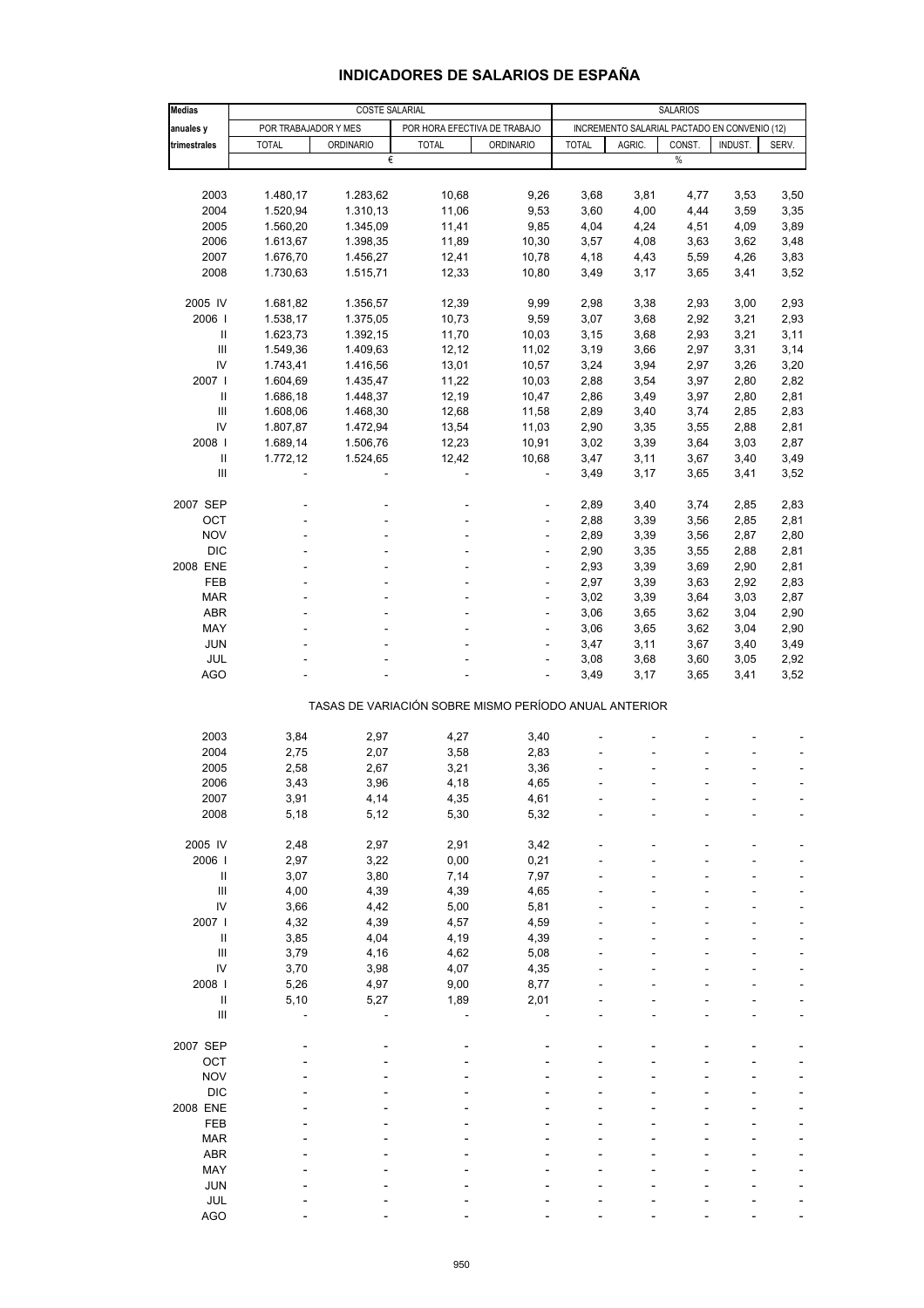# INDICADORES DE SALARIOS DE ESPAÑA

| Medias anuales y trimestrales | COSTE SALARIAL | | | | SALARIOS | | | | |
|---|---|---|---|---|---|---|---|---|---|
| | POR TRABAJADOR Y MES | | POR HORA EFECTIVA DE TRABAJO | | INCREMENTO SALARIAL PACTADO EN CONVENIO (12) | | | | |
| | TOTAL | ORDINARIO | TOTAL | ORDINARIO | TOTAL | AGRIC. | CONST. | INDUST. | SERV. |
| | € | | | | % | | | | |
| 2003 | 1.480,17 | 1.283,62 | 10,68 | 9,26 | 3,68 | 3,81 | 4,77 | 3,53 | 3,50 |
| 2004 | 1.520,94 | 1.310,13 | 11,06 | 9,53 | 3,60 | 4,00 | 4,44 | 3,59 | 3,35 |
| 2005 | 1.560,20 | 1.345,09 | 11,41 | 9,85 | 4,04 | 4,24 | 4,51 | 4,09 | 3,89 |
| 2006 | 1.613,67 | 1.398,35 | 11,89 | 10,30 | 3,57 | 4,08 | 3,63 | 3,62 | 3,48 |
| 2007 | 1.676,70 | 1.456,27 | 12,41 | 10,78 | 4,18 | 4,43 | 5,59 | 4,26 | 3,83 |
| 2008 | 1.730,63 | 1.515,71 | 12,33 | 10,80 | 3,49 | 3,17 | 3,65 | 3,41 | 3,52 |
| 2005 IV | 1.681,82 | 1.356,57 | 12,39 | 9,99 | 2,98 | 3,38 | 2,93 | 3,00 | 2,93 |
| 2006 I | 1.538,17 | 1.375,05 | 10,73 | 9,59 | 3,07 | 3,68 | 2,92 | 3,21 | 2,93 |
| II | 1.623,73 | 1.392,15 | 11,70 | 10,03 | 3,15 | 3,68 | 2,93 | 3,21 | 3,11 |
| III | 1.549,36 | 1.409,63 | 12,12 | 11,02 | 3,19 | 3,66 | 2,97 | 3,31 | 3,14 |
| IV | 1.743,41 | 1.416,56 | 13,01 | 10,57 | 3,24 | 3,94 | 2,97 | 3,26 | 3,20 |
| 2007 I | 1.604,69 | 1.435,47 | 11,22 | 10,03 | 2,88 | 3,54 | 3,97 | 2,80 | 2,82 |
| II | 1.686,18 | 1.448,37 | 12,19 | 10,47 | 2,86 | 3,49 | 3,97 | 2,80 | 2,81 |
| III | 1.608,06 | 1.468,30 | 12,68 | 11,58 | 2,89 | 3,40 | 3,74 | 2,85 | 2,83 |
| IV | 1.807,87 | 1.472,94 | 13,54 | 11,03 | 2,90 | 3,35 | 3,55 | 2,88 | 2,81 |
| 2008 I | 1.689,14 | 1.506,76 | 12,23 | 10,91 | 3,02 | 3,39 | 3,64 | 3,03 | 2,87 |
| II | 1.772,12 | 1.524,65 | 12,42 | 10,68 | 3,47 | 3,11 | 3,67 | 3,40 | 3,49 |
| III | - | - | - | - | 3,49 | 3,17 | 3,65 | 3,41 | 3,52 |
| 2007 SEP | - | - | - | - | 2,89 | 3,40 | 3,74 | 2,85 | 2,83 |
| OCT | - | - | - | - | 2,88 | 3,39 | 3,56 | 2,85 | 2,81 |
| NOV | - | - | - | - | 2,89 | 3,39 | 3,56 | 2,87 | 2,80 |
| DIC | - | - | - | - | 2,90 | 3,35 | 3,55 | 2,88 | 2,81 |
| 2008 ENE | - | - | - | - | 2,93 | 3,39 | 3,69 | 2,90 | 2,81 |
| FEB | - | - | - | - | 2,97 | 3,39 | 3,63 | 2,92 | 2,83 |
| MAR | - | - | - | - | 3,02 | 3,39 | 3,64 | 3,03 | 2,87 |
| ABR | - | - | - | - | 3,06 | 3,65 | 3,62 | 3,04 | 2,90 |
| MAY | - | - | - | - | 3,06 | 3,65 | 3,62 | 3,04 | 2,90 |
| JUN | - | - | - | - | 3,47 | 3,11 | 3,67 | 3,40 | 3,49 |
| JUL | - | - | - | - | 3,08 | 3,68 | 3,60 | 3,05 | 2,92 |
| AGO | - | - | - | - | 3,49 | 3,17 | 3,65 | 3,41 | 3,52 |
| TASAS DE VARIACIÓN SOBRE MISMO PERÍODO ANUAL ANTERIOR | | | | | | | | | |
| 2003 | 3,84 | 2,97 | 4,27 | 3,40 | - | - | - | - | - |
| 2004 | 2,75 | 2,07 | 3,58 | 2,83 | - | - | - | - | - |
| 2005 | 2,58 | 2,67 | 3,21 | 3,36 | - | - | - | - | - |
| 2006 | 3,43 | 3,96 | 4,18 | 4,65 | - | - | - | - | - |
| 2007 | 3,91 | 4,14 | 4,35 | 4,61 | - | - | - | - | - |
| 2008 | 5,18 | 5,12 | 5,30 | 5,32 | - | - | - | - | - |
| 2005 IV | 2,48 | 2,97 | 2,91 | 3,42 | - | - | - | - | - |
| 2006 I | 2,97 | 3,22 | 0,00 | 0,21 | - | - | - | - | - |
| II | 3,07 | 3,80 | 7,14 | 7,97 | - | - | - | - | - |
| III | 4,00 | 4,39 | 4,39 | 4,65 | - | - | - | - | - |
| IV | 3,66 | 4,42 | 5,00 | 5,81 | - | - | - | - | - |
| 2007 I | 4,32 | 4,39 | 4,57 | 4,59 | - | - | - | - | - |
| II | 3,85 | 4,04 | 4,19 | 4,39 | - | - | - | - | - |
| III | 3,79 | 4,16 | 4,62 | 5,08 | - | - | - | - | - |
| IV | 3,70 | 3,98 | 4,07 | 4,35 | - | - | - | - | - |
| 2008 I | 5,26 | 4,97 | 9,00 | 8,77 | - | - | - | - | - |
| II | 5,10 | 5,27 | 1,89 | 2,01 | - | - | - | - | - |
| III | - | - | - | - | - | - | - | - | - |
| 2007 SEP | - | - | - | - | - | - | - | - | - |
| OCT | - | - | - | - | - | - | - | - | - |
| NOV | - | - | - | - | - | - | - | - | - |
| DIC | - | - | - | - | - | - | - | - | - |
| 2008 ENE | - | - | - | - | - | - | - | - | - |
| FEB | - | - | - | - | - | - | - | - | - |
| MAR | - | - | - | - | - | - | - | - | - |
| ABR | - | - | - | - | - | - | - | - | - |
| MAY | - | - | - | - | - | - | - | - | - |
| JUN | - | - | - | - | - | - | - | - | - |
| JUL | - | - | - | - | - | - | - | - | - |
| AGO | - | - | - | - | - | - | - | - | - |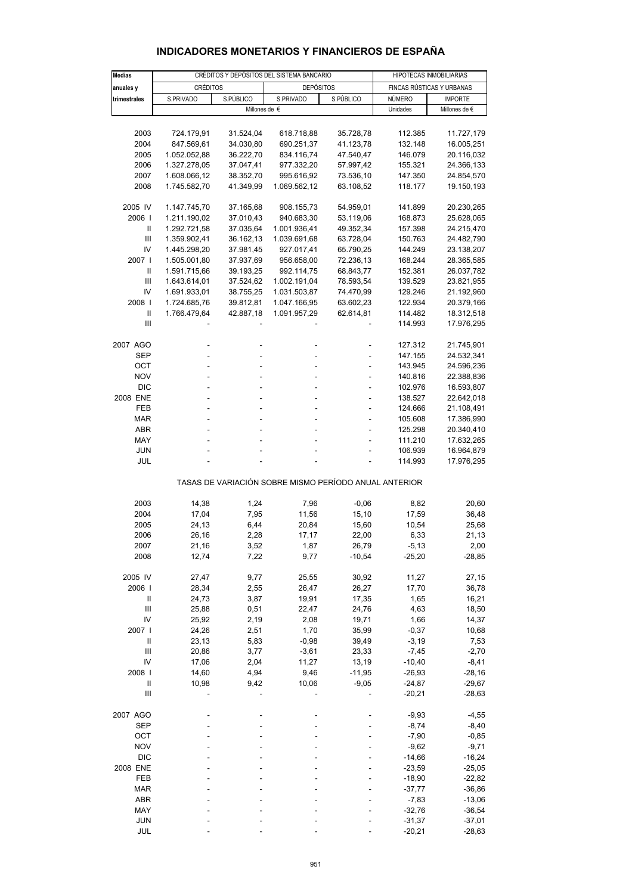## INDICADORES MONETARIOS Y FINANCIEROS DE ESPAÑA

| Medias anuales y trimestrales | CRÉDITOS Y DEPÓSITOS DEL SISTEMA BANCARIO | | | | HIPOTECAS INMOBILIARIAS | |
|---|---|---|---|---|---|---|
| | CRÉDITOS | | DEPÓSITOS | | FINCAS RÚSTICAS Y URBANAS | |
| | S.PRIVADO | S.PÚBLICO | S.PRIVADO | S.PÚBLICO | NÚMERO | IMPORTE |
| | Millones de € | | | | Unidades | Millones de € |
| 2003 | 724.179,91 | 31.524,04 | 618.718,88 | 35.728,78 | 112.385 | 11.727,179 |
| 2004 | 847.569,61 | 34.030,80 | 690.251,37 | 41.123,78 | 132.148 | 16.005,251 |
| 2005 | 1.052.052,88 | 36.222,70 | 834.116,74 | 47.540,47 | 146.079 | 20.116,032 |
| 2006 | 1.327.278,05 | 37.047,41 | 977.332,20 | 57.997,42 | 155.321 | 24.366,133 |
| 2007 | 1.608.066,12 | 38.352,70 | 995.616,92 | 73.536,10 | 147.350 | 24.854,570 |
| 2008 | 1.745.582,70 | 41.349,99 | 1.069.562,12 | 63.108,52 | 118.177 | 19.150,193 |
| 2005 IV | 1.147.745,70 | 37.165,68 | 908.155,73 | 54.959,01 | 141.899 | 20.230,265 |
| 2006 I | 1.211.190,02 | 37.010,43 | 940.683,30 | 53.119,06 | 168.873 | 25.628,065 |
| II | 1.292.721,58 | 37.035,64 | 1.001.936,41 | 49.352,34 | 157.398 | 24.215,470 |
| III | 1.359.902,41 | 36.162,13 | 1.039.691,68 | 63.728,04 | 150.763 | 24.482,790 |
| IV | 1.445.298,20 | 37.981,45 | 927.017,41 | 65.790,25 | 144.249 | 23.138,207 |
| 2007 I | 1.505.001,80 | 37.937,69 | 956.658,00 | 72.236,13 | 168.244 | 28.365,585 |
| II | 1.591.715,66 | 39.193,25 | 992.114,75 | 68.843,77 | 152.381 | 26.037,782 |
| III | 1.643.614,01 | 37.524,62 | 1.002.191,04 | 78.593,54 | 139.529 | 23.821,955 |
| IV | 1.691.933,01 | 38.755,25 | 1.031.503,87 | 74.470,99 | 129.246 | 21.192,960 |
| 2008 I | 1.724.685,76 | 39.812,81 | 1.047.166,95 | 63.602,23 | 122.934 | 20.379,166 |
| II | 1.766.479,64 | 42.887,18 | 1.091.957,29 | 62.614,81 | 114.482 | 18.312,518 |
| III | - | - | - | - | 114.993 | 17.976,295 |
| 2007 AGO | - | - | - | - | 127.312 | 21.745,901 |
| SEP | - | - | - | - | 147.155 | 24.532,341 |
| OCT | - | - | - | - | 143.945 | 24.596,236 |
| NOV | - | - | - | - | 140.816 | 22.388,836 |
| DIC | - | - | - | - | 102.976 | 16.593,807 |
| 2008 ENE | - | - | - | - | 138.527 | 22.642,018 |
| FEB | - | - | - | - | 124.666 | 21.108,491 |
| MAR | - | - | - | - | 105.608 | 17.386,990 |
| ABR | - | - | - | - | 125.298 | 20.340,410 |
| MAY | - | - | - | - | 111.210 | 17.632,265 |
| JUN | - | - | - | - | 106.939 | 16.964,879 |
| JUL | - | - | - | - | 114.993 | 17.976,295 |
| | TASAS DE VARIACIÓN SOBRE MISMO PERÍODO ANUAL ANTERIOR | | | | | |
| 2003 | 14,38 | 1,24 | 7,96 | -0,06 | 8,82 | 20,60 |
| 2004 | 17,04 | 7,95 | 11,56 | 15,10 | 17,59 | 36,48 |
| 2005 | 24,13 | 6,44 | 20,84 | 15,60 | 10,54 | 25,68 |
| 2006 | 26,16 | 2,28 | 17,17 | 22,00 | 6,33 | 21,13 |
| 2007 | 21,16 | 3,52 | 1,87 | 26,79 | -5,13 | 2,00 |
| 2008 | 12,74 | 7,22 | 9,77 | -10,54 | -25,20 | -28,85 |
| 2005 IV | 27,47 | 9,77 | 25,55 | 30,92 | 11,27 | 27,15 |
| 2006 I | 28,34 | 2,55 | 26,47 | 26,27 | 17,70 | 36,78 |
| II | 24,73 | 3,87 | 19,91 | 17,35 | 1,65 | 16,21 |
| III | 25,88 | 0,51 | 22,47 | 24,76 | 4,63 | 18,50 |
| IV | 25,92 | 2,19 | 2,08 | 19,71 | 1,66 | 14,37 |
| 2007 I | 24,26 | 2,51 | 1,70 | 35,99 | -0,37 | 10,68 |
| II | 23,13 | 5,83 | -0,98 | 39,49 | -3,19 | 7,53 |
| III | 20,86 | 3,77 | -3,61 | 23,33 | -7,45 | -2,70 |
| IV | 17,06 | 2,04 | 11,27 | 13,19 | -10,40 | -8,41 |
| 2008 I | 14,60 | 4,94 | 9,46 | -11,95 | -26,93 | -28,16 |
| II | 10,98 | 9,42 | 10,06 | -9,05 | -24,87 | -29,67 |
| III | - | - | - | - | -20,21 | -28,63 |
| 2007 AGO | - | - | - | - | -9,93 | -4,55 |
| SEP | - | - | - | - | -8,74 | -8,40 |
| OCT | - | - | - | - | -7,90 | -0,85 |
| NOV | - | - | - | - | -9,62 | -9,71 |
| DIC | - | - | - | - | -14,66 | -16,24 |
| 2008 ENE | - | - | - | - | -23,59 | -25,05 |
| FEB | - | - | - | - | -18,90 | -22,82 |
| MAR | - | - | - | - | -37,77 | -36,86 |
| ABR | - | - | - | - | -7,83 | -13,06 |
| MAY | - | - | - | - | -32,76 | -36,54 |
| JUN | - | - | - | - | -31,37 | -37,01 |
| JUL | - | - | - | - | -20,21 | -28,63 |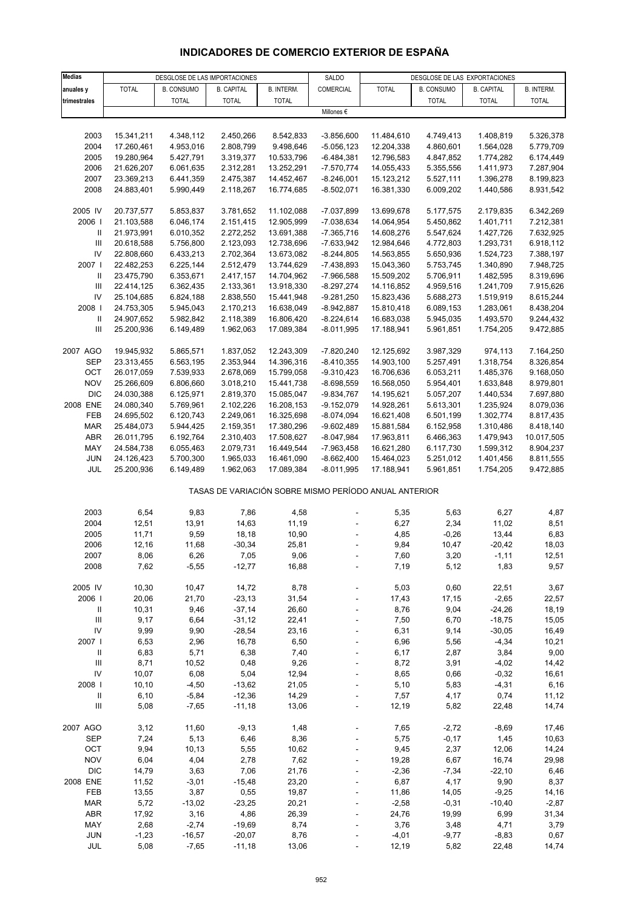# INDICADORES DE COMERCIO EXTERIOR DE ESPAÑA

| Medias anuales y trimestrales | DESGLOSE DE LAS IMPORTACIONES | | | | SALDO | DESGLOSE DE LAS EXPORTACIONES | | | |
|---|---|---|---|---|---|---|---|---|---|
| | TOTAL | B. CONSUMO TOTAL | B. CAPITAL TOTAL | B. INTERM. TOTAL | COMERCIAL | TOTAL | B. CONSUMO TOTAL | B. CAPITAL TOTAL | B. INTERM. TOTAL |
| | | | | | Millones € | | | | |
| 2003 | 15.341,211 | 4.348,112 | 2.450,266 | 8.542,833 | -3.856,600 | 11.484,610 | 4.749,413 | 1.408,819 | 5.326,378 |
| 2004 | 17.260,461 | 4.953,016 | 2.808,799 | 9.498,646 | -5.056,123 | 12.204,338 | 4.860,601 | 1.564,028 | 5.779,709 |
| 2005 | 19.280,964 | 5.427,791 | 3.319,377 | 10.533,796 | -6.484,381 | 12.796,583 | 4.847,852 | 1.774,282 | 6.174,449 |
| 2006 | 21.626,207 | 6.061,635 | 2.312,281 | 13.252,291 | -7.570,774 | 14.055,433 | 5.355,556 | 1.411,973 | 7.287,904 |
| 2007 | 23.369,213 | 6.441,359 | 2.475,387 | 14.452,467 | -8.246,001 | 15.123,212 | 5.527,111 | 1.396,278 | 8.199,823 |
| 2008 | 24.883,401 | 5.990,449 | 2.118,267 | 16.774,685 | -8.502,071 | 16.381,330 | 6.009,202 | 1.440,586 | 8.931,542 |
| 2005 IV | 20.737,577 | 5.853,837 | 3.781,652 | 11.102,088 | -7.037,899 | 13.699,678 | 5.177,575 | 2.179,835 | 6.342,269 |
| 2006 I | 21.103,588 | 6.046,174 | 2.151,415 | 12.905,999 | -7.038,634 | 14.064,954 | 5.450,862 | 1.401,711 | 7.212,381 |
| II | 21.973,991 | 6.010,352 | 2.272,252 | 13.691,388 | -7.365,716 | 14.608,276 | 5.547,624 | 1.427,726 | 7.632,925 |
| III | 20.618,588 | 5.756,800 | 2.123,093 | 12.738,696 | -7.633,942 | 12.984,646 | 4.772,803 | 1.293,731 | 6.918,112 |
| IV | 22.808,660 | 6.433,213 | 2.702,364 | 13.673,082 | -8.244,805 | 14.563,855 | 5.650,936 | 1.524,723 | 7.388,197 |
| 2007 I | 22.482,253 | 6.225,144 | 2.512,479 | 13.744,629 | -7.438,893 | 15.043,360 | 5.753,745 | 1.340,890 | 7.948,725 |
| II | 23.475,790 | 6.353,671 | 2.417,157 | 14.704,962 | -7.966,588 | 15.509,202 | 5.706,911 | 1.482,595 | 8.319,696 |
| III | 22.414,125 | 6.362,435 | 2.133,361 | 13.918,330 | -8.297,274 | 14.116,852 | 4.959,516 | 1.241,709 | 7.915,626 |
| IV | 25.104,685 | 6.824,188 | 2.838,550 | 15.441,948 | -9.281,250 | 15.823,436 | 5.688,273 | 1.519,919 | 8.615,244 |
| 2008 I | 24.753,305 | 5.945,043 | 2.170,213 | 16.638,049 | -8.942,887 | 15.810,418 | 6.089,153 | 1.283,061 | 8.438,204 |
| II | 24.907,652 | 5.982,842 | 2.118,389 | 16.806,420 | -8.224,614 | 16.683,038 | 5.945,035 | 1.493,570 | 9.244,432 |
| III | 25.200,936 | 6.149,489 | 1.962,063 | 17.089,384 | -8.011,995 | 17.188,941 | 5.961,851 | 1.754,205 | 9.472,885 |
| 2007 AGO | 19.945,932 | 5.865,571 | 1.837,052 | 12.243,309 | -7.820,240 | 12.125,692 | 3.987,329 | 974,113 | 7.164,250 |
| SEP | 23.313,455 | 6.563,195 | 2.353,944 | 14.396,316 | -8.410,355 | 14.903,100 | 5.257,491 | 1.318,754 | 8.326,854 |
| OCT | 26.017,059 | 7.539,933 | 2.678,069 | 15.799,058 | -9.310,423 | 16.706,636 | 6.053,211 | 1.485,376 | 9.168,050 |
| NOV | 25.266,609 | 6.806,660 | 3.018,210 | 15.441,738 | -8.698,559 | 16.568,050 | 5.954,401 | 1.633,848 | 8.979,801 |
| DIC | 24.030,388 | 6.125,971 | 2.819,370 | 15.085,047 | -9.834,767 | 14.195,621 | 5.057,207 | 1.440,534 | 7.697,880 |
| 2008 ENE | 24.080,340 | 5.769,961 | 2.102,226 | 16.208,153 | -9.152,079 | 14.928,261 | 5.613,301 | 1.235,924 | 8.079,036 |
| FEB | 24.695,502 | 6.120,743 | 2.249,061 | 16.325,698 | -8.074,094 | 16.621,408 | 6.501,199 | 1.302,774 | 8.817,435 |
| MAR | 25.484,073 | 5.944,425 | 2.159,351 | 17.380,296 | -9.602,489 | 15.881,584 | 6.152,958 | 1.310,486 | 8.418,140 |
| ABR | 26.011,795 | 6.192,764 | 2.310,403 | 17.508,627 | -8.047,984 | 17.963,811 | 6.466,363 | 1.479,943 | 10.017,505 |
| MAY | 24.584,738 | 6.055,463 | 2.079,731 | 16.449,544 | -7.963,458 | 16.621,280 | 6.117,730 | 1.599,312 | 8.904,237 |
| JUN | 24.126,423 | 5.700,300 | 1.965,033 | 16.461,090 | -8.662,400 | 15.464,023 | 5.251,012 | 1.401,456 | 8.811,555 |
| JUL | 25.200,936 | 6.149,489 | 1.962,063 | 17.089,384 | -8.011,995 | 17.188,941 | 5.961,851 | 1.754,205 | 9.472,885 |
| | TASAS DE VARIACIÓN SOBRE MISMO PERÍODO ANUAL ANTERIOR | | | | | | | | |
| 2003 | 6,54 | 9,83 | 7,86 | 4,58 | - | 5,35 | 5,63 | 6,27 | 4,87 |
| 2004 | 12,51 | 13,91 | 14,63 | 11,19 | - | 6,27 | 2,34 | 11,02 | 8,51 |
| 2005 | 11,71 | 9,59 | 18,18 | 10,90 | - | 4,85 | -0,26 | 13,44 | 6,83 |
| 2006 | 12,16 | 11,68 | -30,34 | 25,81 | - | 9,84 | 10,47 | -20,42 | 18,03 |
| 2007 | 8,06 | 6,26 | 7,05 | 9,06 | - | 7,60 | 3,20 | -1,11 | 12,51 |
| 2008 | 7,62 | -5,55 | -12,77 | 16,88 | - | 7,19 | 5,12 | 1,83 | 9,57 |
| 2005 IV | 10,30 | 10,47 | 14,72 | 8,78 | - | 5,03 | 0,60 | 22,51 | 3,67 |
| 2006 I | 20,06 | 21,70 | -23,13 | 31,54 | - | 17,43 | 17,15 | -2,65 | 22,57 |
| II | 10,31 | 9,46 | -37,14 | 26,60 | - | 8,76 | 9,04 | -24,26 | 18,19 |
| III | 9,17 | 6,64 | -31,12 | 22,41 | - | 7,50 | 6,70 | -18,75 | 15,05 |
| IV | 9,99 | 9,90 | -28,54 | 23,16 | - | 6,31 | 9,14 | -30,05 | 16,49 |
| 2007 I | 6,53 | 2,96 | 16,78 | 6,50 | - | 6,96 | 5,56 | -4,34 | 10,21 |
| II | 6,83 | 5,71 | 6,38 | 7,40 | - | 6,17 | 2,87 | 3,84 | 9,00 |
| III | 8,71 | 10,52 | 0,48 | 9,26 | - | 8,72 | 3,91 | -4,02 | 14,42 |
| IV | 10,07 | 6,08 | 5,04 | 12,94 | - | 8,65 | 0,66 | -0,32 | 16,61 |
| 2008 I | 10,10 | -4,50 | -13,62 | 21,05 | - | 5,10 | 5,83 | -4,31 | 6,16 |
| II | 6,10 | -5,84 | -12,36 | 14,29 | - | 7,57 | 4,17 | 0,74 | 11,12 |
| III | 5,08 | -7,65 | -11,18 | 13,06 | - | 12,19 | 5,82 | 22,48 | 14,74 |
| 2007 AGO | 3,12 | 11,60 | -9,13 | 1,48 | - | 7,65 | -2,72 | -8,69 | 17,46 |
| SEP | 7,24 | 5,13 | 6,46 | 8,36 | - | 5,75 | -0,17 | 1,45 | 10,63 |
| OCT | 9,94 | 10,13 | 5,55 | 10,62 | - | 9,45 | 2,37 | 12,06 | 14,24 |
| NOV | 6,04 | 4,04 | 2,78 | 7,62 | - | 19,28 | 6,67 | 16,74 | 29,98 |
| DIC | 14,79 | 3,63 | 7,06 | 21,76 | - | -2,36 | -7,34 | -22,10 | 6,46 |
| 2008 ENE | 11,52 | -3,01 | -15,48 | 23,20 | - | 6,87 | 4,17 | 9,90 | 8,37 |
| FEB | 13,55 | 3,87 | 0,55 | 19,87 | - | 11,86 | 14,05 | -9,25 | 14,16 |
| MAR | 5,72 | -13,02 | -23,25 | 20,21 | - | -2,58 | -0,31 | -10,40 | -2,87 |
| ABR | 17,92 | 3,16 | 4,86 | 26,39 | - | 24,76 | 19,99 | 6,99 | 31,34 |
| MAY | 2,68 | -2,74 | -19,69 | 8,74 | - | 3,76 | 3,48 | 4,71 | 3,79 |
| JUN | -1,23 | -16,57 | -20,07 | 8,76 | - | -4,01 | -9,77 | -8,83 | 0,67 |
| JUL | 5,08 | -7,65 | -11,18 | 13,06 | - | 12,19 | 5,82 | 22,48 | 14,74 |